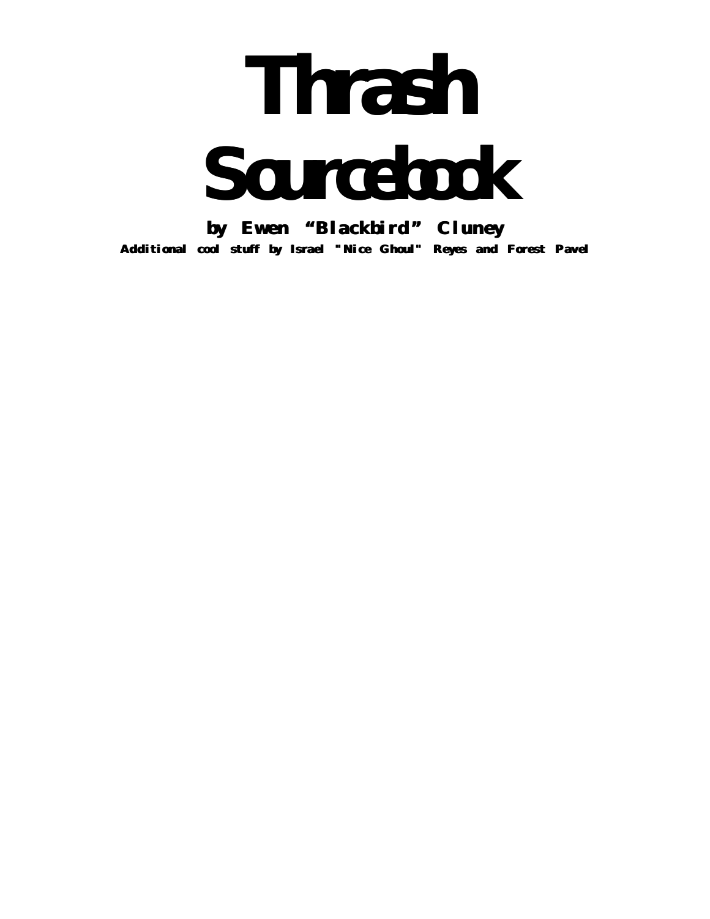# Thrash Sourcebook

**by Ewen "Blackbird" Cluney**

**Additional cool stuff by Israel "Nice Ghoul" Reyes and Forest Pavel**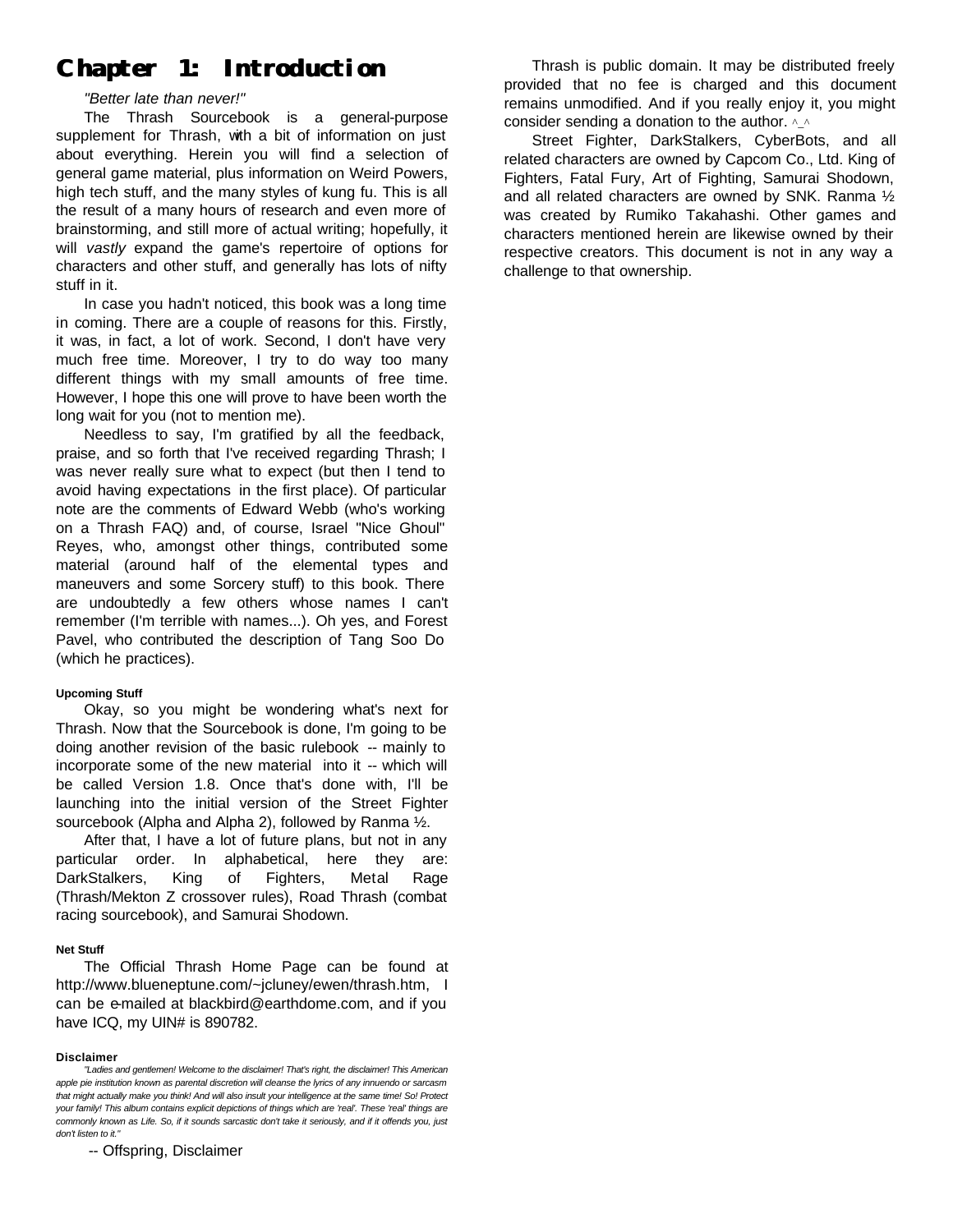# Chapter 1: Introduction

*"Better late than never!"*

The Thrash Sourcebook is a general-purpose supplement for Thrash, with a bit of information on just about everything. Herein you will find a selection of general game material, plus information on Weird Powers, high tech stuff, and the many styles of kung fu. This is all the result of a many hours of research and even more of brainstorming, and still more of actual writing; hopefully, it will *vastly* expand the game's repertoire of options for characters and other stuff, and generally has lots of nifty stuff in it.

In case you hadn't noticed, this book was a long time in coming. There are a couple of reasons for this. Firstly, it was, in fact, a lot of work. Second, I don't have very much free time. Moreover, I try to do way too many different things with my small amounts of free time. However, I hope this one will prove to have been worth the long wait for you (not to mention me).

Needless to say, I'm gratified by all the feedback, praise, and so forth that I've received regarding Thrash; I was never really sure what to expect (but then I tend to avoid having expectations in the first place). Of particular note are the comments of Edward Webb (who's working on a Thrash FAQ) and, of course, Israel "Nice Ghoul" Reyes, who, amongst other things, contributed some material (around half of the elemental types and maneuvers and some Sorcery stuff) to this book. There are undoubtedly a few others whose names I can't remember (I'm terrible with names...). Oh yes, and Forest Pavel, who contributed the description of Tang Soo Do (which he practices).

#### Upcoming Stuff

Okay, so you might be wondering what's next for Thrash. Now that the Sourcebook is done, I'm going to be doing another revision of the basic rulebook -- mainly to incorporate some of the new material into it -- which will be called Version 1.8. Once that's done with, I'll be launching into the initial version of the Street Fighter sourcebook (Alpha and Alpha 2), followed by Ranma ½.

After that, I have a lot of future plans, but not in any particular order. In alphabetical, here they are: DarkStalkers, King of Fighters, Metal Rage (Thrash/Mekton Z crossover rules), Road Thrash (combat racing sourcebook), and Samurai Shodown.

#### Net Stuff

The Official Thrash Home Page can be found at http://www.blueneptune.com/~jcluney/ewen/thrash.htm, I can be e-mailed at blackbird@earthdome.com, and if you have ICQ, my UIN# is 890782.

#### Disclaimer

*"Ladies and gentlemen! Welcome to the disclaimer! That's right, the disclaimer! This American apple pie institution known as parental discretion will cleanse the lyrics of any innuendo or sarcasm that might actually make you think! And will also insult your intelligence at the same time! So! Protect your family! This album contains explicit depictions of things which are 'real'. These 'real' things are commonly known as Life. So, if it sounds sarcastic don't take it seriously, and if it offends you, just don't listen to it."*

-- Offspring, Disclaimer

Thrash is public domain. It may be distributed freely provided that no fee is charged and this document remains unmodified. And if you really enjoy it, you might consider sending a donation to the author. ^_^

Street Fighter, DarkStalkers, CyberBots, and all related characters are owned by Capcom Co., Ltd. King of Fighters, Fatal Fury, Art of Fighting, Samurai Shodown, and all related characters are owned by SNK. Ranma ½ was created by Rumiko Takahashi. Other games and characters mentioned herein are likewise owned by their respective creators. This document is not in any way a challenge to that ownership.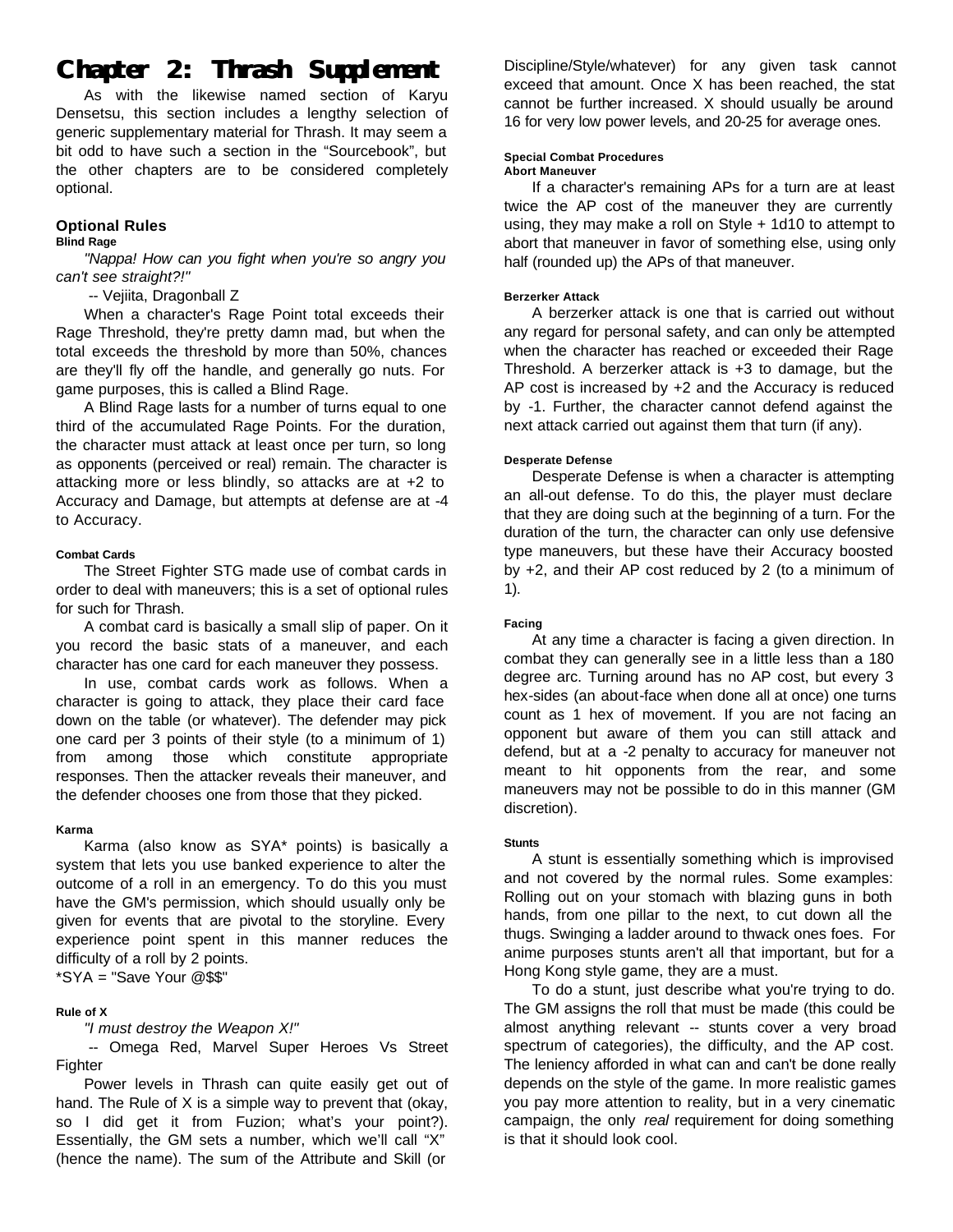# Chapter 2: Thrash Supplement

As with the likewise named section of Karyu Densetsu, this section includes a lengthy selection of generic supplementary material for Thrash. It may seem a bit odd to have such a section in the "Sourcebook", but the other chapters are to be considered completely optional.

## Optional Rules

#### Blind Rage

*"Nappa! How can you fight when you're so angry you can't see straight?!"*

-- Vejiita, Dragonball Z

When a character's Rage Point total exceeds their Rage Threshold, they're pretty damn mad, but when the total exceeds the threshold by more than 50%, chances are they'll fly off the handle, and generally go nuts. For game purposes, this is called a Blind Rage.

A Blind Rage lasts for a number of turns equal to one third of the accumulated Rage Points. For the duration, the character must attack at least once per turn, so long as opponents (perceived or real) remain. The character is attacking more or less blindly, so attacks are at +2 to Accuracy and Damage, but attempts at defense are at -4 to Accuracy.

#### Combat Cards

The Street Fighter STG made use of combat cards in order to deal with maneuvers; this is a set of optional rules for such for Thrash.

A combat card is basically a small slip of paper. On it you record the basic stats of a maneuver, and each character has one card for each maneuver they possess.

In use, combat cards work as follows. When a character is going to attack, they place their card face down on the table (or whatever). The defender may pick one card per 3 points of their style (to a minimum of 1) from among those which constitute appropriate responses. Then the attacker reveals their maneuver, and the defender chooses one from those that they picked.

#### Karma

Karma (also know as SYA* points) is basically a system that lets you use banked experience to alter the outcome of a roll in an emergency. To do this you must have the GM's permission, which should usually only be given for events that are pivotal to the storyline. Every experience point spent in this manner reduces the difficulty of a roll by 2 points.

*SYA = "Save Your @$$"

#### Rule of X

*"I must destroy the Weapon X!"*

-- Omega Red, Marvel Super Heroes Vs Street Fighter

Power levels in Thrash can quite easily get out of hand. The Rule of X is a simple way to prevent that (okay, so I did get it from Fuzion; what's your point?). Essentially, the GM sets a number, which we'll call "X" (hence the name). The sum of the Attribute and Skill (or Discipline/Style/whatever) for any given task cannot exceed that amount. Once X has been reached, the stat cannot be further increased. X should usually be around 16 for very low power levels, and 20-25 for average ones.

#### Special Combat Procedures

#### Abort Maneuver

If a character's remaining APs for a turn are at least twice the AP cost of the maneuver they are currently using, they may make a roll on Style + 1d10 to attempt to abort that maneuver in favor of something else, using only half (rounded up) the APs of that maneuver.

#### Berzerker Attack

A berzerker attack is one that is carried out without any regard for personal safety, and can only be attempted when the character has reached or exceeded their Rage Threshold. A berzerker attack is +3 to damage, but the AP cost is increased by +2 and the Accuracy is reduced by -1. Further, the character cannot defend against the next attack carried out against them that turn (if any).

#### Desperate Defense

Desperate Defense is when a character is attempting an all-out defense. To do this, the player must declare that they are doing such at the beginning of a turn. For the duration of the turn, the character can only use defensive type maneuvers, but these have their Accuracy boosted by +2, and their AP cost reduced by 2 (to a minimum of 1).

#### Facing

At any time a character is facing a given direction. In combat they can generally see in a little less than a 180 degree arc. Turning around has no AP cost, but every 3 hex-sides (an about-face when done all at once) one turns count as 1 hex of movement. If you are not facing an opponent but aware of them you can still attack and defend, but at a -2 penalty to accuracy for maneuver not meant to hit opponents from the rear, and some maneuvers may not be possible to do in this manner (GM discretion).

#### Stunts

A stunt is essentially something which is improvised and not covered by the normal rules. Some examples: Rolling out on your stomach with blazing guns in both hands, from one pillar to the next, to cut down all the thugs. Swinging a ladder around to thwack ones foes. For anime purposes stunts aren't all that important, but for a Hong Kong style game, they are a must.

To do a stunt, just describe what you're trying to do. The GM assigns the roll that must be made (this could be almost anything relevant -- stunts cover a very broad spectrum of categories), the difficulty, and the AP cost. The leniency afforded in what can and can't be done really depends on the style of the game. In more realistic games you pay more attention to reality, but in a very cinematic campaign, the only *real* requirement for doing something is that it should look cool.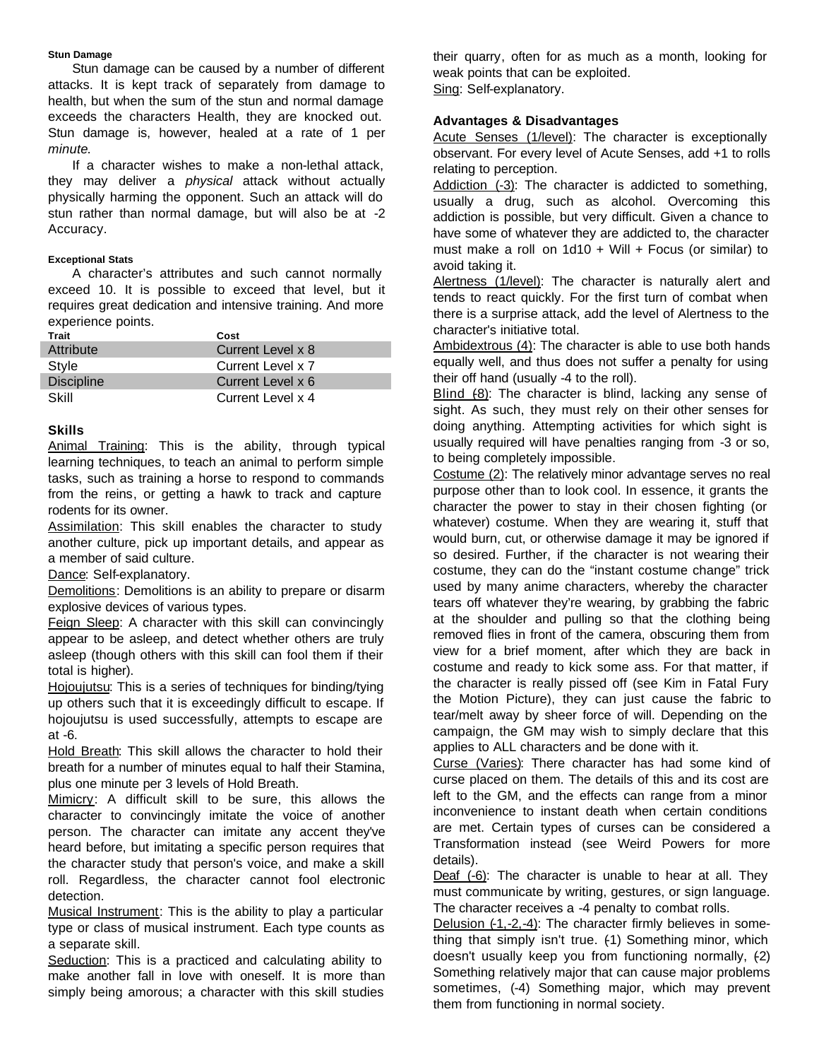#### Stun Damage

Stun damage can be caused by a number of different attacks. It is kept track of separately from damage to health, but when the sum of the stun and normal damage exceeds the characters Health, they are knocked out. Stun damage is, however, healed at a rate of 1 per *minute.*

If a character wishes to make a non-lethal attack, they may deliver a *physical* attack without actually physically harming the opponent. Such an attack will do stun rather than normal damage, but will also be at -2 Accuracy.

#### Exceptional Stats

A character's attributes and such cannot normally exceed 10. It is possible to exceed that level, but it requires great dedication and intensive training. And more experience points.

| Trait | Cost |
|---|---|
| Attribute | Current Level x 8 |
| Style | Current Level x 7 |
| Discipline | Current Level x 6 |
| Skill | Current Level x 4 |

### Skills

Animal Training: This is the ability, through typical learning techniques, to teach an animal to perform simple tasks, such as training a horse to respond to commands from the reins, or getting a hawk to track and capture rodents for its owner.

Assimilation: This skill enables the character to study another culture, pick up important details, and appear as a member of said culture.

Dance: Self-explanatory.

Demolitions: Demolitions is an ability to prepare or disarm explosive devices of various types.

Feign Sleep: A character with this skill can convincingly appear to be asleep, and detect whether others are truly asleep (though others with this skill can fool them if their total is higher).

Hojoujutsu: This is a series of techniques for binding/tying up others such that it is exceedingly difficult to escape. If hojoujutsu is used successfully, attempts to escape are at -6.

Hold Breath: This skill allows the character to hold their breath for a number of minutes equal to half their Stamina, plus one minute per 3 levels of Hold Breath.

Mimicry: A difficult skill to be sure, this allows the character to convincingly imitate the voice of another person. The character can imitate any accent they've heard before, but imitating a specific person requires that the character study that person's voice, and make a skill roll. Regardless, the character cannot fool electronic detection.

Musical Instrument: This is the ability to play a particular type or class of musical instrument. Each type counts as a separate skill.

Seduction: This is a practiced and calculating ability to make another fall in love with oneself. It is more than simply being amorous; a character with this skill studies their quarry, often for as much as a month, looking for weak points that can be exploited.

Sing: Self-explanatory.

### Advantages & Disadvantages

Acute Senses (1/level): The character is exceptionally observant. For every level of Acute Senses, add +1 to rolls relating to perception.

Addiction (-3): The character is addicted to something, usually a drug, such as alcohol. Overcoming this addiction is possible, but very difficult. Given a chance to have some of whatever they are addicted to, the character must make a roll on 1d10 + Will + Focus (or similar) to avoid taking it.

Alertness (1/level): The character is naturally alert and tends to react quickly. For the first turn of combat when there is a surprise attack, add the level of Alertness to the character's initiative total.

Ambidextrous (4): The character is able to use both hands equally well, and thus does not suffer a penalty for using their off hand (usually -4 to the roll).

Blind (-8): The character is blind, lacking any sense of sight. As such, they must rely on their other senses for doing anything. Attempting activities for which sight is usually required will have penalties ranging from -3 or so, to being completely impossible.

Costume (2): The relatively minor advantage serves no real purpose other than to look cool. In essence, it grants the character the power to stay in their chosen fighting (or whatever) costume. When they are wearing it, stuff that would burn, cut, or otherwise damage it may be ignored if so desired. Further, if the character is not wearing their costume, they can do the "instant costume change" trick used by many anime characters, whereby the character tears off whatever they're wearing, by grabbing the fabric at the shoulder and pulling so that the clothing being removed flies in front of the camera, obscuring them from view for a brief moment, after which they are back in costume and ready to kick some ass. For that matter, if the character is really pissed off (see Kim in Fatal Fury the Motion Picture), they can just cause the fabric to tear/melt away by sheer force of will. Depending on the campaign, the GM may wish to simply declare that this applies to ALL characters and be done with it.

Curse (Varies): There character has had some kind of curse placed on them. The details of this and its cost are left to the GM, and the effects can range from a minor inconvenience to instant death when certain conditions are met. Certain types of curses can be considered a Transformation instead (see Weird Powers for more details).

Deaf (-6): The character is unable to hear at all. They must communicate by writing, gestures, or sign language. The character receives a -4 penalty to combat rolls.

Delusion (-1,-2,-4): The character firmly believes in something that simply isn't true. (-1) Something minor, which doesn't usually keep you from functioning normally, (-2) Something relatively major that can cause major problems sometimes, (-4) Something major, which may prevent them from functioning in normal society.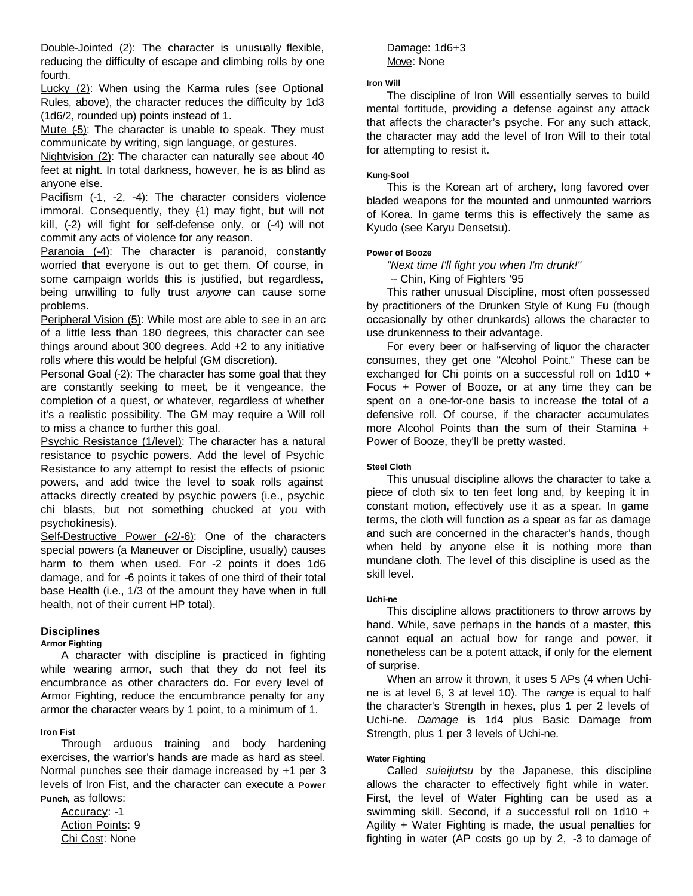Double-Jointed (2): The character is unusually flexible, reducing the difficulty of escape and climbing rolls by one fourth.

Lucky (2): When using the Karma rules (see Optional Rules, above), the character reduces the difficulty by 1d3 (1d6/2, rounded up) points instead of 1.

Mute (-5): The character is unable to speak. They must communicate by writing, sign language, or gestures.

Nightvision (2): The character can naturally see about 40 feet at night. In total darkness, however, he is as blind as anyone else.

Pacifism (-1, -2, -4): The character considers violence immoral. Consequently, they (-1) may fight, but will not kill, (-2) will fight for self-defense only, or (-4) will not commit any acts of violence for any reason.

Paranoia (-4): The character is paranoid, constantly worried that everyone is out to get them. Of course, in some campaign worlds this is justified, but regardless, being unwilling to fully trust *anyone* can cause some problems.

Peripheral Vision (5): While most are able to see in an arc of a little less than 180 degrees, this character can see things around about 300 degrees. Add +2 to any initiative rolls where this would be helpful (GM discretion).

Personal Goal (-2): The character has some goal that they are constantly seeking to meet, be it vengeance, the completion of a quest, or whatever, regardless of whether it's a realistic possibility. The GM may require a Will roll to miss a chance to further this goal.

Psychic Resistance (1/level): The character has a natural resistance to psychic powers. Add the level of Psychic Resistance to any attempt to resist the effects of psionic powers, and add twice the level to soak rolls against attacks directly created by psychic powers (i.e., psychic chi blasts, but not something chucked at you with psychokinesis).

Self-Destructive Power (-2/-6): One of the characters special powers (a Maneuver or Discipline, usually) causes harm to them when used. For -2 points it does 1d6 damage, and for -6 points it takes of one third of their total base Health (i.e., 1/3 of the amount they have when in full health, not of their current HP total).

## Disciplines

#### Armor Fighting

A character with discipline is practiced in fighting while wearing armor, such that they do not feel its encumbrance as other characters do. For every level of Armor Fighting, reduce the encumbrance penalty for any armor the character wears by 1 point, to a minimum of 1.

#### Iron Fist

Through arduous training and body hardening exercises, the warrior's hands are made as hard as steel. Normal punches see their damage increased by +1 per 3 levels of Iron Fist, and the character can execute a **Power Punch**, as follows:

Accuracy: -1
Action Points: 9
Chi Cost: None
Damage: 1d6+3
Move: None

#### Iron Will

The discipline of Iron Will essentially serves to build mental fortitude, providing a defense against any attack that affects the character's psyche. For any such attack, the character may add the level of Iron Will to their total for attempting to resist it.

#### Kung-Sool

This is the Korean art of archery, long favored over bladed weapons for the mounted and unmounted warriors of Korea. In game terms this is effectively the same as Kyudo (see Karyu Densetsu).

#### Power of Booze

*"Next time I'll fight you when I'm drunk!"*
-- Chin, King of Fighters '95

This rather unusual Discipline, most often possessed by practitioners of the Drunken Style of Kung Fu (though occasionally by other drunkards) allows the character to use drunkenness to their advantage.

For every beer or half-serving of liquor the character consumes, they get one "Alcohol Point." These can be exchanged for Chi points on a successful roll on 1d10 + Focus + Power of Booze, or at any time they can be spent on a one-for-one basis to increase the total of a defensive roll. Of course, if the character accumulates more Alcohol Points than the sum of their Stamina + Power of Booze, they'll be pretty wasted.

#### Steel Cloth

This unusual discipline allows the character to take a piece of cloth six to ten feet long and, by keeping it in constant motion, effectively use it as a spear. In game terms, the cloth will function as a spear as far as damage and such are concerned in the character's hands, though when held by anyone else it is nothing more than mundane cloth. The level of this discipline is used as the skill level.

#### Uchi-ne

This discipline allows practitioners to throw arrows by hand. While, save perhaps in the hands of a master, this cannot equal an actual bow for range and power, it nonetheless can be a potent attack, if only for the element of surprise.

When an arrow it thrown, it uses 5 APs (4 when Uchi-ne is at level 6, 3 at level 10). The *range* is equal to half the character's Strength in hexes, plus 1 per 2 levels of Uchi-ne. *Damage* is 1d4 plus Basic Damage from Strength, plus 1 per 3 levels of Uchi-ne.

#### Water Fighting

Called *suieijutsu* by the Japanese, this discipline allows the character to effectively fight while in water. First, the level of Water Fighting can be used as a swimming skill. Second, if a successful roll on 1d10 + Agility + Water Fighting is made, the usual penalties for fighting in water (AP costs go up by 2, -3 to damage of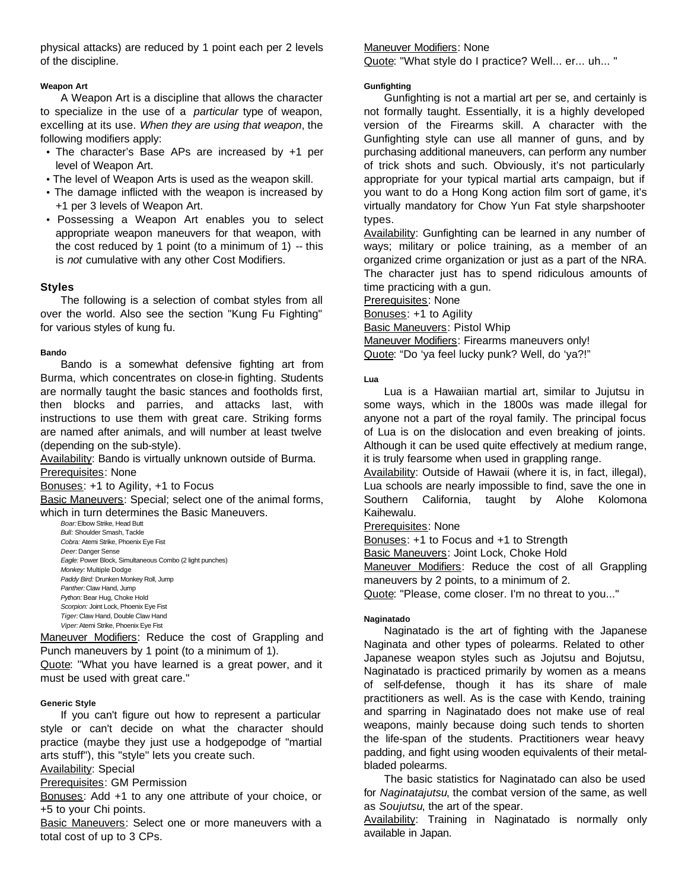physical attacks) are reduced by 1 point each per 2 levels of the discipline.

#### Weapon Art

A Weapon Art is a discipline that allows the character to specialize in the use of a *particular* type of weapon, excelling at its use. *When they are using that weapon*, the following modifiers apply:

- The character's Base APs are increased by +1 per level of Weapon Art.
- The level of Weapon Arts is used as the weapon skill.
- The damage inflicted with the weapon is increased by +1 per 3 levels of Weapon Art.
- Possessing a Weapon Art enables you to select appropriate weapon maneuvers for that weapon, with the cost reduced by 1 point (to a minimum of 1) -- this is *not* cumulative with any other Cost Modifiers.

### Styles

The following is a selection of combat styles from all over the world. Also see the section "Kung Fu Fighting" for various styles of kung fu.

#### Bando

Bando is a somewhat defensive fighting art from Burma, which concentrates on close-in fighting. Students are normally taught the basic stances and footholds first, then blocks and parries, and attacks last, with instructions to use them with great care. Striking forms are named after animals, and will number at least twelve (depending on the sub-style).

Availability: Bando is virtually unknown outside of Burma.

Prerequisites: None

Bonuses: +1 to Agility, +1 to Focus

Basic Maneuvers: Special; select one of the animal forms, which in turn determines the Basic Maneuvers.

*Boar:* Elbow Strike, Head Butt
*Bull:* Shoulder Smash, Tackle
*Cobra:* Atemi Strike, Phoenix Eye Fist
*Deer:* Danger Sense
*Eagle:* Power Block, Simultaneous Combo (2 light punches)
*Monkey:* Multiple Dodge
*Paddy Bird:* Drunken Monkey Roll, Jump
*Panther:* Claw Hand, Jump
*Python:* Bear Hug, Choke Hold
*Scorpion:* Joint Lock, Phoenix Eye Fist
*Tiger:* Claw Hand, Double Claw Hand
*Viper:* Atemi Strike, Phoenix Eye Fist

Maneuver Modifiers: Reduce the cost of Grappling and Punch maneuvers by 1 point (to a minimum of 1).

Quote: "What you have learned is a great power, and it must be used with great care."

#### Generic Style

If you can't figure out how to represent a particular style or can't decide on what the character should practice (maybe they just use a hodgepodge of "martial arts stuff"), this "style" lets you create such.

Availability: Special

Prerequisites: GM Permission

Bonuses: Add +1 to any one attribute of your choice, or +5 to your Chi points.

Basic Maneuvers: Select one or more maneuvers with a total cost of up to 3 CPs.

Maneuver Modifiers: None

Quote: "What style do I practice? Well... er... uh... "

#### Gunfighting

Gunfighting is not a martial art per se, and certainly is not formally taught. Essentially, it is a highly developed version of the Firearms skill. A character with the Gunfighting style can use all manner of guns, and by purchasing additional maneuvers, can perform any number of trick shots and such. Obviously, it's not particularly appropriate for your typical martial arts campaign, but if you want to do a Hong Kong action film sort of game, it's virtually mandatory for Chow Yun Fat style sharpshooter types.

Availability: Gunfighting can be learned in any number of ways; military or police training, as a member of an organized crime organization or just as a part of the NRA. The character just has to spend ridiculous amounts of time practicing with a gun.

Prerequisites: None

Bonuses: +1 to Agility

Basic Maneuvers: Pistol Whip

Maneuver Modifiers: Firearms maneuvers only!

Quote: "Do 'ya feel lucky punk? Well, do 'ya?!"

#### Lua

Lua is a Hawaiian martial art, similar to Jujutsu in some ways, which in the 1800s was made illegal for anyone not a part of the royal family. The principal focus of Lua is on the dislocation and even breaking of joints. Although it can be used quite effectively at medium range, it is truly fearsome when used in grappling range.

Availability: Outside of Hawaii (where it is, in fact, illegal), Lua schools are nearly impossible to find, save the one in Southern California, taught by Alohe Kolomona Kaihewalu.

Prerequisites: None

Bonuses: +1 to Focus and +1 to Strength

Basic Maneuvers: Joint Lock, Choke Hold

Maneuver Modifiers: Reduce the cost of all Grappling maneuvers by 2 points, to a minimum of 2.

Quote: "Please, come closer. I'm no threat to you..."

#### Naginatado

Naginatado is the art of fighting with the Japanese Naginata and other types of polearms. Related to other Japanese weapon styles such as Jojutsu and Bojutsu, Naginatado is practiced primarily by women as a means of self-defense, though it has its share of male practitioners as well. As is the case with Kendo, training and sparring in Naginatado does not make use of real weapons, mainly because doing such tends to shorten the life-span of the students. Practitioners wear heavy padding, and fight using wooden equivalents of their metal-bladed polearms.

The basic statistics for Naginatado can also be used for *Naginatajutsu*, the combat version of the same, as well as *Soujutsu*, the art of the spear.

Availability: Training in Naginatado is normally only available in Japan.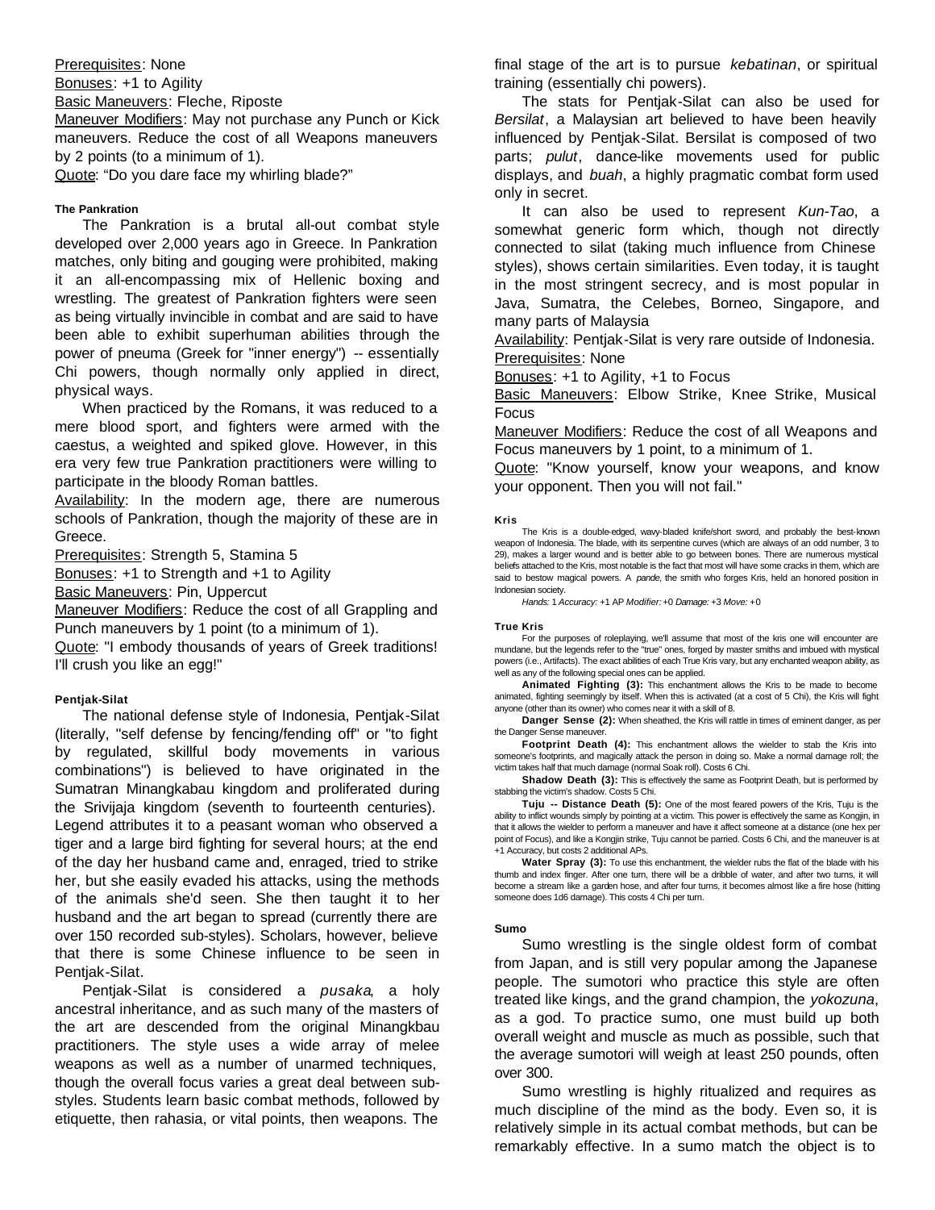Prerequisites: None

Bonuses: +1 to Agility

Basic Maneuvers: Fleche, Riposte

Maneuver Modifiers: May not purchase any Punch or Kick maneuvers. Reduce the cost of all Weapons maneuvers by 2 points (to a minimum of 1).

Quote: "Do you dare face my whirling blade?"

#### The Pankration

The Pankration is a brutal all-out combat style developed over 2,000 years ago in Greece. In Pankration matches, only biting and gouging were prohibited, making it an all-encompassing mix of Hellenic boxing and wrestling. The greatest of Pankration fighters were seen as being virtually invincible in combat and are said to have been able to exhibit superhuman abilities through the power of pneuma (Greek for "inner energy") -- essentially Chi powers, though normally only applied in direct, physical ways.

When practiced by the Romans, it was reduced to a mere blood sport, and fighters were armed with the caestus, a weighted and spiked glove. However, in this era very few true Pankration practitioners were willing to participate in the bloody Roman battles.

Availability: In the modern age, there are numerous schools of Pankration, though the majority of these are in Greece.

Prerequisites: Strength 5, Stamina 5

Bonuses: +1 to Strength and +1 to Agility

Basic Maneuvers: Pin, Uppercut

Maneuver Modifiers: Reduce the cost of all Grappling and Punch maneuvers by 1 point (to a minimum of 1).

Quote: "I embody thousands of years of Greek traditions! I'll crush you like an egg!"

#### Pentjak-Silat

The national defense style of Indonesia, Pentjak-Silat (literally, "self defense by fencing/fending off" or "to fight by regulated, skillful body movements in various combinations") is believed to have originated in the Sumatran Minangkabau kingdom and proliferated during the Srivijaja kingdom (seventh to fourteenth centuries). Legend attributes it to a peasant woman who observed a tiger and a large bird fighting for several hours; at the end of the day her husband came and, enraged, tried to strike her, but she easily evaded his attacks, using the methods of the animals she'd seen. She then taught it to her husband and the art began to spread (currently there are over 150 recorded sub-styles). Scholars, however, believe that there is some Chinese influence to be seen in Pentjak-Silat.

Pentjak-Silat is considered a *pusaka*, a holy ancestral inheritance, and as such many of the masters of the art are descended from the original Minangkbau practitioners. The style uses a wide array of melee weapons as well as a number of unarmed techniques, though the overall focus varies a great deal between sub-styles. Students learn basic combat methods, followed by etiquette, then rahasia, or vital points, then weapons. The final stage of the art is to pursue *kebatinan*, or spiritual training (essentially chi powers).

The stats for Pentjak-Silat can also be used for *Bersilat*, a Malaysian art believed to have been heavily influenced by Pentjak-Silat. Bersilat is composed of two parts; *pulut*, dance-like movements used for public displays, and *buah*, a highly pragmatic combat form used only in secret.

It can also be used to represent *Kun-Tao*, a somewhat generic form which, though not directly connected to silat (taking much influence from Chinese styles), shows certain similarities. Even today, it is taught in the most stringent secrecy, and is most popular in Java, Sumatra, the Celebes, Borneo, Singapore, and many parts of Malaysia

Availability: Pentjak-Silat is very rare outside of Indonesia.

Prerequisites: None

Bonuses: +1 to Agility, +1 to Focus

Basic Maneuvers: Elbow Strike, Knee Strike, Musical Focus

Maneuver Modifiers: Reduce the cost of all Weapons and Focus maneuvers by 1 point, to a minimum of 1.

Quote: "Know yourself, know your weapons, and know your opponent. Then you will not fail."

##### Kris

The Kris is a double-edged, wavy-bladed knife/short sword, and probably the best-known weapon of Indonesia. The blade, with its serpentine curves (which are always of an odd number, 3 to 29), makes a larger wound and is better able to go between bones. There are numerous mystical beliefs attached to the Kris, most notable is the fact that most will have some cracks in them, which are said to bestow magical powers. A *pande*, the smith who forges Kris, held an honored position in Indonesian society.

*Hands:* 1 *Accuracy:* +1 AP *Modifier:* +0 *Damage:* +3 *Move:* +0

##### True Kris

For the purposes of roleplaying, we'll assume that most of the kris one will encounter are mundane, but the legends refer to the "true" ones, forged by master smiths and imbued with mystical powers (i.e., Artifacts). The exact abilities of each True Kris vary, but any enchanted weapon ability, as well as any of the following special ones can be applied.

**Animated Fighting (3):** This enchantment allows the Kris to be made to become animated, fighting seemingly by itself. When this is activated (at a cost of 5 Chi), the Kris will fight anyone (other than its owner) who comes near it with a skill of 8.

**Danger Sense (2):** When sheathed, the Kris will rattle in times of eminent danger, as per the Danger Sense maneuver.

**Footprint Death (4):** This enchantment allows the wielder to stab the Kris into someone's footprints, and magically attack the person in doing so. Make a normal damage roll; the victim takes half that much damage (normal Soak roll). Costs 6 Chi.

**Shadow Death (3):** This is effectively the same as Footprint Death, but is performed by stabbing the victim's shadow. Costs 5 Chi.

**Tuju -- Distance Death (5):** One of the most feared powers of the Kris, Tuju is the ability to inflict wounds simply by pointing at a victim. This power is effectively the same as Kongjin, in that it allows the wielder to perform a maneuver and have it affect someone at a distance (one hex per point of Focus), and like a Kongjin strike, Tuju cannot be parried. Costs 6 Chi, and the maneuver is at +1 Accuracy, but costs 2 additional APs.

**Water Spray (3):** To use this enchantment, the wielder rubs the flat of the blade with his thumb and index finger. After one turn, there will be a dribble of water, and after two turns, it will become a stream like a garden hose, and after four turns, it becomes almost like a fire hose (hitting someone does 1d6 damage). This costs 4 Chi per turn.

#### Sumo

Sumo wrestling is the single oldest form of combat from Japan, and is still very popular among the Japanese people. The sumotori who practice this style are often treated like kings, and the grand champion, the *yokozuna*, as a god. To practice sumo, one must build up both overall weight and muscle as much as possible, such that the average sumotori will weigh at least 250 pounds, often over 300.

Sumo wrestling is highly ritualized and requires as much discipline of the mind as the body. Even so, it is relatively simple in its actual combat methods, but can be remarkably effective. In a sumo match the object is to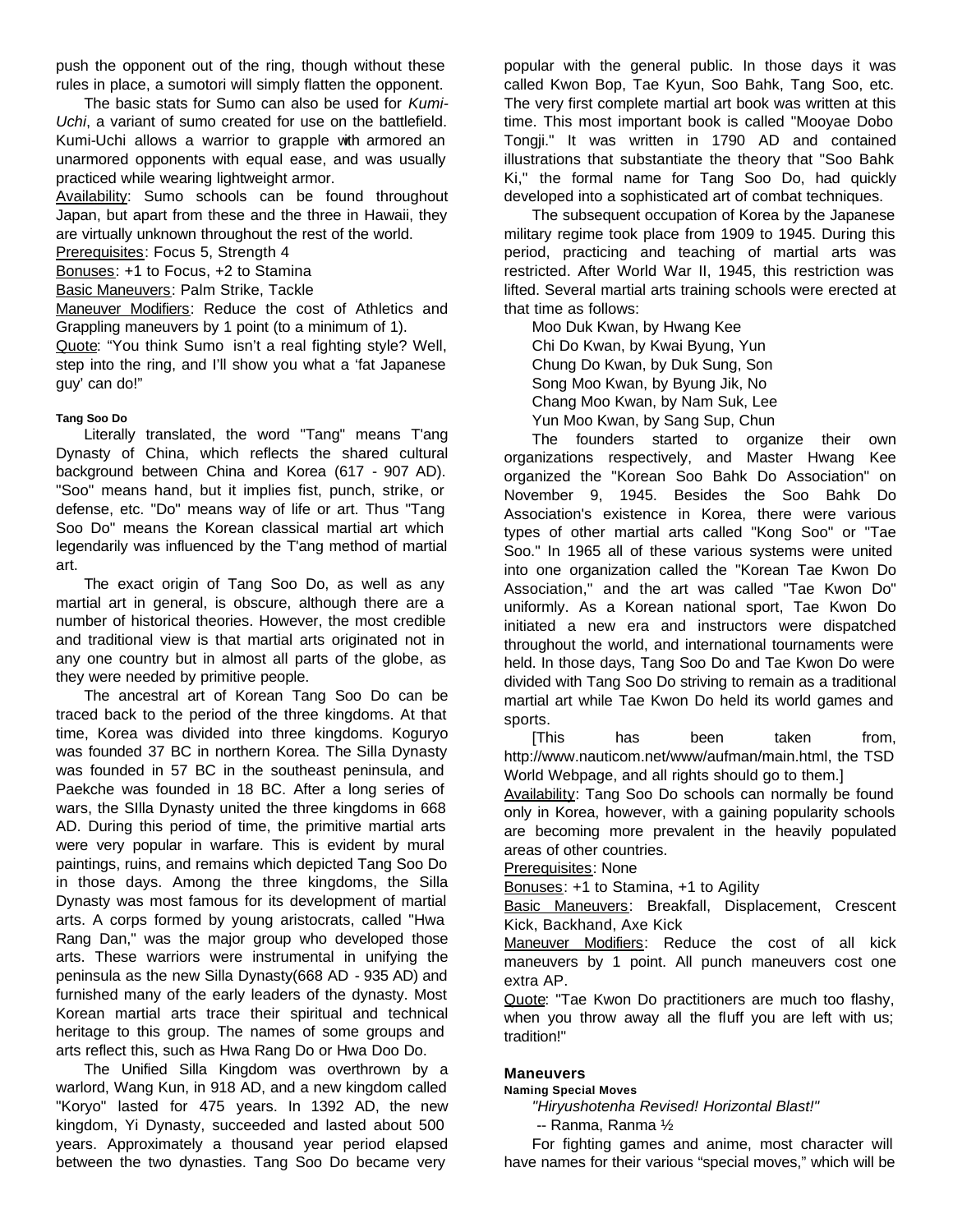push the opponent out of the ring, though without these rules in place, a sumotori will simply flatten the opponent.

The basic stats for Sumo can also be used for *Kumi-Uchi*, a variant of sumo created for use on the battlefield. Kumi-Uchi allows a warrior to grapple with armored an unarmored opponents with equal ease, and was usually practiced while wearing lightweight armor.

Availability: Sumo schools can be found throughout Japan, but apart from these and the three in Hawaii, they are virtually unknown throughout the rest of the world.

Prerequisites: Focus 5, Strength 4

Bonuses: +1 to Focus, +2 to Stamina

Basic Maneuvers: Palm Strike, Tackle

Maneuver Modifiers: Reduce the cost of Athletics and Grappling maneuvers by 1 point (to a minimum of 1).

Quote: "You think Sumo isn't a real fighting style? Well, step into the ring, and I'll show you what a 'fat Japanese guy' can do!"

#### Tang Soo Do

Literally translated, the word "Tang" means T'ang Dynasty of China, which reflects the shared cultural background between China and Korea (617 - 907 AD). "Soo" means hand, but it implies fist, punch, strike, or defense, etc. "Do" means way of life or art. Thus "Tang Soo Do" means the Korean classical martial art which legendarily was influenced by the T'ang method of martial art.

The exact origin of Tang Soo Do, as well as any martial art in general, is obscure, although there are a number of historical theories. However, the most credible and traditional view is that martial arts originated not in any one country but in almost all parts of the globe, as they were needed by primitive people.

The ancestral art of Korean Tang Soo Do can be traced back to the period of the three kingdoms. At that time, Korea was divided into three kingdoms. Koguryo was founded 37 BC in northern Korea. The Silla Dynasty was founded in 57 BC in the southeast peninsula, and Paekche was founded in 18 BC. After a long series of wars, the SIlla Dynasty united the three kingdoms in 668 AD. During this period of time, the primitive martial arts were very popular in warfare. This is evident by mural paintings, ruins, and remains which depicted Tang Soo Do in those days. Among the three kingdoms, the Silla Dynasty was most famous for its development of martial arts. A corps formed by young aristocrats, called "Hwa Rang Dan," was the major group who developed those arts. These warriors were instrumental in unifying the peninsula as the new Silla Dynasty(668 AD - 935 AD) and furnished many of the early leaders of the dynasty. Most Korean martial arts trace their spiritual and technical heritage to this group. The names of some groups and arts reflect this, such as Hwa Rang Do or Hwa Doo Do.

The Unified Silla Kingdom was overthrown by a warlord, Wang Kun, in 918 AD, and a new kingdom called "Koryo" lasted for 475 years. In 1392 AD, the new kingdom, Yi Dynasty, succeeded and lasted about 500 years. Approximately a thousand year period elapsed between the two dynasties. Tang Soo Do became very popular with the general public. In those days it was called Kwon Bop, Tae Kyun, Soo Bahk, Tang Soo, etc. The very first complete martial art book was written at this time. This most important book is called "Mooyae Dobo Tongji." It was written in 1790 AD and contained illustrations that substantiate the theory that "Soo Bahk Ki," the formal name for Tang Soo Do, had quickly developed into a sophisticated art of combat techniques.

The subsequent occupation of Korea by the Japanese military regime took place from 1909 to 1945. During this period, practicing and teaching of martial arts was restricted. After World War II, 1945, this restriction was lifted. Several martial arts training schools were erected at that time as follows:

Moo Duk Kwan, by Hwang Kee
Chi Do Kwan, by Kwai Byung, Yun
Chung Do Kwan, by Duk Sung, Son
Song Moo Kwan, by Byung Jik, No
Chang Moo Kwan, by Nam Suk, Lee
Yun Moo Kwan, by Sang Sup, Chun

The founders started to organize their own organizations respectively, and Master Hwang Kee organized the "Korean Soo Bahk Do Association" on November 9, 1945. Besides the Soo Bahk Do Association's existence in Korea, there were various types of other martial arts called "Kong Soo" or "Tae Soo." In 1965 all of these various systems were united into one organization called the "Korean Tae Kwon Do Association," and the art was called "Tae Kwon Do" uniformly. As a Korean national sport, Tae Kwon Do initiated a new era and instructors were dispatched throughout the world, and international tournaments were held. In those days, Tang Soo Do and Tae Kwon Do were divided with Tang Soo Do striving to remain as a traditional martial art while Tae Kwon Do held its world games and sports.

[This has been taken from, http://www.nauticom.net/www/aufman/main.html, the TSD World Webpage, and all rights should go to them.]

Availability: Tang Soo Do schools can normally be found only in Korea, however, with a gaining popularity schools are becoming more prevalent in the heavily populated areas of other countries.

Prerequisites: None

Bonuses: +1 to Stamina, +1 to Agility

Basic Maneuvers: Breakfall, Displacement, Crescent Kick, Backhand, Axe Kick

Maneuver Modifiers: Reduce the cost of all kick maneuvers by 1 point. All punch maneuvers cost one extra AP.

Quote: "Tae Kwon Do practitioners are much too flashy, when you throw away all the fluff you are left with us; tradition!"

### Maneuvers

#### Naming Special Moves

*"Hiryushotenha Revised! Horizontal Blast!"*
-- Ranma, Ranma ½

For fighting games and anime, most character will have names for their various "special moves," which will be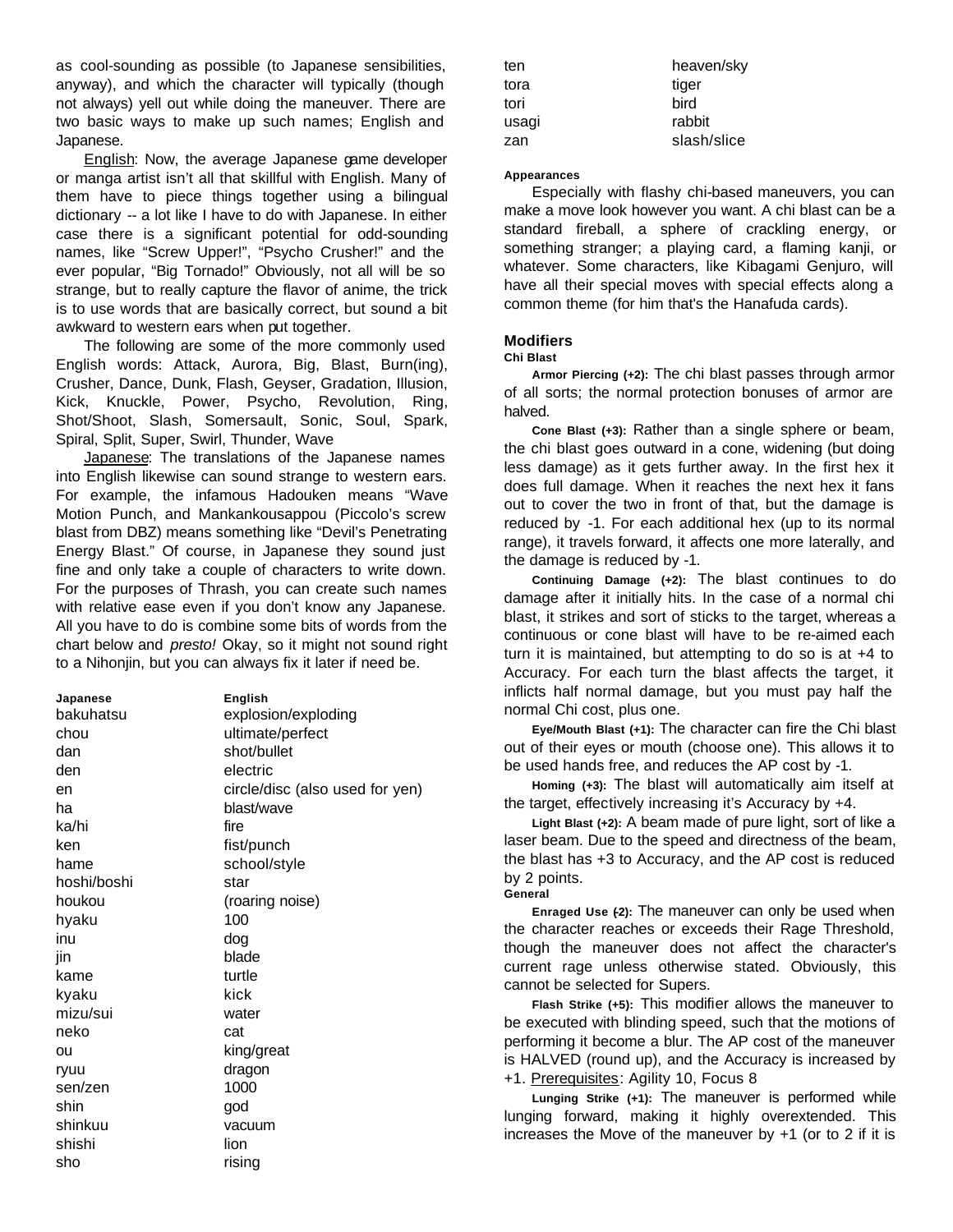as cool-sounding as possible (to Japanese sensibilities, anyway), and which the character will typically (though not always) yell out while doing the maneuver. There are two basic ways to make up such names; English and Japanese.

English: Now, the average Japanese game developer or manga artist isn't all that skillful with English. Many of them have to piece things together using a bilingual dictionary -- a lot like I have to do with Japanese. In either case there is a significant potential for odd-sounding names, like "Screw Upper!", "Psycho Crusher!" and the ever popular, "Big Tornado!" Obviously, not all will be so strange, but to really capture the flavor of anime, the trick is to use words that are basically correct, but sound a bit awkward to western ears when put together.

The following are some of the more commonly used English words: Attack, Aurora, Big, Blast, Burn(ing), Crusher, Dance, Dunk, Flash, Geyser, Gradation, Illusion, Kick, Knuckle, Power, Psycho, Revolution, Ring, Shot/Shoot, Slash, Somersault, Sonic, Soul, Spark, Spiral, Split, Super, Swirl, Thunder, Wave

Japanese: The translations of the Japanese names into English likewise can sound strange to western ears. For example, the infamous Hadouken means "Wave Motion Punch, and Mankankousappou (Piccolo's screw blast from DBZ) means something like "Devil's Penetrating Energy Blast." Of course, in Japanese they sound just fine and only take a couple of characters to write down. For the purposes of Thrash, you can create such names with relative ease even if you don't know any Japanese. All you have to do is combine some bits of words from the chart below and *presto!* Okay, so it might not sound right to a Nihonjin, but you can always fix it later if need be.

| Japanese | English |
|---|---|
| bakuhatsu | explosion/exploding |
| chou | ultimate/perfect |
| dan | shot/bullet |
| den | electric |
| en | circle/disc (also used for yen) |
| ha | blast/wave |
| ka/hi | fire |
| ken | fist/punch |
| hame | school/style |
| hoshi/boshi | star |
| houkou | (roaring noise) |
| hyaku | 100 |
| inu | dog |
| jin | blade |
| kame | turtle |
| kyaku | kick |
| mizu/sui | water |
| neko | cat |
| ou | king/great |
| ryuu | dragon |
| sen/zen | 1000 |
| shin | god |
| shinkuu | vacuum |
| shishi | lion |
| sho | rising |
| ten | heaven/sky |
| tora | tiger |
| tori | bird |
| usagi | rabbit |
| zan | slash/slice |

#### Appearances

Especially with flashy chi-based maneuvers, you can make a move look however you want. A chi blast can be a standard fireball, a sphere of crackling energy, or something stranger; a playing card, a flaming kanji, or whatever. Some characters, like Kibagami Genjuro, will have all their special moves with special effects along a common theme (for him that's the Hanafuda cards).

### Modifiers

#### Chi Blast

**Armor Piercing (+2):** The chi blast passes through armor of all sorts; the normal protection bonuses of armor are halved.

**Cone Blast (+3):** Rather than a single sphere or beam, the chi blast goes outward in a cone, widening (but doing less damage) as it gets further away. In the first hex it does full damage. When it reaches the next hex it fans out to cover the two in front of that, but the damage is reduced by -1. For each additional hex (up to its normal range), it travels forward, it affects one more laterally, and the damage is reduced by -1.

**Continuing Damage (+2):** The blast continues to do damage after it initially hits. In the case of a normal chi blast, it strikes and sort of sticks to the target, whereas a continuous or cone blast will have to be re-aimed each turn it is maintained, but attempting to do so is at +4 to Accuracy. For each turn the blast affects the target, it inflicts half normal damage, but you must pay half the normal Chi cost, plus one.

**Eye/Mouth Blast (+1):** The character can fire the Chi blast out of their eyes or mouth (choose one). This allows it to be used hands free, and reduces the AP cost by -1.

**Homing (+3):** The blast will automatically aim itself at the target, effectively increasing it's Accuracy by +4.

**Light Blast (+2):** A beam made of pure light, sort of like a laser beam. Due to the speed and directness of the beam, the blast has +3 to Accuracy, and the AP cost is reduced by 2 points.

#### General

**Enraged Use (-2):** The maneuver can only be used when the character reaches or exceeds their Rage Threshold, though the maneuver does not affect the character's current rage unless otherwise stated. Obviously, this cannot be selected for Supers.

**Flash Strike (+5):** This modifier allows the maneuver to be executed with blinding speed, such that the motions of performing it become a blur. The AP cost of the maneuver is HALVED (round up), and the Accuracy is increased by +1. Prerequisites: Agility 10, Focus 8

**Lunging Strike (+1):** The maneuver is performed while lunging forward, making it highly overextended. This increases the Move of the maneuver by +1 (or to 2 if it is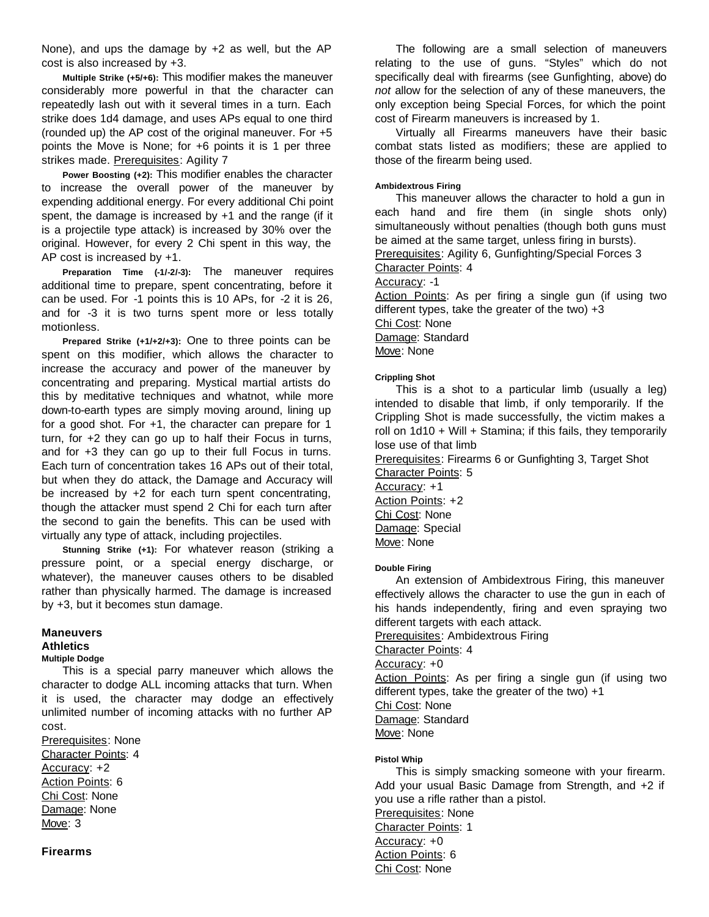None), and ups the damage by +2 as well, but the AP cost is also increased by +3.

**Multiple Strike (+5/+6):** This modifier makes the maneuver considerably more powerful in that the character can repeatedly lash out with it several times in a turn. Each strike does 1d4 damage, and uses APs equal to one third (rounded up) the AP cost of the original maneuver. For +5 points the Move is None; for +6 points it is 1 per three strikes made. Prerequisites: Agility 7

**Power Boosting (+2):** This modifier enables the character to increase the overall power of the maneuver by expending additional energy. For every additional Chi point spent, the damage is increased by +1 and the range (if it is a projectile type attack) is increased by 30% over the original. However, for every 2 Chi spent in this way, the AP cost is increased by +1.

**Preparation Time (-1/-2/-3):** The maneuver requires additional time to prepare, spent concentrating, before it can be used. For -1 points this is 10 APs, for -2 it is 26, and for -3 it is two turns spent more or less totally motionless.

**Prepared Strike (+1/+2/+3):** One to three points can be spent on this modifier, which allows the character to increase the accuracy and power of the maneuver by concentrating and preparing. Mystical martial artists do this by meditative techniques and whatnot, while more down-to-earth types are simply moving around, lining up for a good shot. For +1, the character can prepare for 1 turn, for +2 they can go up to half their Focus in turns, and for +3 they can go up to their full Focus in turns. Each turn of concentration takes 16 APs out of their total, but when they do attack, the Damage and Accuracy will be increased by +2 for each turn spent concentrating, though the attacker must spend 2 Chi for each turn after the second to gain the benefits. This can be used with virtually any type of attack, including projectiles.

**Stunning Strike (+1):** For whatever reason (striking a pressure point, or a special energy discharge, or whatever), the maneuver causes others to be disabled rather than physically harmed. The damage is increased by +3, but it becomes stun damage.

## Maneuvers

### Athletics

#### Multiple Dodge

This is a special parry maneuver which allows the character to dodge ALL incoming attacks that turn. When it is used, the character may dodge an effectively unlimited number of incoming attacks with no further AP cost.

Prerequisites: None
Character Points: 4
Accuracy: +2
Action Points: 6
Chi Cost: None
Damage: None
Move: 3

### Firearms

The following are a small selection of maneuvers relating to the use of guns. "Styles" which do not specifically deal with firearms (see Gunfighting, above) do *not* allow for the selection of any of these maneuvers, the only exception being Special Forces, for which the point cost of Firearm maneuvers is increased by 1.

Virtually all Firearms maneuvers have their basic combat stats listed as modifiers; these are applied to those of the firearm being used.

#### Ambidextrous Firing

This maneuver allows the character to hold a gun in each hand and fire them (in single shots only) simultaneously without penalties (though both guns must be aimed at the same target, unless firing in bursts).

Prerequisites: Agility 6, Gunfighting/Special Forces 3
Character Points: 4
Accuracy: -1
Action Points: As per firing a single gun (if using two different types, take the greater of the two) +3
Chi Cost: None
Damage: Standard
Move: None

#### Crippling Shot

This is a shot to a particular limb (usually a leg) intended to disable that limb, if only temporarily. If the Crippling Shot is made successfully, the victim makes a roll on 1d10 + Will + Stamina; if this fails, they temporarily lose use of that limb

Prerequisites: Firearms 6 or Gunfighting 3, Target Shot
Character Points: 5
Accuracy: +1
Action Points: +2
Chi Cost: None
Damage: Special
Move: None

#### Double Firing

An extension of Ambidextrous Firing, this maneuver effectively allows the character to use the gun in each of his hands independently, firing and even spraying two different targets with each attack.

Prerequisites: Ambidextrous Firing
Character Points: 4
Accuracy: +0
Action Points: As per firing a single gun (if using two different types, take the greater of the two) +1
Chi Cost: None
Damage: Standard
Move: None

#### Pistol Whip

This is simply smacking someone with your firearm. Add your usual Basic Damage from Strength, and +2 if you use a rifle rather than a pistol.

Prerequisites: None
Character Points: 1
Accuracy: +0
Action Points: 6
Chi Cost: None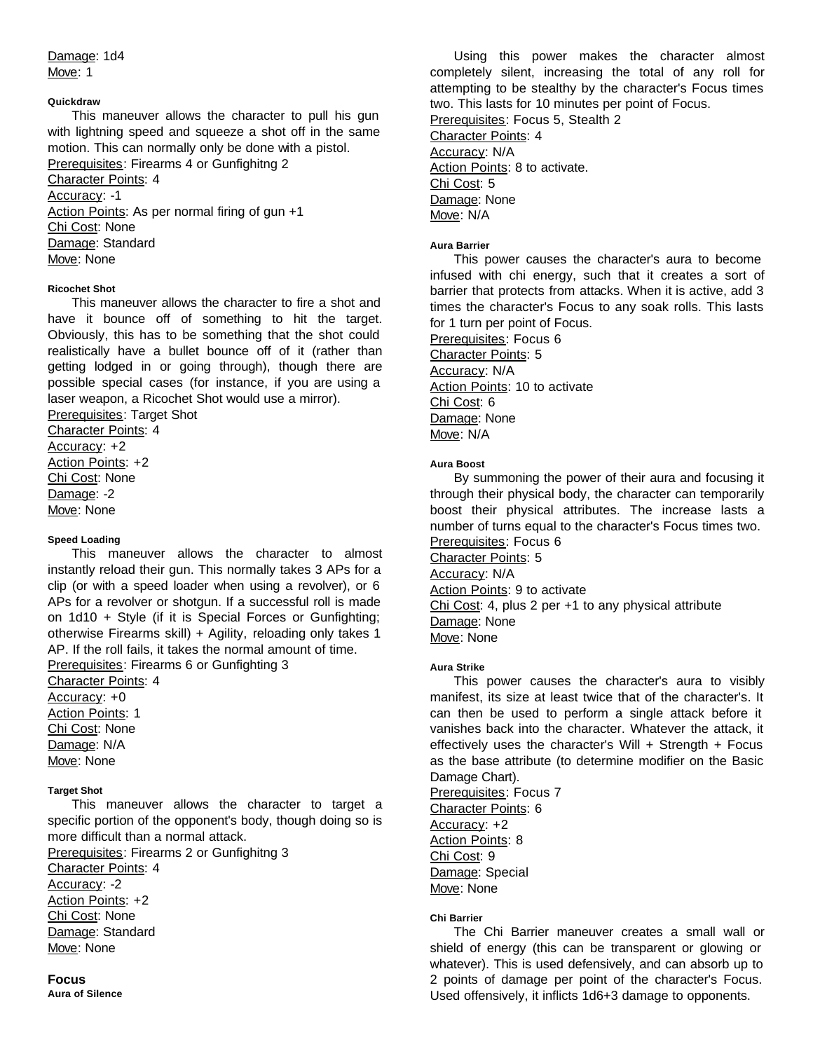Damage: 1d4
Move: 1

#### Quickdraw

This maneuver allows the character to pull his gun with lightning speed and squeeze a shot off in the same motion. This can normally only be done with a pistol.
Prerequisites: Firearms 4 or Gunfighitng 2
Character Points: 4
Accuracy: -1
Action Points: As per normal firing of gun +1
Chi Cost: None
Damage: Standard
Move: None

#### Ricochet Shot

This maneuver allows the character to fire a shot and have it bounce off of something to hit the target. Obviously, this has to be something that the shot could realistically have a bullet bounce off of it (rather than getting lodged in or going through), though there are possible special cases (for instance, if you are using a laser weapon, a Ricochet Shot would use a mirror).
Prerequisites: Target Shot
Character Points: 4
Accuracy: +2
Action Points: +2
Chi Cost: None
Damage: -2
Move: None

#### Speed Loading

This maneuver allows the character to almost instantly reload their gun. This normally takes 3 APs for a clip (or with a speed loader when using a revolver), or 6 APs for a revolver or shotgun. If a successful roll is made on 1d10 + Style (if it is Special Forces or Gunfighting; otherwise Firearms skill) + Agility, reloading only takes 1 AP. If the roll fails, it takes the normal amount of time.
Prerequisites: Firearms 6 or Gunfighting 3
Character Points: 4
Accuracy: +0
Action Points: 1
Chi Cost: None
Damage: N/A
Move: None

#### Target Shot

This maneuver allows the character to target a specific portion of the opponent's body, though doing so is more difficult than a normal attack.
Prerequisites: Firearms 2 or Gunfighitng 3
Character Points: 4
Accuracy: -2
Action Points: +2
Chi Cost: None
Damage: Standard
Move: None

### Focus

#### Aura of Silence

Using this power makes the character almost completely silent, increasing the total of any roll for attempting to be stealthy by the character's Focus times two. This lasts for 10 minutes per point of Focus.
Prerequisites: Focus 5, Stealth 2
Character Points: 4
Accuracy: N/A
Action Points: 8 to activate.
Chi Cost: 5
Damage: None
Move: N/A

#### Aura Barrier

This power causes the character's aura to become infused with chi energy, such that it creates a sort of barrier that protects from attacks. When it is active, add 3 times the character's Focus to any soak rolls. This lasts for 1 turn per point of Focus.
Prerequisites: Focus 6
Character Points: 5
Accuracy: N/A
Action Points: 10 to activate
Chi Cost: 6
Damage: None
Move: N/A

#### Aura Boost

By summoning the power of their aura and focusing it through their physical body, the character can temporarily boost their physical attributes. The increase lasts a number of turns equal to the character's Focus times two.
Prerequisites: Focus 6
Character Points: 5
Accuracy: N/A
Action Points: 9 to activate
Chi Cost: 4, plus 2 per +1 to any physical attribute
Damage: None
Move: None

#### Aura Strike

This power causes the character's aura to visibly manifest, its size at least twice that of the character's. It can then be used to perform a single attack before it vanishes back into the character. Whatever the attack, it effectively uses the character's Will + Strength + Focus as the base attribute (to determine modifier on the Basic Damage Chart).
Prerequisites: Focus 7
Character Points: 6
Accuracy: +2
Action Points: 8
Chi Cost: 9
Damage: Special
Move: None

#### Chi Barrier

The Chi Barrier maneuver creates a small wall or shield of energy (this can be transparent or glowing or whatever). This is used defensively, and can absorb up to 2 points of damage per point of the character's Focus. Used offensively, it inflicts 1d6+3 damage to opponents.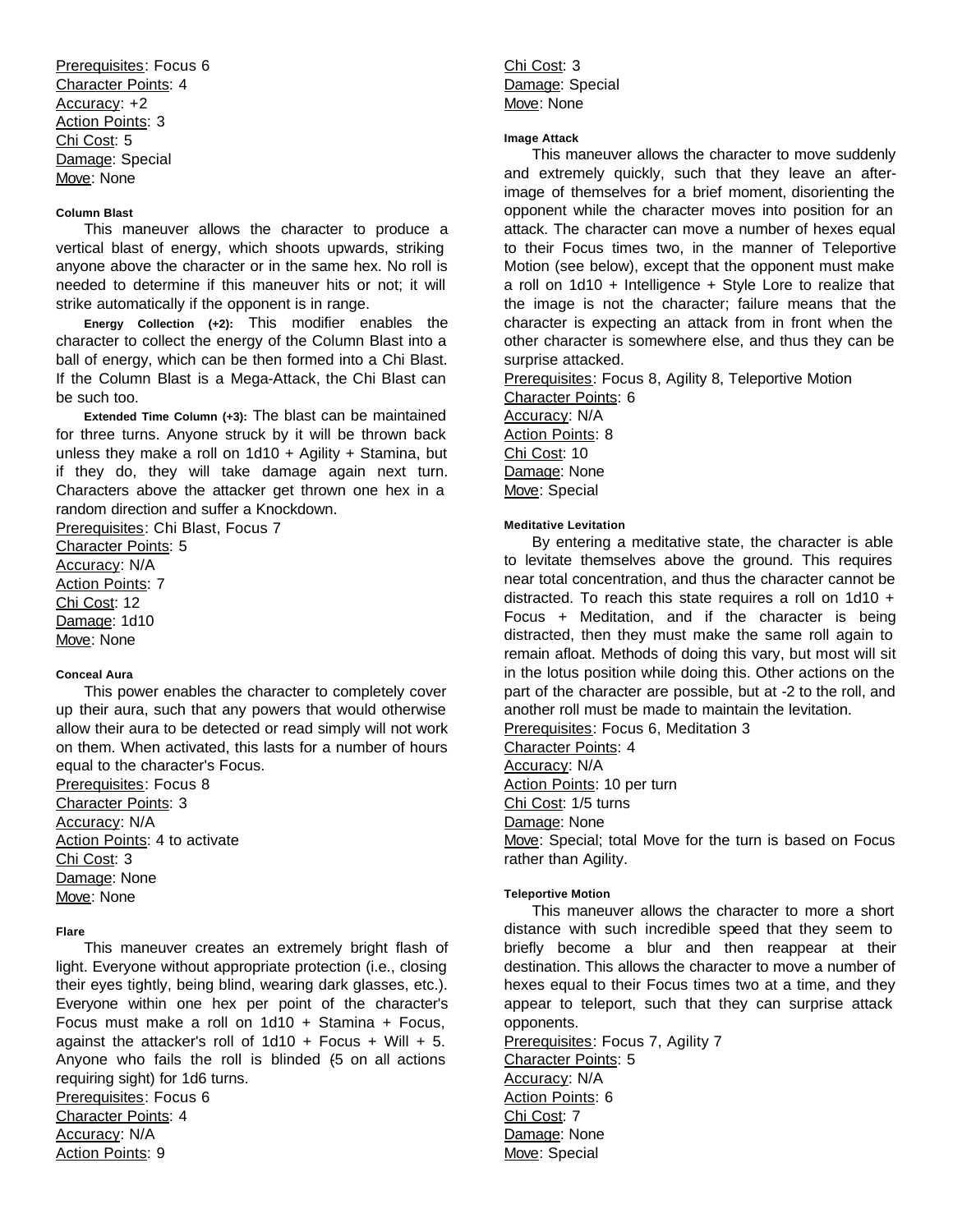Prerequisites: Focus 6
Character Points: 4
Accuracy: +2
Action Points: 3
Chi Cost: 5
Damage: Special
Move: None

#### Column Blast

This maneuver allows the character to produce a vertical blast of energy, which shoots upwards, striking anyone above the character or in the same hex. No roll is needed to determine if this maneuver hits or not; it will strike automatically if the opponent is in range.

**Energy Collection (+2):** This modifier enables the character to collect the energy of the Column Blast into a ball of energy, which can be then formed into a Chi Blast. If the Column Blast is a Mega-Attack, the Chi Blast can be such too.

**Extended Time Column (+3):** The blast can be maintained for three turns. Anyone struck by it will be thrown back unless they make a roll on 1d10 + Agility + Stamina, but if they do, they will take damage again next turn. Characters above the attacker get thrown one hex in a random direction and suffer a Knockdown.

Prerequisites: Chi Blast, Focus 7
Character Points: 5
Accuracy: N/A
Action Points: 7
Chi Cost: 12
Damage: 1d10
Move: None

#### Conceal Aura

This power enables the character to completely cover up their aura, such that any powers that would otherwise allow their aura to be detected or read simply will not work on them. When activated, this lasts for a number of hours equal to the character's Focus.

Prerequisites: Focus 8
Character Points: 3
Accuracy: N/A
Action Points: 4 to activate
Chi Cost: 3
Damage: None
Move: None

#### Flare

This maneuver creates an extremely bright flash of light. Everyone without appropriate protection (i.e., closing their eyes tightly, being blind, wearing dark glasses, etc.). Everyone within one hex per point of the character's Focus must make a roll on 1d10 + Stamina + Focus, against the attacker's roll of 1d10 + Focus + Will + 5. Anyone who fails the roll is blinded (-5 on all actions requiring sight) for 1d6 turns.

Prerequisites: Focus 6
Character Points: 4
Accuracy: N/A
Action Points: 9
Chi Cost: 3
Damage: Special
Move: None

#### Image Attack

This maneuver allows the character to move suddenly and extremely quickly, such that they leave an after-image of themselves for a brief moment, disorienting the opponent while the character moves into position for an attack. The character can move a number of hexes equal to their Focus times two, in the manner of Teleportive Motion (see below), except that the opponent must make a roll on 1d10 + Intelligence + Style Lore to realize that the image is not the character; failure means that the character is expecting an attack from in front when the other character is somewhere else, and thus they can be surprise attacked.

Prerequisites: Focus 8, Agility 8, Teleportive Motion
Character Points: 6
Accuracy: N/A
Action Points: 8
Chi Cost: 10
Damage: None
Move: Special

#### Meditative Levitation

By entering a meditative state, the character is able to levitate themselves above the ground. This requires near total concentration, and thus the character cannot be distracted. To reach this state requires a roll on 1d10 + Focus + Meditation, and if the character is being distracted, then they must make the same roll again to remain afloat. Methods of doing this vary, but most will sit in the lotus position while doing this. Other actions on the part of the character are possible, but at -2 to the roll, and another roll must be made to maintain the levitation.

Prerequisites: Focus 6, Meditation 3
Character Points: 4
Accuracy: N/A
Action Points: 10 per turn
Chi Cost: 1/5 turns
Damage: None
Move: Special; total Move for the turn is based on Focus rather than Agility.

#### Teleportive Motion

This maneuver allows the character to more a short distance with such incredible speed that they seem to briefly become a blur and then reappear at their destination. This allows the character to move a number of hexes equal to their Focus times two at a time, and they appear to teleport, such that they can surprise attack opponents.

Prerequisites: Focus 7, Agility 7
Character Points: 5
Accuracy: N/A
Action Points: 6
Chi Cost: 7
Damage: None
Move: Special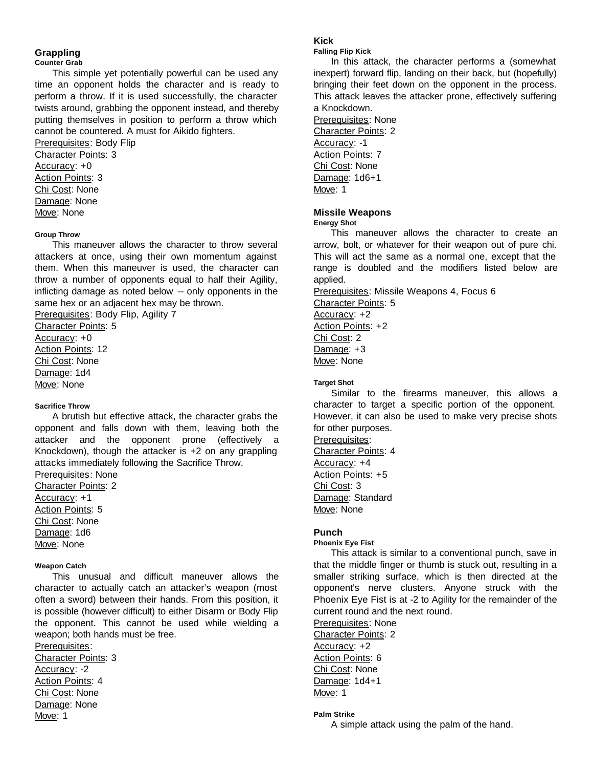### Grappling

#### Counter Grab

This simple yet potentially powerful can be used any time an opponent holds the character and is ready to perform a throw. If it is used successfully, the character twists around, grabbing the opponent instead, and thereby putting themselves in position to perform a throw which cannot be countered. A must for Aikido fighters.

Prerequisites: Body Flip
Character Points: 3
Accuracy: +0
Action Points: 3
Chi Cost: None
Damage: None
Move: None

#### Group Throw

This maneuver allows the character to throw several attackers at once, using their own momentum against them. When this maneuver is used, the character can throw a number of opponents equal to half their Agility, inflicting damage as noted below -- only opponents in the same hex or an adjacent hex may be thrown.

Prerequisites: Body Flip, Agility 7
Character Points: 5
Accuracy: +0
Action Points: 12
Chi Cost: None
Damage: 1d4
Move: None

#### Sacrifice Throw

A brutish but effective attack, the character grabs the opponent and falls down with them, leaving both the attacker and the opponent prone (effectively a Knockdown), though the attacker is +2 on any grappling attacks immediately following the Sacrifice Throw.

Prerequisites: None
Character Points: 2
Accuracy: +1
Action Points: 5
Chi Cost: None
Damage: 1d6
Move: None

#### Weapon Catch

This unusual and difficult maneuver allows the character to actually catch an attacker's weapon (most often a sword) between their hands. From this position, it is possible (however difficult) to either Disarm or Body Flip the opponent. This cannot be used while wielding a weapon; both hands must be free.

Prerequisites:
Character Points: 3
Accuracy: -2
Action Points: 4
Chi Cost: None
Damage: None
Move: 1

### Kick

#### Falling Flip Kick

In this attack, the character performs a (somewhat inexpert) forward flip, landing on their back, but (hopefully) bringing their feet down on the opponent in the process. This attack leaves the attacker prone, effectively suffering a Knockdown.

Prerequisites: None
Character Points: 2
Accuracy: -1
Action Points: 7
Chi Cost: None
Damage: 1d6+1
Move: 1

### Missile Weapons

#### Energy Shot

This maneuver allows the character to create an arrow, bolt, or whatever for their weapon out of pure chi. This will act the same as a normal one, except that the range is doubled and the modifiers listed below are applied.

Prerequisites: Missile Weapons 4, Focus 6
Character Points: 5
Accuracy: +2
Action Points: +2
Chi Cost: 2
Damage: +3
Move: None

#### Target Shot

Similar to the firearms maneuver, this allows a character to target a specific portion of the opponent. However, it can also be used to make very precise shots for other purposes.

Prerequisites:
Character Points: 4
Accuracy: +4
Action Points: +5
Chi Cost: 3
Damage: Standard
Move: None

### Punch

#### Phoenix Eye Fist

This attack is similar to a conventional punch, save in that the middle finger or thumb is stuck out, resulting in a smaller striking surface, which is then directed at the opponent's nerve clusters. Anyone struck with the Phoenix Eye Fist is at -2 to Agility for the remainder of the current round and the next round.

Prerequisites: None
Character Points: 2
Accuracy: +2
Action Points: 6
Chi Cost: None
Damage: 1d4+1
Move: 1

#### Palm Strike

A simple attack using the palm of the hand.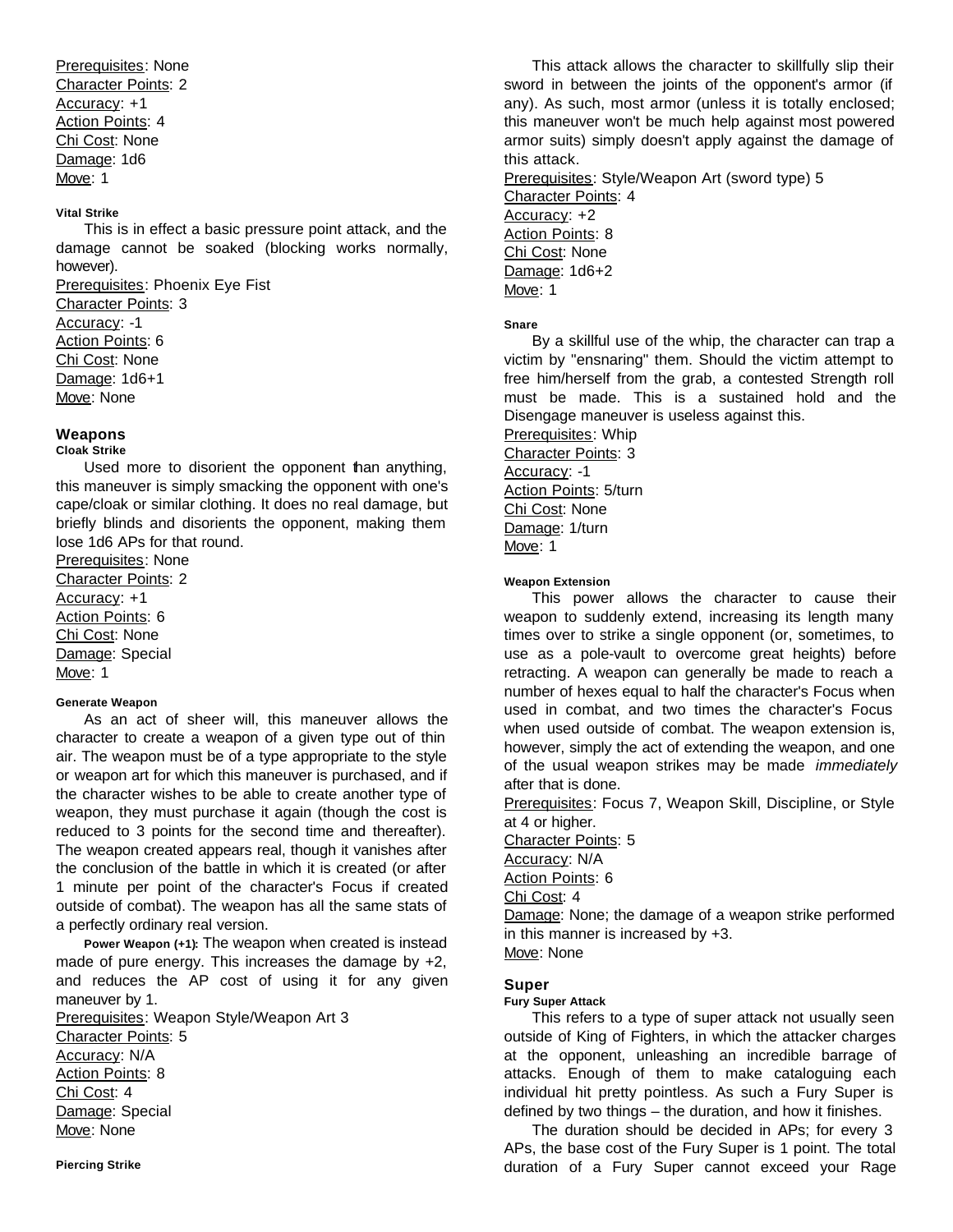Prerequisites: None
Character Points: 2
Accuracy: +1
Action Points: 4
Chi Cost: None
Damage: 1d6
Move: 1

#### Vital Strike

This is in effect a basic pressure point attack, and the damage cannot be soaked (blocking works normally, however).

Prerequisites: Phoenix Eye Fist
Character Points: 3
Accuracy: -1
Action Points: 6
Chi Cost: None
Damage: 1d6+1
Move: None

### Weapons

#### Cloak Strike

Used more to disorient the opponent than anything, this maneuver is simply smacking the opponent with one's cape/cloak or similar clothing. It does no real damage, but briefly blinds and disorients the opponent, making them lose 1d6 APs for that round.

Prerequisites: None
Character Points: 2
Accuracy: +1
Action Points: 6
Chi Cost: None
Damage: Special
Move: 1

#### Generate Weapon

As an act of sheer will, this maneuver allows the character to create a weapon of a given type out of thin air. The weapon must be of a type appropriate to the style or weapon art for which this maneuver is purchased, and if the character wishes to be able to create another type of weapon, they must purchase it again (though the cost is reduced to 3 points for the second time and thereafter). The weapon created appears real, though it vanishes after the conclusion of the battle in which it is created (or after 1 minute per point of the character's Focus if created outside of combat). The weapon has all the same stats of a perfectly ordinary real version.

**Power Weapon (+1):** The weapon when created is instead made of pure energy. This increases the damage by +2, and reduces the AP cost of using it for any given maneuver by 1.

Prerequisites: Weapon Style/Weapon Art 3
Character Points: 5
Accuracy: N/A
Action Points: 8
Chi Cost: 4
Damage: Special
Move: None

#### Piercing Strike

This attack allows the character to skillfully slip their sword in between the joints of the opponent's armor (if any). As such, most armor (unless it is totally enclosed; this maneuver won't be much help against most powered armor suits) simply doesn't apply against the damage of this attack.

Prerequisites: Style/Weapon Art (sword type) 5
Character Points: 4
Accuracy: +2
Action Points: 8
Chi Cost: None
Damage: 1d6+2
Move: 1

#### Snare

By a skillful use of the whip, the character can trap a victim by "ensnaring" them. Should the victim attempt to free him/herself from the grab, a contested Strength roll must be made. This is a sustained hold and the Disengage maneuver is useless against this.

Prerequisites: Whip
Character Points: 3
Accuracy: -1
Action Points: 5/turn
Chi Cost: None
Damage: 1/turn
Move: 1

#### Weapon Extension

This power allows the character to cause their weapon to suddenly extend, increasing its length many times over to strike a single opponent (or, sometimes, to use as a pole-vault to overcome great heights) before retracting. A weapon can generally be made to reach a number of hexes equal to half the character's Focus when used in combat, and two times the character's Focus when used outside of combat. The weapon extension is, however, simply the act of extending the weapon, and one of the usual weapon strikes may be made *immediately* after that is done.

Prerequisites: Focus 7, Weapon Skill, Discipline, or Style at 4 or higher.
Character Points: 5
Accuracy: N/A
Action Points: 6
Chi Cost: 4
Damage: None; the damage of a weapon strike performed in this manner is increased by +3.
Move: None

### Super

#### Fury Super Attack

This refers to a type of super attack not usually seen outside of King of Fighters, in which the attacker charges at the opponent, unleashing an incredible barrage of attacks. Enough of them to make cataloguing each individual hit pretty pointless. As such a Fury Super is defined by two things – the duration, and how it finishes.

The duration should be decided in APs; for every 3 APs, the base cost of the Fury Super is 1 point. The total duration of a Fury Super cannot exceed your Rage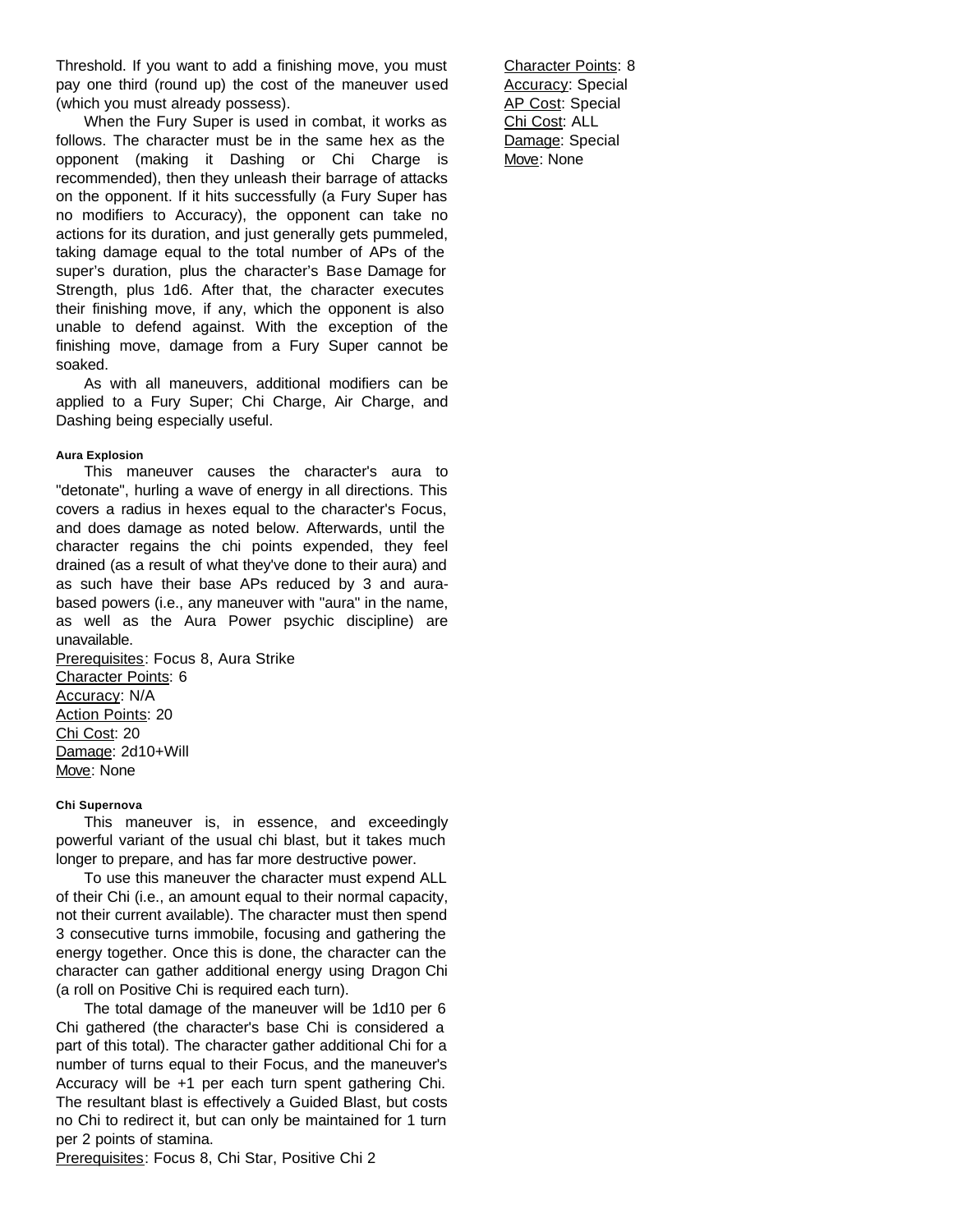Threshold. If you want to add a finishing move, you must pay one third (round up) the cost of the maneuver used (which you must already possess).

When the Fury Super is used in combat, it works as follows. The character must be in the same hex as the opponent (making it Dashing or Chi Charge is recommended), then they unleash their barrage of attacks on the opponent. If it hits successfully (a Fury Super has no modifiers to Accuracy), the opponent can take no actions for its duration, and just generally gets pummeled, taking damage equal to the total number of APs of the super's duration, plus the character's Base Damage for Strength, plus 1d6. After that, the character executes their finishing move, if any, which the opponent is also unable to defend against. With the exception of the finishing move, damage from a Fury Super cannot be soaked.

As with all maneuvers, additional modifiers can be applied to a Fury Super; Chi Charge, Air Charge, and Dashing being especially useful.

#### Aura Explosion

This maneuver causes the character's aura to "detonate", hurling a wave of energy in all directions. This covers a radius in hexes equal to the character's Focus, and does damage as noted below. Afterwards, until the character regains the chi points expended, they feel drained (as a result of what they've done to their aura) and as such have their base APs reduced by 3 and aura-based powers (i.e., any maneuver with "aura" in the name, as well as the Aura Power psychic discipline) are unavailable.

Prerequisites: Focus 8, Aura Strike
Character Points: 6
Accuracy: N/A
Action Points: 20
Chi Cost: 20
Damage: 2d10+Will
Move: None

#### Chi Supernova

This maneuver is, in essence, and exceedingly powerful variant of the usual chi blast, but it takes much longer to prepare, and has far more destructive power.

To use this maneuver the character must expend ALL of their Chi (i.e., an amount equal to their normal capacity, not their current available). The character must then spend 3 consecutive turns immobile, focusing and gathering the energy together. Once this is done, the character can the character can gather additional energy using Dragon Chi (a roll on Positive Chi is required each turn).

The total damage of the maneuver will be 1d10 per 6 Chi gathered (the character's base Chi is considered a part of this total). The character gather additional Chi for a number of turns equal to their Focus, and the maneuver's Accuracy will be +1 per each turn spent gathering Chi. The resultant blast is effectively a Guided Blast, but costs no Chi to redirect it, but can only be maintained for 1 turn per 2 points of stamina.

Prerequisites: Focus 8, Chi Star, Positive Chi 2
Character Points: 8
Accuracy: Special
AP Cost: Special
Chi Cost: ALL
Damage: Special
Move: None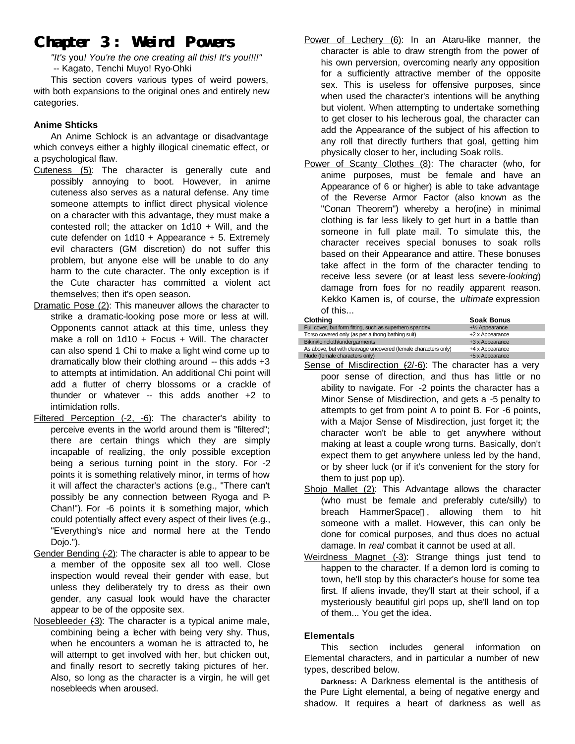# Chapter 3: Weird Powers

*"It's you! You're the one creating all this! It's you!!!!"*
-- Kagato, Tenchi Muyo! Ryo-Ohki

This section covers various types of weird powers, with both expansions to the original ones and entirely new categories.

### Anime Shticks

An Anime Schlock is an advantage or disadvantage which conveys either a highly illogical cinematic effect, or a psychological flaw.

- Cuteness (5): The character is generally cute and possibly annoying to boot. However, in anime cuteness also serves as a natural defense. Any time someone attempts to inflict direct physical violence on a character with this advantage, they must make a contested roll; the attacker on 1d10 + Will, and the cute defender on 1d10 + Appearance + 5. Extremely evil characters (GM discretion) do not suffer this problem, but anyone else will be unable to do any harm to the cute character. The only exception is if the Cute character has committed a violent act themselves; then it's open season.
- Dramatic Pose (2): This maneuver allows the character to strike a dramatic-looking pose more or less at will. Opponents cannot attack at this time, unless they make a roll on 1d10 + Focus + Will. The character can also spend 1 Chi to make a light wind come up to dramatically blow their clothing around -- this adds +3 to attempts at intimidation. An additional Chi point will add a flutter of cherry blossoms or a crackle of thunder or whatever -- this adds another +2 to intimidation rolls.
- Filtered Perception (-2, -6): The character's ability to perceive events in the world around them is "filtered"; there are certain things which they are simply incapable of realizing, the only possible exception being a serious turning point in the story. For -2 points it is something relatively minor, in terms of how it will affect the character's actions (e.g., "There can't possibly be any connection between Ryoga and P-Chan!"). For -6 points it is something major, which could potentially affect every aspect of their lives (e.g., "Everything's nice and normal here at the Tendo Dojo.").
- Gender Bending (-2): The character is able to appear to be a member of the opposite sex all too well. Close inspection would reveal their gender with ease, but unless they deliberately try to dress as their own gender, any casual look would have the character appear to be of the opposite sex.
- Nosebleeder (-3): The character is a typical anime male, combining being a lecher with being very shy. Thus, when he encounters a woman he is attracted to, he will attempt to get involved with her, but chicken out, and finally resort to secretly taking pictures of her. Also, so long as the character is a virgin, he will get nosebleeds when aroused.
- Power of Lechery (6): In an Ataru-like manner, the character is able to draw strength from the power of his own perversion, overcoming nearly any opposition for a sufficiently attractive member of the opposite sex. This is useless for offensive purposes, since when used the character's intentions will be anything but violent. When attempting to undertake something to get closer to his lecherous goal, the character can add the Appearance of the subject of his affection to any roll that directly furthers that goal, getting him physically closer to her, including Soak rolls.
- Power of Scanty Clothes (8): The character (who, for anime purposes, must be female and have an Appearance of 6 or higher) is able to take advantage of the Reverse Armor Factor (also known as the "Conan Theorem") whereby a hero(ine) in minimal clothing is far less likely to get hurt in a battle than someone in full plate mail. To simulate this, the character receives special bonuses to soak rolls based on their Appearance and attire. These bonuses take affect in the form of the character tending to receive less severe (or at least less severe-*looking*) damage from foes for no readily apparent reason. Kekko Kamen is, of course, the *ultimate* expression of this...

| Clothing | Soak Bonus |
|---|---|
| Full cover, but form fitting, such as superhero spandex. | +½ Appearance |
| Torso covered only (as per a thong bathing suit) | +2 x Appearance |
| Bikini/loincloth/undergarments | +3 x Appearance |
| As above, but with cleavage uncovered (female characters only) | +4 x Appearance |
| Nude (female characters only) | +5 x Appearance |

- Sense of Misdirection (-2/-6): The character has a very poor sense of direction, and thus has little or no ability to navigate. For -2 points the character has a Minor Sense of Misdirection, and gets a -5 penalty to attempts to get from point A to point B. For -6 points, with a Major Sense of Misdirection, just forget it; the character won't be able to get anywhere without making at least a couple wrong turns. Basically, don't expect them to get anywhere unless led by the hand, or by sheer luck (or if it's convenient for the story for them to just pop up).
- Shojo Mallet (2): This Advantage allows the character (who must be female and preferably cute/silly) to breach HammerSpace™, allowing them to hit someone with a mallet. However, this can only be done for comical purposes, and thus does no actual damage. In *real* combat it cannot be used at all.
- Weirdness Magnet (-3): Strange things just tend to happen to the character. If a demon lord is coming to town, he'll stop by this character's house for some tea first. If aliens invade, they'll start at their school, if a mysteriously beautiful girl pops up, she'll land on top of them... You get the idea.

### Elementals

This section includes general information on Elemental characters, and in particular a number of new types, described below.

**Darkness:** A Darkness elemental is the antithesis of the Pure Light elemental, a being of negative energy and shadow. It requires a heart of darkness as well as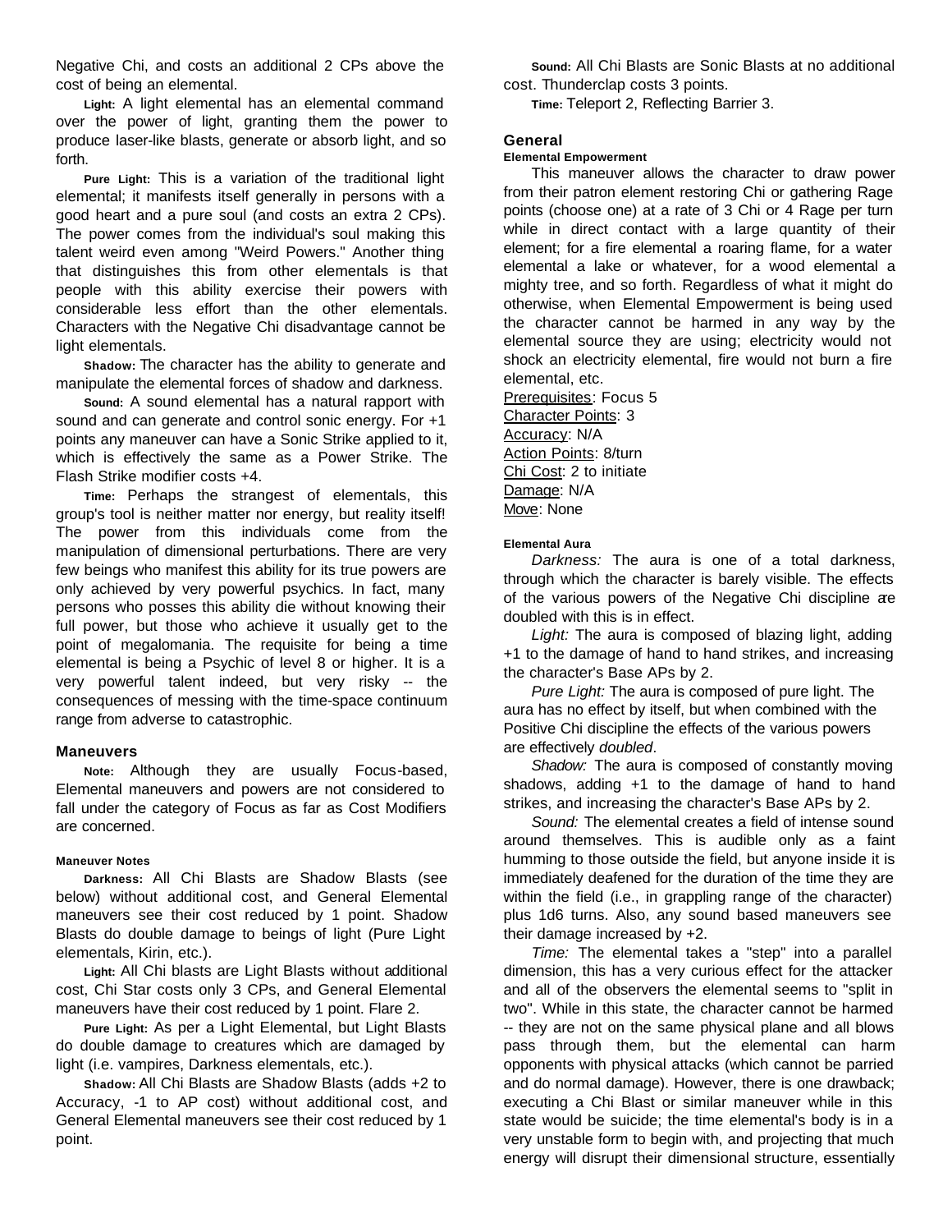Negative Chi, and costs an additional 2 CPs above the cost of being an elemental.

**Light:** A light elemental has an elemental command over the power of light, granting them the power to produce laser-like blasts, generate or absorb light, and so forth.

**Pure Light:** This is a variation of the traditional light elemental; it manifests itself generally in persons with a good heart and a pure soul (and costs an extra 2 CPs). The power comes from the individual's soul making this talent weird even among "Weird Powers." Another thing that distinguishes this from other elementals is that people with this ability exercise their powers with considerable less effort than the other elementals. Characters with the Negative Chi disadvantage cannot be light elementals.

**Shadow:** The character has the ability to generate and manipulate the elemental forces of shadow and darkness.

**Sound:** A sound elemental has a natural rapport with sound and can generate and control sonic energy. For +1 points any maneuver can have a Sonic Strike applied to it, which is effectively the same as a Power Strike. The Flash Strike modifier costs +4.

**Time:** Perhaps the strangest of elementals, this group's tool is neither matter nor energy, but reality itself! The power from this individuals come from the manipulation of dimensional perturbations. There are very few beings who manifest this ability for its true powers are only achieved by very powerful psychics. In fact, many persons who posses this ability die without knowing their full power, but those who achieve it usually get to the point of megalomania. The requisite for being a time elemental is being a Psychic of level 8 or higher. It is a very powerful talent indeed, but very risky -- the consequences of messing with the time-space continuum range from adverse to catastrophic.

### Maneuvers

**Note:** Although they are usually Focus-based, Elemental maneuvers and powers are not considered to fall under the category of Focus as far as Cost Modifiers are concerned.

#### Maneuver Notes

**Darkness:** All Chi Blasts are Shadow Blasts (see below) without additional cost, and General Elemental maneuvers see their cost reduced by 1 point. Shadow Blasts do double damage to beings of light (Pure Light elementals, Kirin, etc.).

**Light:** All Chi blasts are Light Blasts without additional cost, Chi Star costs only 3 CPs, and General Elemental maneuvers have their cost reduced by 1 point. Flare 2.

**Pure Light:** As per a Light Elemental, but Light Blasts do double damage to creatures which are damaged by light (i.e. vampires, Darkness elementals, etc.).

**Shadow:** All Chi Blasts are Shadow Blasts (adds +2 to Accuracy, -1 to AP cost) without additional cost, and General Elemental maneuvers see their cost reduced by 1 point.

**Sound:** All Chi Blasts are Sonic Blasts at no additional cost. Thunderclap costs 3 points.

**Time:** Teleport 2, Reflecting Barrier 3.

### General

#### Elemental Empowerment

This maneuver allows the character to draw power from their patron element restoring Chi or gathering Rage points (choose one) at a rate of 3 Chi or 4 Rage per turn while in direct contact with a large quantity of their element; for a fire elemental a roaring flame, for a water elemental a lake or whatever, for a wood elemental a mighty tree, and so forth. Regardless of what it might do otherwise, when Elemental Empowerment is being used the character cannot be harmed in any way by the elemental source they are using; electricity would not shock an electricity elemental, fire would not burn a fire elemental, etc.

Prerequisites: Focus 5
Character Points: 3
Accuracy: N/A
Action Points: 8/turn
Chi Cost: 2 to initiate
Damage: N/A
Move: None

#### Elemental Aura

*Darkness:* The aura is one of a total darkness, through which the character is barely visible. The effects of the various powers of the Negative Chi discipline are doubled with this is in effect.

*Light:* The aura is composed of blazing light, adding +1 to the damage of hand to hand strikes, and increasing the character's Base APs by 2.

*Pure Light:* The aura is composed of pure light. The aura has no effect by itself, but when combined with the Positive Chi discipline the effects of the various powers are effectively *doubled*.

*Shadow:* The aura is composed of constantly moving shadows, adding +1 to the damage of hand to hand strikes, and increasing the character's Base APs by 2.

*Sound:* The elemental creates a field of intense sound around themselves. This is audible only as a faint humming to those outside the field, but anyone inside it is immediately deafened for the duration of the time they are within the field (i.e., in grappling range of the character) plus 1d6 turns. Also, any sound based maneuvers see their damage increased by +2.

*Time:* The elemental takes a "step" into a parallel dimension, this has a very curious effect for the attacker and all of the observers the elemental seems to "split in two". While in this state, the character cannot be harmed -- they are not on the same physical plane and all blows pass through them, but the elemental can harm opponents with physical attacks (which cannot be parried and do normal damage). However, there is one drawback; executing a Chi Blast or similar maneuver while in this state would be suicide; the time elemental's body is in a very unstable form to begin with, and projecting that much energy will disrupt their dimensional structure, essentially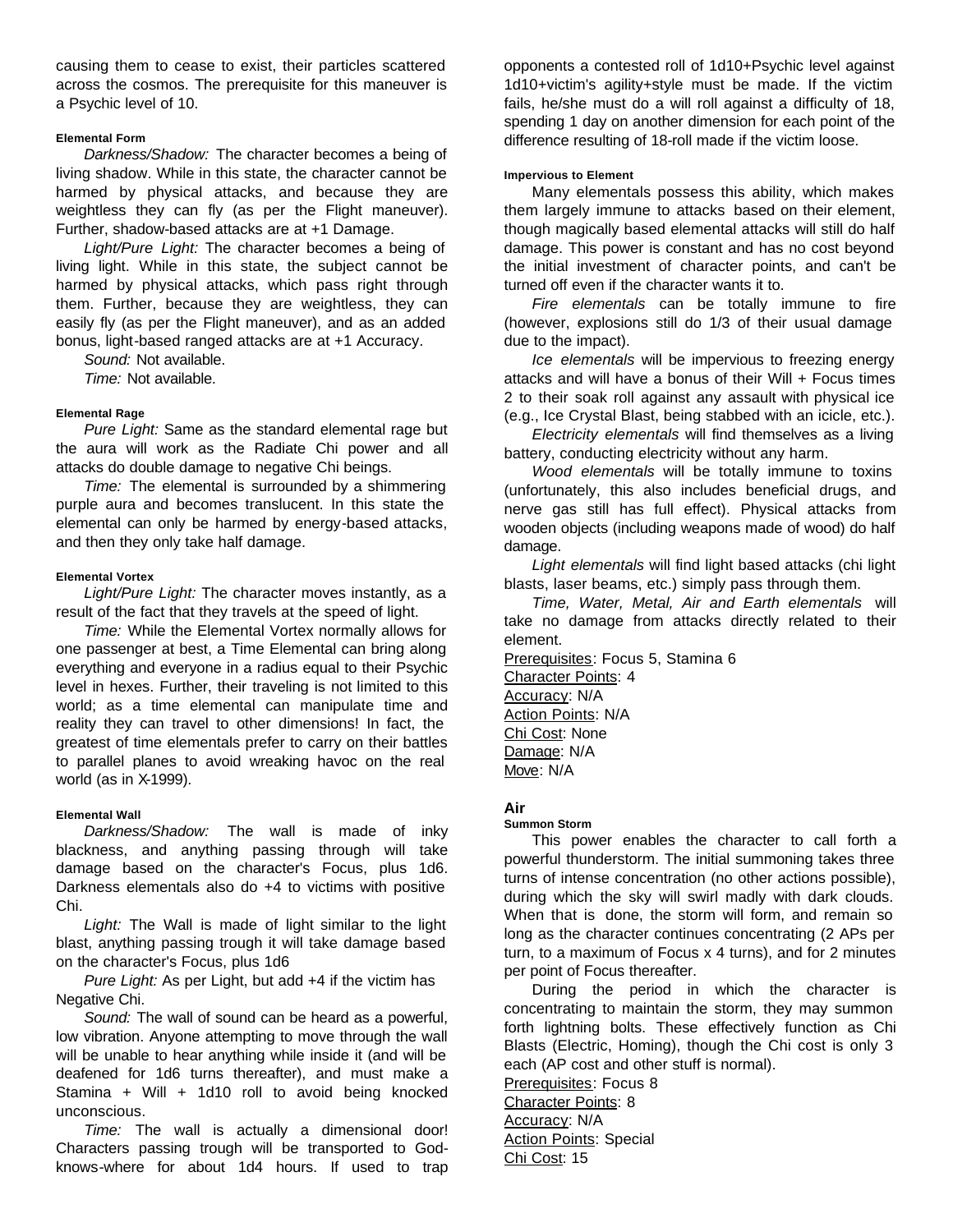causing them to cease to exist, their particles scattered across the cosmos. The prerequisite for this maneuver is a Psychic level of 10.

#### Elemental Form

*Darkness/Shadow:* The character becomes a being of living shadow. While in this state, the character cannot be harmed by physical attacks, and because they are weightless they can fly (as per the Flight maneuver). Further, shadow-based attacks are at +1 Damage.

*Light/Pure Light:* The character becomes a being of living light. While in this state, the subject cannot be harmed by physical attacks, which pass right through them. Further, because they are weightless, they can easily fly (as per the Flight maneuver), and as an added bonus, light-based ranged attacks are at +1 Accuracy.

*Sound:* Not available.

*Time:* Not available.

#### Elemental Rage

*Pure Light:* Same as the standard elemental rage but the aura will work as the Radiate Chi power and all attacks do double damage to negative Chi beings.

*Time:* The elemental is surrounded by a shimmering purple aura and becomes translucent. In this state the elemental can only be harmed by energy-based attacks, and then they only take half damage.

#### Elemental Vortex

*Light/Pure Light:* The character moves instantly, as a result of the fact that they travels at the speed of light.

*Time:* While the Elemental Vortex normally allows for one passenger at best, a Time Elemental can bring along everything and everyone in a radius equal to their Psychic level in hexes. Further, their traveling is not limited to this world; as a time elemental can manipulate time and reality they can travel to other dimensions! In fact, the greatest of time elementals prefer to carry on their battles to parallel planes to avoid wreaking havoc on the real world (as in X-1999).

#### Elemental Wall

*Darkness/Shadow:* The wall is made of inky blackness, and anything passing through will take damage based on the character's Focus, plus 1d6. Darkness elementals also do +4 to victims with positive Chi.

*Light:* The Wall is made of light similar to the light blast, anything passing trough it will take damage based on the character's Focus, plus 1d6

*Pure Light:* As per Light, but add +4 if the victim has Negative Chi.

*Sound:* The wall of sound can be heard as a powerful, low vibration. Anyone attempting to move through the wall will be unable to hear anything while inside it (and will be deafened for 1d6 turns thereafter), and must make a Stamina + Will + 1d10 roll to avoid being knocked unconscious.

*Time:* The wall is actually a dimensional door! Characters passing trough will be transported to God-knows-where for about 1d4 hours. If used to trap opponents a contested roll of 1d10+Psychic level against 1d10+victim's agility+style must be made. If the victim fails, he/she must do a will roll against a difficulty of 18, spending 1 day on another dimension for each point of the difference resulting of 18-roll made if the victim loose.

#### Impervious to Element

Many elementals possess this ability, which makes them largely immune to attacks based on their element, though magically based elemental attacks will still do half damage. This power is constant and has no cost beyond the initial investment of character points, and can't be turned off even if the character wants it to.

*Fire elementals* can be totally immune to fire (however, explosions still do 1/3 of their usual damage due to the impact).

*Ice elementals* will be impervious to freezing energy attacks and will have a bonus of their Will + Focus times 2 to their soak roll against any assault with physical ice (e.g., Ice Crystal Blast, being stabbed with an icicle, etc.).

*Electricity elementals* will find themselves as a living battery, conducting electricity without any harm.

*Wood elementals* will be totally immune to toxins (unfortunately, this also includes beneficial drugs, and nerve gas still has full effect). Physical attacks from wooden objects (including weapons made of wood) do half damage.

*Light elementals* will find light based attacks (chi light blasts, laser beams, etc.) simply pass through them.

*Time, Water, Metal, Air and Earth elementals* will take no damage from attacks directly related to their element.

Prerequisites: Focus 5, Stamina 6
Character Points: 4
Accuracy: N/A
Action Points: N/A
Chi Cost: None
Damage: N/A
Move: N/A

### Air

#### Summon Storm

This power enables the character to call forth a powerful thunderstorm. The initial summoning takes three turns of intense concentration (no other actions possible), during which the sky will swirl madly with dark clouds. When that is done, the storm will form, and remain so long as the character continues concentrating (2 APs per turn, to a maximum of Focus x 4 turns), and for 2 minutes per point of Focus thereafter.

During the period in which the character is concentrating to maintain the storm, they may summon forth lightning bolts. These effectively function as Chi Blasts (Electric, Homing), though the Chi cost is only 3 each (AP cost and other stuff is normal).

Prerequisites: Focus 8
Character Points: 8
Accuracy: N/A
Action Points: Special
Chi Cost: 15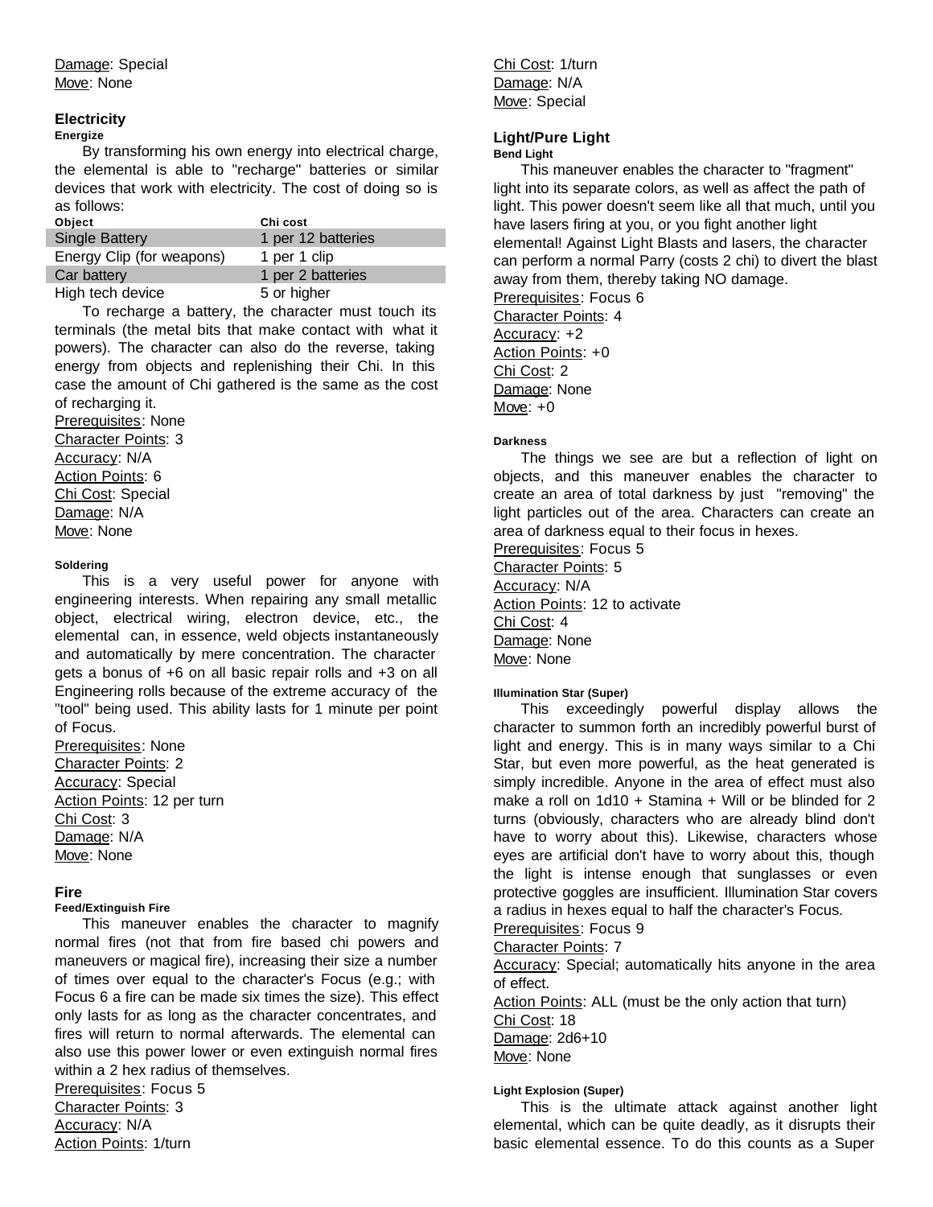Damage: Special
Move: None

## Electricity

#### Energize

By transforming his own energy into electrical charge, the elemental is able to "recharge" batteries or similar devices that work with electricity. The cost of doing so is as follows:

| Object | Chi cost |
|---|---|
| Single Battery | 1 per 12 batteries |
| Energy Clip (for weapons) | 1 per 1 clip |
| Car battery | 1 per 2 batteries |
| High tech device | 5 or higher |

To recharge a battery, the character must touch its terminals (the metal bits that make contact with what it powers). The character can also do the reverse, taking energy from objects and replenishing their Chi. In this case the amount of Chi gathered is the same as the cost of recharging it.

Prerequisites: None
Character Points: 3
Accuracy: N/A
Action Points: 6
Chi Cost: Special
Damage: N/A
Move: None

#### Soldering

This is a very useful power for anyone with engineering interests. When repairing any small metallic object, electrical wiring, electron device, etc., the elemental can, in essence, weld objects instantaneously and automatically by mere concentration. The character gets a bonus of +6 on all basic repair rolls and +3 on all Engineering rolls because of the extreme accuracy of the "tool" being used. This ability lasts for 1 minute per point of Focus.

Prerequisites: None
Character Points: 2
Accuracy: Special
Action Points: 12 per turn
Chi Cost: 3
Damage: N/A
Move: None

## Fire

#### Feed/Extinguish Fire

This maneuver enables the character to magnify normal fires (not that from fire based chi powers and maneuvers or magical fire), increasing their size a number of times over equal to the character's Focus (e.g.; with Focus 6 a fire can be made six times the size). This effect only lasts for as long as the character concentrates, and fires will return to normal afterwards. The elemental can also use this power lower or even extinguish normal fires within a 2 hex radius of themselves.

Prerequisites: Focus 5
Character Points: 3
Accuracy: N/A
Action Points: 1/turn
Chi Cost: 1/turn
Damage: N/A
Move: Special

## Light/Pure Light

#### Bend Light

This maneuver enables the character to "fragment" light into its separate colors, as well as affect the path of light. This power doesn't seem like all that much, until you have lasers firing at you, or you fight another light elemental! Against Light Blasts and lasers, the character can perform a normal Parry (costs 2 chi) to divert the blast away from them, thereby taking NO damage.

Prerequisites: Focus 6
Character Points: 4
Accuracy: +2
Action Points: +0
Chi Cost: 2
Damage: None
Move: +0

#### Darkness

The things we see are but a reflection of light on objects, and this maneuver enables the character to create an area of total darkness by just "removing" the light particles out of the area. Characters can create an area of darkness equal to their focus in hexes.

Prerequisites: Focus 5
Character Points: 5
Accuracy: N/A
Action Points: 12 to activate
Chi Cost: 4
Damage: None
Move: None

#### Illumination Star (Super)

This exceedingly powerful display allows the character to summon forth an incredibly powerful burst of light and energy. This is in many ways similar to a Chi Star, but even more powerful, as the heat generated is simply incredible. Anyone in the area of effect must also make a roll on 1d10 + Stamina + Will or be blinded for 2 turns (obviously, characters who are already blind don't have to worry about this). Likewise, characters whose eyes are artificial don't have to worry about this, though the light is intense enough that sunglasses or even protective goggles are insufficient. Illumination Star covers a radius in hexes equal to half the character's Focus.

Prerequisites: Focus 9
Character Points: 7
Accuracy: Special; automatically hits anyone in the area of effect.
Action Points: ALL (must be the only action that turn)
Chi Cost: 18
Damage: 2d6+10
Move: None

#### Light Explosion (Super)

This is the ultimate attack against another light elemental, which can be quite deadly, as it disrupts their basic elemental essence. To do this counts as a Super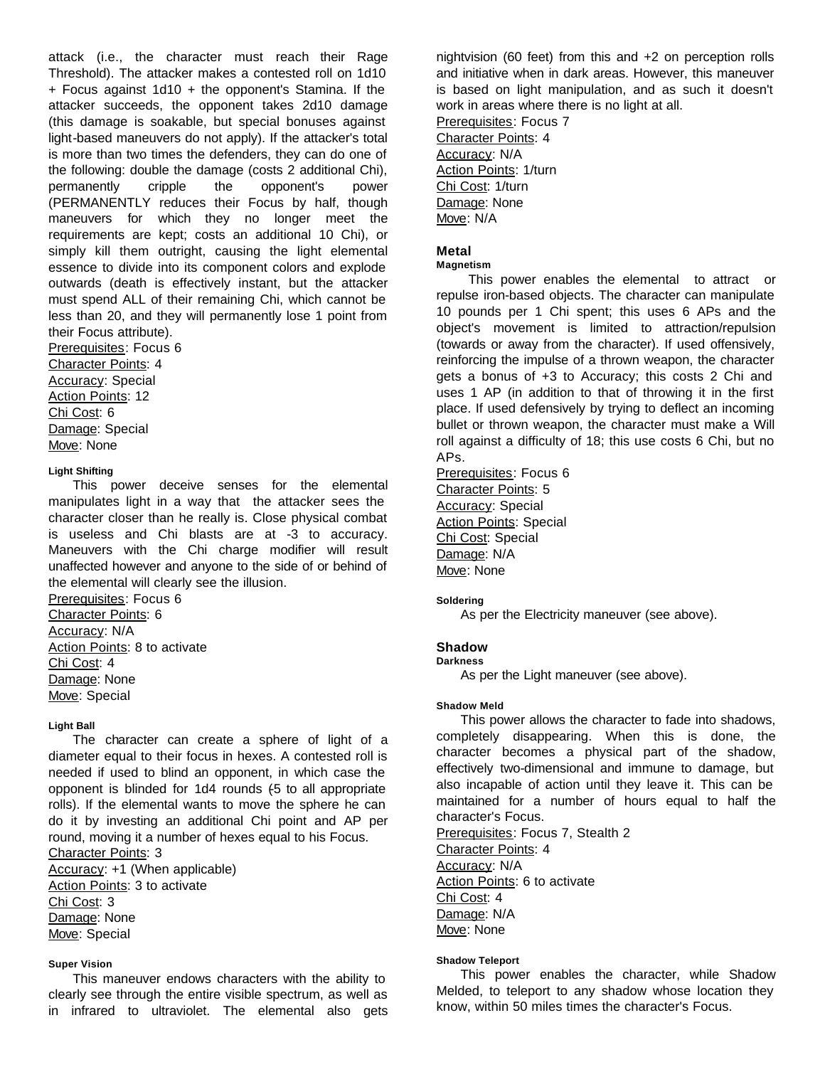attack (i.e., the character must reach their Rage Threshold). The attacker makes a contested roll on 1d10 + Focus against 1d10 + the opponent's Stamina. If the attacker succeeds, the opponent takes 2d10 damage (this damage is soakable, but special bonuses against light-based maneuvers do not apply). If the attacker's total is more than two times the defenders, they can do one of the following: double the damage (costs 2 additional Chi), permanently cripple the opponent's power (PERMANENTLY reduces their Focus by half, though maneuvers for which they no longer meet the requirements are kept; costs an additional 10 Chi), or simply kill them outright, causing the light elemental essence to divide into its component colors and explode outwards (death is effectively instant, but the attacker must spend ALL of their remaining Chi, which cannot be less than 20, and they will permanently lose 1 point from their Focus attribute).
Prerequisites: Focus 6
Character Points: 4
Accuracy: Special
Action Points: 12
Chi Cost: 6
Damage: Special
Move: None

#### Light Shifting

This power deceive senses for the elemental manipulates light in a way that the attacker sees the character closer than he really is. Close physical combat is useless and Chi blasts are at -3 to accuracy. Maneuvers with the Chi charge modifier will result unaffected however and anyone to the side of or behind of the elemental will clearly see the illusion.
Prerequisites: Focus 6
Character Points: 6
Accuracy: N/A
Action Points: 8 to activate
Chi Cost: 4
Damage: None
Move: Special

#### Light Ball

The character can create a sphere of light of a diameter equal to their focus in hexes. A contested roll is needed if used to blind an opponent, in which case the opponent is blinded for 1d4 rounds (-5 to all appropriate rolls). If the elemental wants to move the sphere he can do it by investing an additional Chi point and AP per round, moving it a number of hexes equal to his Focus.
Character Points: 3
Accuracy: +1 (When applicable)
Action Points: 3 to activate
Chi Cost: 3
Damage: None
Move: Special

#### Super Vision

This maneuver endows characters with the ability to clearly see through the entire visible spectrum, as well as in infrared to ultraviolet. The elemental also gets nightvision (60 feet) from this and +2 on perception rolls and initiative when in dark areas. However, this maneuver is based on light manipulation, and as such it doesn't work in areas where there is no light at all.
Prerequisites: Focus 7
Character Points: 4
Accuracy: N/A
Action Points: 1/turn
Chi Cost: 1/turn
Damage: None
Move: N/A

### Metal

#### Magnetism

This power enables the elemental to attract or repulse iron-based objects. The character can manipulate 10 pounds per 1 Chi spent; this uses 6 APs and the object's movement is limited to attraction/repulsion (towards or away from the character). If used offensively, reinforcing the impulse of a thrown weapon, the character gets a bonus of +3 to Accuracy; this costs 2 Chi and uses 1 AP (in addition to that of throwing it in the first place. If used defensively by trying to deflect an incoming bullet or thrown weapon, the character must make a Will roll against a difficulty of 18; this use costs 6 Chi, but no APs.
Prerequisites: Focus 6
Character Points: 5
Accuracy: Special
Action Points: Special
Chi Cost: Special
Damage: N/A
Move: None

#### Soldering

As per the Electricity maneuver (see above).

### Shadow

#### Darkness

As per the Light maneuver (see above).

#### Shadow Meld

This power allows the character to fade into shadows, completely disappearing. When this is done, the character becomes a physical part of the shadow, effectively two-dimensional and immune to damage, but also incapable of action until they leave it. This can be maintained for a number of hours equal to half the character's Focus.
Prerequisites: Focus 7, Stealth 2
Character Points: 4
Accuracy: N/A
Action Points: 6 to activate
Chi Cost: 4
Damage: N/A
Move: None

#### Shadow Teleport

This power enables the character, while Shadow Melded, to teleport to any shadow whose location they know, within 50 miles times the character's Focus.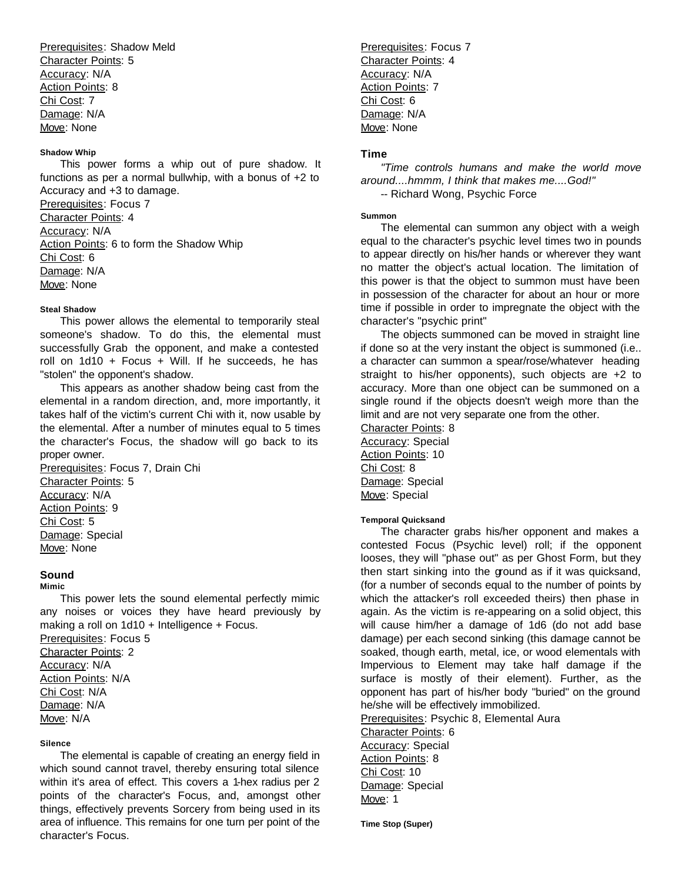Prerequisites: Shadow Meld
Character Points: 5
Accuracy: N/A
Action Points: 8
Chi Cost: 7
Damage: N/A
Move: None

##### Shadow Whip

This power forms a whip out of pure shadow. It functions as per a normal bullwhip, with a bonus of +2 to Accuracy and +3 to damage.
Prerequisites: Focus 7
Character Points: 4
Accuracy: N/A
Action Points: 6 to form the Shadow Whip
Chi Cost: 6
Damage: N/A
Move: None

##### Steal Shadow

This power allows the elemental to temporarily steal someone's shadow. To do this, the elemental must successfully Grab the opponent, and make a contested roll on 1d10 + Focus + Will. If he succeeds, he has "stolen" the opponent's shadow.

This appears as another shadow being cast from the elemental in a random direction, and, more importantly, it takes half of the victim's current Chi with it, now usable by the elemental. After a number of minutes equal to 5 times the character's Focus, the shadow will go back to its proper owner.
Prerequisites: Focus 7, Drain Chi
Character Points: 5
Accuracy: N/A
Action Points: 9
Chi Cost: 5
Damage: Special
Move: None

### Sound

##### Mimic

This power lets the sound elemental perfectly mimic any noises or voices they have heard previously by making a roll on 1d10 + Intelligence + Focus.
Prerequisites: Focus 5
Character Points: 2
Accuracy: N/A
Action Points: N/A
Chi Cost: N/A
Damage: N/A
Move: N/A

##### Silence

The elemental is capable of creating an energy field in which sound cannot travel, thereby ensuring total silence within it's area of effect. This covers a 1-hex radius per 2 points of the character's Focus, and, amongst other things, effectively prevents Sorcery from being used in its area of influence. This remains for one turn per point of the character's Focus.
Prerequisites: Focus 7
Character Points: 4
Accuracy: N/A
Action Points: 7
Chi Cost: 6
Damage: N/A
Move: None

### Time

*"Time controls humans and make the world move around....hmmm, I think that makes me....God!"*
-- Richard Wong, Psychic Force

##### Summon

The elemental can summon any object with a weigh equal to the character's psychic level times two in pounds to appear directly on his/her hands or wherever they want no matter the object's actual location. The limitation of this power is that the object to summon must have been in possession of the character for about an hour or more time if possible in order to impregnate the object with the character's "psychic print"

The objects summoned can be moved in straight line if done so at the very instant the object is summoned (i.e.. a character can summon a spear/rose/whatever heading straight to his/her opponents), such objects are +2 to accuracy. More than one object can be summoned on a single round if the objects doesn't weigh more than the limit and are not very separate one from the other.
Character Points: 8
Accuracy: Special
Action Points: 10
Chi Cost: 8
Damage: Special
Move: Special

##### Temporal Quicksand

The character grabs his/her opponent and makes a contested Focus (Psychic level) roll; if the opponent looses, they will "phase out" as per Ghost Form, but they then start sinking into the ground as if it was quicksand, (for a number of seconds equal to the number of points by which the attacker's roll exceeded theirs) then phase in again. As the victim is re-appearing on a solid object, this will cause him/her a damage of 1d6 (do not add base damage) per each second sinking (this damage cannot be soaked, though earth, metal, ice, or wood elementals with Impervious to Element may take half damage if the surface is mostly of their element). Further, as the opponent has part of his/her body "buried" on the ground he/she will be effectively immobilized.
Prerequisites: Psychic 8, Elemental Aura
Character Points: 6
Accuracy: Special
Action Points: 8
Chi Cost: 10
Damage: Special
Move: 1

##### Time Stop (Super)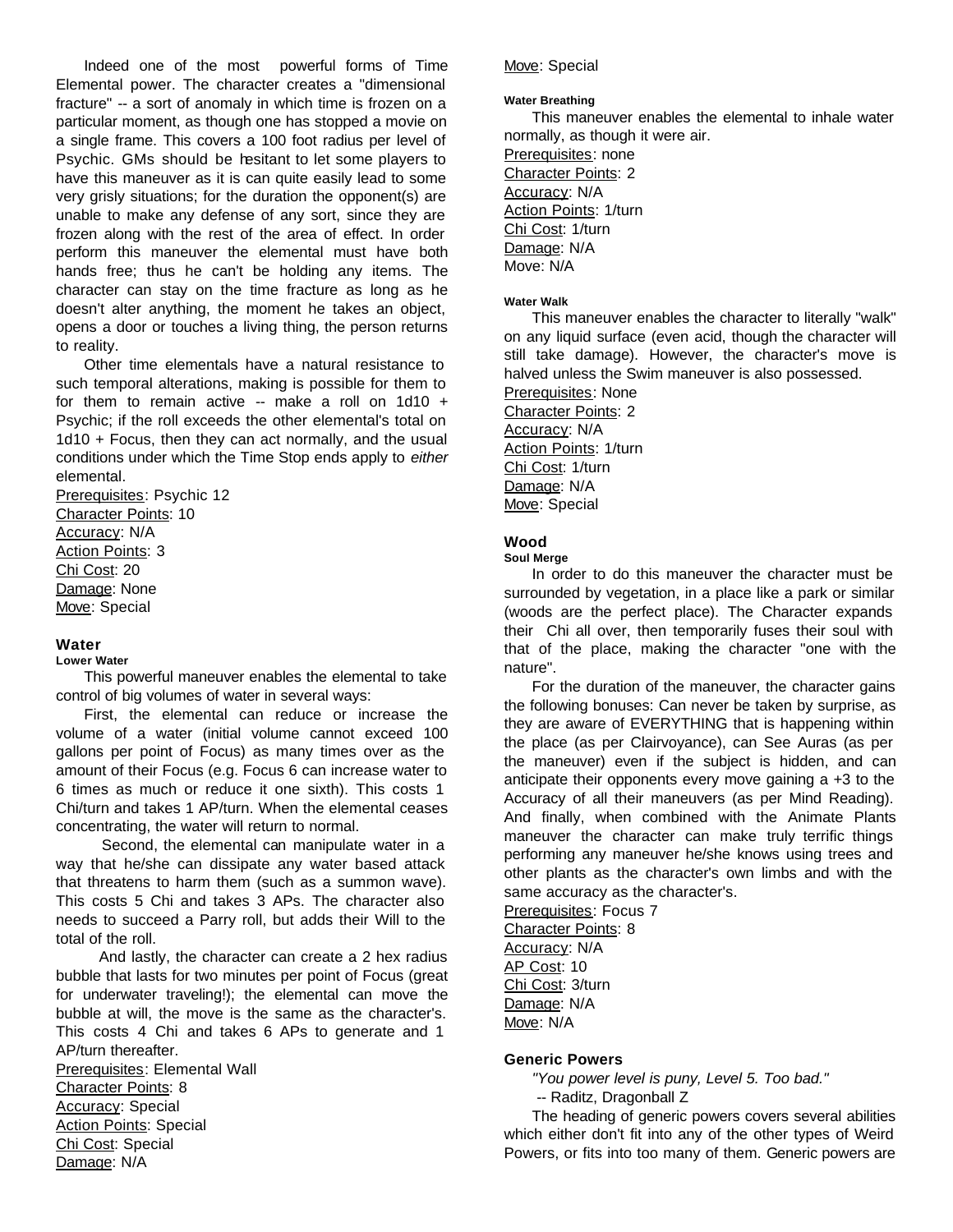Indeed one of the most powerful forms of Time Elemental power. The character creates a "dimensional fracture" -- a sort of anomaly in which time is frozen on a particular moment, as though one has stopped a movie on a single frame. This covers a 100 foot radius per level of Psychic. GMs should be hesitant to let some players to have this maneuver as it is can quite easily lead to some very grisly situations; for the duration the opponent(s) are unable to make any defense of any sort, since they are frozen along with the rest of the area of effect. In order perform this maneuver the elemental must have both hands free; thus he can't be holding any items. The character can stay on the time fracture as long as he doesn't alter anything, the moment he takes an object, opens a door or touches a living thing, the person returns to reality.

Other time elementals have a natural resistance to such temporal alterations, making is possible for them to for them to remain active -- make a roll on 1d10 + Psychic; if the roll exceeds the other elemental's total on 1d10 + Focus, then they can act normally, and the usual conditions under which the Time Stop ends apply to *either* elemental.

Prerequisites: Psychic 12
Character Points: 10
Accuracy: N/A
Action Points: 3
Chi Cost: 20
Damage: None
Move: Special

### Water

#### Lower Water

This powerful maneuver enables the elemental to take control of big volumes of water in several ways:

First, the elemental can reduce or increase the volume of a water (initial volume cannot exceed 100 gallons per point of Focus) as many times over as the amount of their Focus (e.g. Focus 6 can increase water to 6 times as much or reduce it one sixth). This costs 1 Chi/turn and takes 1 AP/turn. When the elemental ceases concentrating, the water will return to normal.

Second, the elemental can manipulate water in a way that he/she can dissipate any water based attack that threatens to harm them (such as a summon wave). This costs 5 Chi and takes 3 APs. The character also needs to succeed a Parry roll, but adds their Will to the total of the roll.

And lastly, the character can create a 2 hex radius bubble that lasts for two minutes per point of Focus (great for underwater traveling!); the elemental can move the bubble at will, the move is the same as the character's. This costs 4 Chi and takes 6 APs to generate and 1 AP/turn thereafter.

Prerequisites: Elemental Wall
Character Points: 8
Accuracy: Special
Action Points: Special
Chi Cost: Special
Damage: N/A
Move: Special

#### Water Breathing

This maneuver enables the elemental to inhale water normally, as though it were air.

Prerequisites: none
Character Points: 2
Accuracy: N/A
Action Points: 1/turn
Chi Cost: 1/turn
Damage: N/A
Move: N/A

#### Water Walk

This maneuver enables the character to literally "walk" on any liquid surface (even acid, though the character will still take damage). However, the character's move is halved unless the Swim maneuver is also possessed.

Prerequisites: None
Character Points: 2
Accuracy: N/A
Action Points: 1/turn
Chi Cost: 1/turn
Damage: N/A
Move: Special

### Wood

#### Soul Merge

In order to do this maneuver the character must be surrounded by vegetation, in a place like a park or similar (woods are the perfect place). The Character expands their Chi all over, then temporarily fuses their soul with that of the place, making the character "one with the nature".

For the duration of the maneuver, the character gains the following bonuses: Can never be taken by surprise, as they are aware of EVERYTHING that is happening within the place (as per Clairvoyance), can See Auras (as per the maneuver) even if the subject is hidden, and can anticipate their opponents every move gaining a +3 to the Accuracy of all their maneuvers (as per Mind Reading). And finally, when combined with the Animate Plants maneuver the character can make truly terrific things performing any maneuver he/she knows using trees and other plants as the character's own limbs and with the same accuracy as the character's.

Prerequisites: Focus 7
Character Points: 8
Accuracy: N/A
AP Cost: 10
Chi Cost: 3/turn
Damage: N/A
Move: N/A

### Generic Powers

*"You power level is puny, Level 5. Too bad."*
-- Raditz, Dragonball Z

The heading of generic powers covers several abilities which either don't fit into any of the other types of Weird Powers, or fits into too many of them. Generic powers are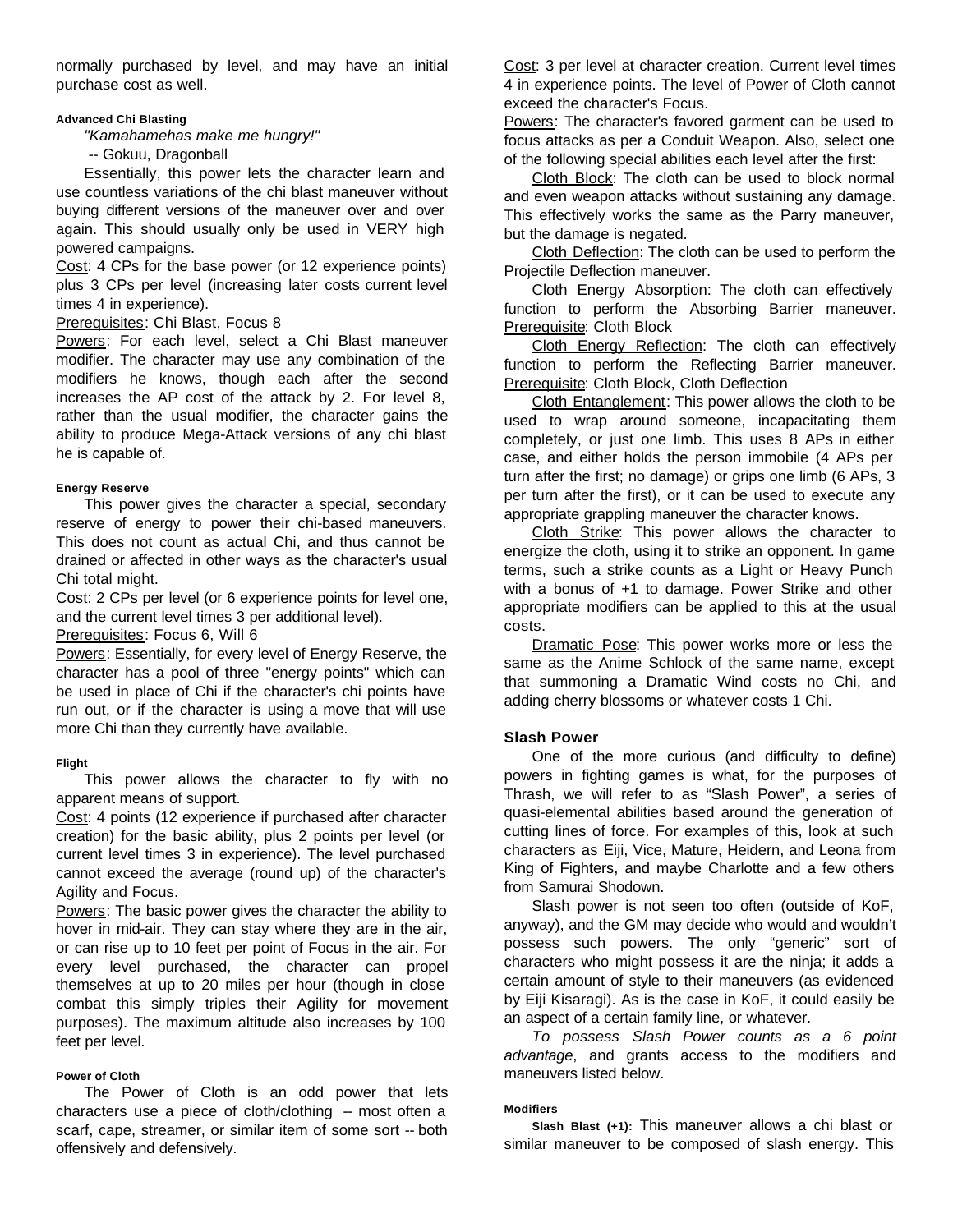normally purchased by level, and may have an initial purchase cost as well.

#### Advanced Chi Blasting

*"Kamahamehas make me hungry!"*

-- Gokuu, Dragonball

Essentially, this power lets the character learn and use countless variations of the chi blast maneuver without buying different versions of the maneuver over and over again. This should usually only be used in VERY high powered campaigns.

Cost: 4 CPs for the base power (or 12 experience points) plus 3 CPs per level (increasing later costs current level times 4 in experience).

Prerequisites: Chi Blast, Focus 8

Powers: For each level, select a Chi Blast maneuver modifier. The character may use any combination of the modifiers he knows, though each after the second increases the AP cost of the attack by 2. For level 8, rather than the usual modifier, the character gains the ability to produce Mega-Attack versions of any chi blast he is capable of.

#### Energy Reserve

This power gives the character a special, secondary reserve of energy to power their chi-based maneuvers. This does not count as actual Chi, and thus cannot be drained or affected in other ways as the character's usual Chi total might.

Cost: 2 CPs per level (or 6 experience points for level one, and the current level times 3 per additional level).

Prerequisites: Focus 6, Will 6

Powers: Essentially, for every level of Energy Reserve, the character has a pool of three "energy points" which can be used in place of Chi if the character's chi points have run out, or if the character is using a move that will use more Chi than they currently have available.

#### Flight

This power allows the character to fly with no apparent means of support.

Cost: 4 points (12 experience if purchased after character creation) for the basic ability, plus 2 points per level (or current level times 3 in experience). The level purchased cannot exceed the average (round up) of the character's Agility and Focus.

Powers: The basic power gives the character the ability to hover in mid-air. They can stay where they are in the air, or can rise up to 10 feet per point of Focus in the air. For every level purchased, the character can propel themselves at up to 20 miles per hour (though in close combat this simply triples their Agility for movement purposes). The maximum altitude also increases by 100 feet per level.

#### Power of Cloth

The Power of Cloth is an odd power that lets characters use a piece of cloth/clothing -- most often a scarf, cape, streamer, or similar item of some sort -- both offensively and defensively.

Cost: 3 per level at character creation. Current level times 4 in experience points. The level of Power of Cloth cannot exceed the character's Focus.

Powers: The character's favored garment can be used to focus attacks as per a Conduit Weapon. Also, select one of the following special abilities each level after the first:

Cloth Block: The cloth can be used to block normal and even weapon attacks without sustaining any damage. This effectively works the same as the Parry maneuver, but the damage is negated.

Cloth Deflection: The cloth can be used to perform the Projectile Deflection maneuver.

Cloth Energy Absorption: The cloth can effectively function to perform the Absorbing Barrier maneuver. Prerequisite: Cloth Block

Cloth Energy Reflection: The cloth can effectively function to perform the Reflecting Barrier maneuver. Prerequisite: Cloth Block, Cloth Deflection

Cloth Entanglement: This power allows the cloth to be used to wrap around someone, incapacitating them completely, or just one limb. This uses 8 APs in either case, and either holds the person immobile (4 APs per turn after the first; no damage) or grips one limb (6 APs, 3 per turn after the first), or it can be used to execute any appropriate grappling maneuver the character knows.

Cloth Strike: This power allows the character to energize the cloth, using it to strike an opponent. In game terms, such a strike counts as a Light or Heavy Punch with a bonus of +1 to damage. Power Strike and other appropriate modifiers can be applied to this at the usual costs.

Dramatic Pose: This power works more or less the same as the Anime Schlock of the same name, except that summoning a Dramatic Wind costs no Chi, and adding cherry blossoms or whatever costs 1 Chi.

### Slash Power

One of the more curious (and difficulty to define) powers in fighting games is what, for the purposes of Thrash, we will refer to as "Slash Power", a series of quasi-elemental abilities based around the generation of cutting lines of force. For examples of this, look at such characters as Eiji, Vice, Mature, Heidern, and Leona from King of Fighters, and maybe Charlotte and a few others from Samurai Shodown.

Slash power is not seen too often (outside of KoF, anyway), and the GM may decide who would and wouldn't possess such powers. The only "generic" sort of characters who might possess it are the ninja; it adds a certain amount of style to their maneuvers (as evidenced by Eiji Kisaragi). As is the case in KoF, it could easily be an aspect of a certain family line, or whatever.

*To possess Slash Power counts as a 6 point advantage*, and grants access to the modifiers and maneuvers listed below.

#### Modifiers

**Slash Blast (+1):** This maneuver allows a chi blast or similar maneuver to be composed of slash energy. This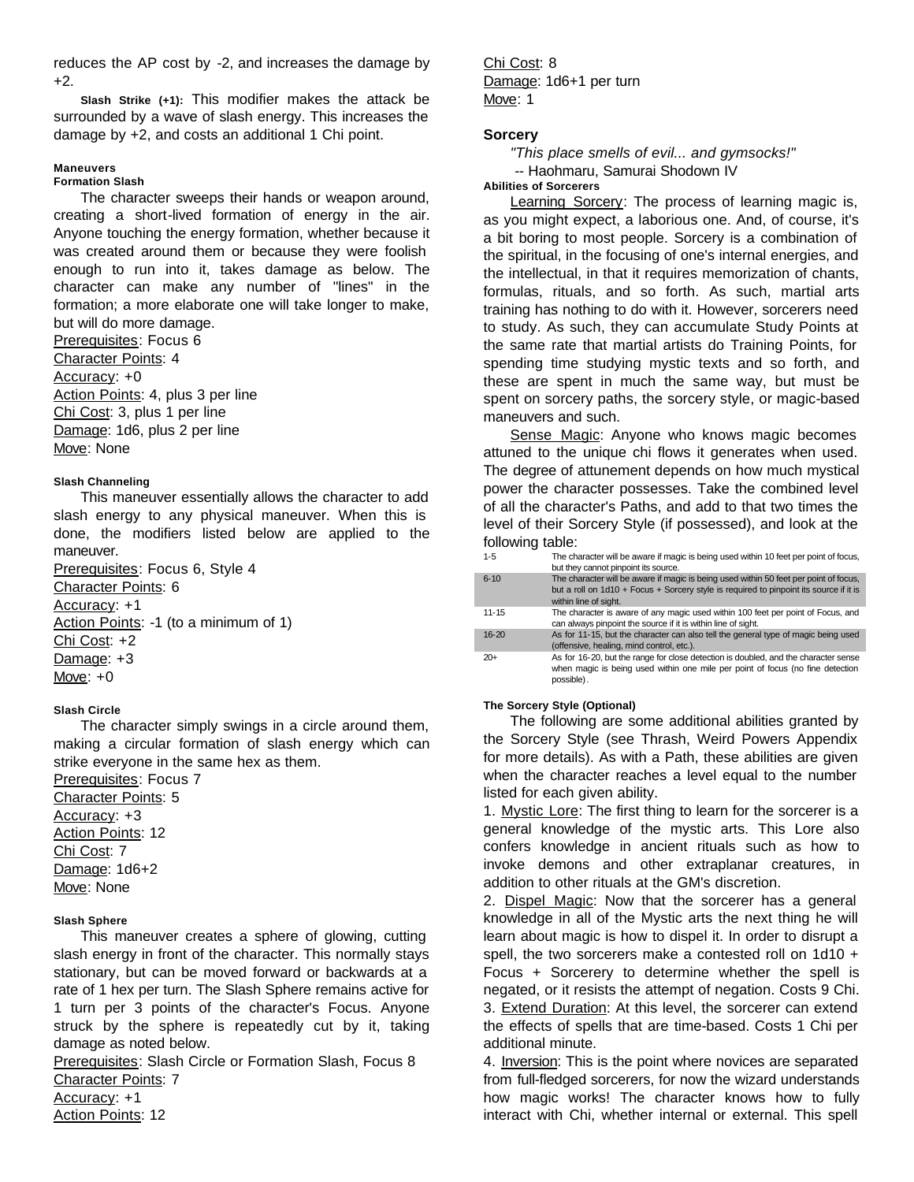reduces the AP cost by -2, and increases the damage by +2.

**Slash Strike (+1):** This modifier makes the attack be surrounded by a wave of slash energy. This increases the damage by +2, and costs an additional 1 Chi point.

#### Maneuvers

##### Formation Slash

The character sweeps their hands or weapon around, creating a short-lived formation of energy in the air. Anyone touching the energy formation, whether because it was created around them or because they were foolish enough to run into it, takes damage as below. The character can make any number of "lines" in the formation; a more elaborate one will take longer to make, but will do more damage.

Prerequisites: Focus 6
Character Points: 4
Accuracy: +0
Action Points: 4, plus 3 per line
Chi Cost: 3, plus 1 per line
Damage: 1d6, plus 2 per line
Move: None

##### Slash Channeling

This maneuver essentially allows the character to add slash energy to any physical maneuver. When this is done, the modifiers listed below are applied to the maneuver.

Prerequisites: Focus 6, Style 4
Character Points: 6
Accuracy: +1
Action Points: -1 (to a minimum of 1)
Chi Cost: +2
Damage: +3
Move: +0

##### Slash Circle

The character simply swings in a circle around them, making a circular formation of slash energy which can strike everyone in the same hex as them.

Prerequisites: Focus 7
Character Points: 5
Accuracy: +3
Action Points: 12
Chi Cost: 7
Damage: 1d6+2
Move: None

##### Slash Sphere

This maneuver creates a sphere of glowing, cutting slash energy in front of the character. This normally stays stationary, but can be moved forward or backwards at a rate of 1 hex per turn. The Slash Sphere remains active for 1 turn per 3 points of the character's Focus. Anyone struck by the sphere is repeatedly cut by it, taking damage as noted below.

Prerequisites: Slash Circle or Formation Slash, Focus 8
Character Points: 7
Accuracy: +1
Action Points: 12
Chi Cost: 8
Damage: 1d6+1 per turn
Move: 1

### Sorcery

*"This place smells of evil... and gymsocks!"*
-- Haohmaru, Samurai Shodown IV

#### Abilities of Sorcerers

Learning Sorcery: The process of learning magic is, as you might expect, a laborious one. And, of course, it's a bit boring to most people. Sorcery is a combination of the spiritual, in the focusing of one's internal energies, and the intellectual, in that it requires memorization of chants, formulas, rituals, and so forth. As such, martial arts training has nothing to do with it. However, sorcerers need to study. As such, they can accumulate Study Points at the same rate that martial artists do Training Points, for spending time studying mystic texts and so forth, and these are spent in much the same way, but must be spent on sorcery paths, the sorcery style, or magic-based maneuvers and such.

Sense Magic: Anyone who knows magic becomes attuned to the unique chi flows it generates when used. The degree of attunement depends on how much mystical power the character possesses. Take the combined level of all the character's Paths, and add to that two times the level of their Sorcery Style (if possessed), and look at the following table:

| | |
|---|---|
| 1-5 | The character will be aware if magic is being used within 10 feet per point of focus, but they cannot pinpoint its source. |
| 6-10 | The character will be aware if magic is being used within 50 feet per point of focus, but a roll on 1d10 + Focus + Sorcery style is required to pinpoint its source if it is within line of sight. |
| 11-15 | The character is aware of any magic used within 100 feet per point of Focus, and can always pinpoint the source if it is within line of sight. |
| 16-20 | As for 11-15, but the character can also tell the general type of magic being used (offensive, healing, mind control, etc.). |
| 20+ | As for 16-20, but the range for close detection is doubled, and the character sense when magic is being used within one mile per point of focus (no fine detection possible). |

#### The Sorcery Style (Optional)

The following are some additional abilities granted by the Sorcery Style (see Thrash, Weird Powers Appendix for more details). As with a Path, these abilities are given when the character reaches a level equal to the number listed for each given ability.

1. Mystic Lore: The first thing to learn for the sorcerer is a general knowledge of the mystic arts. This Lore also confers knowledge in ancient rituals such as how to invoke demons and other extraplanar creatures, in addition to other rituals at the GM's discretion.
2. Dispel Magic: Now that the sorcerer has a general knowledge in all of the Mystic arts the next thing he will learn about magic is how to dispel it. In order to disrupt a spell, the two sorcerers make a contested roll on 1d10 + Focus + Sorcerery to determine whether the spell is negated, or it resists the attempt of negation. Costs 9 Chi.
3. Extend Duration: At this level, the sorcerer can extend the effects of spells that are time-based. Costs 1 Chi per additional minute.
4. Inversion: This is the point where novices are separated from full-fledged sorcerers, for now the wizard understands how magic works! The character knows how to fully interact with Chi, whether internal or external. This spell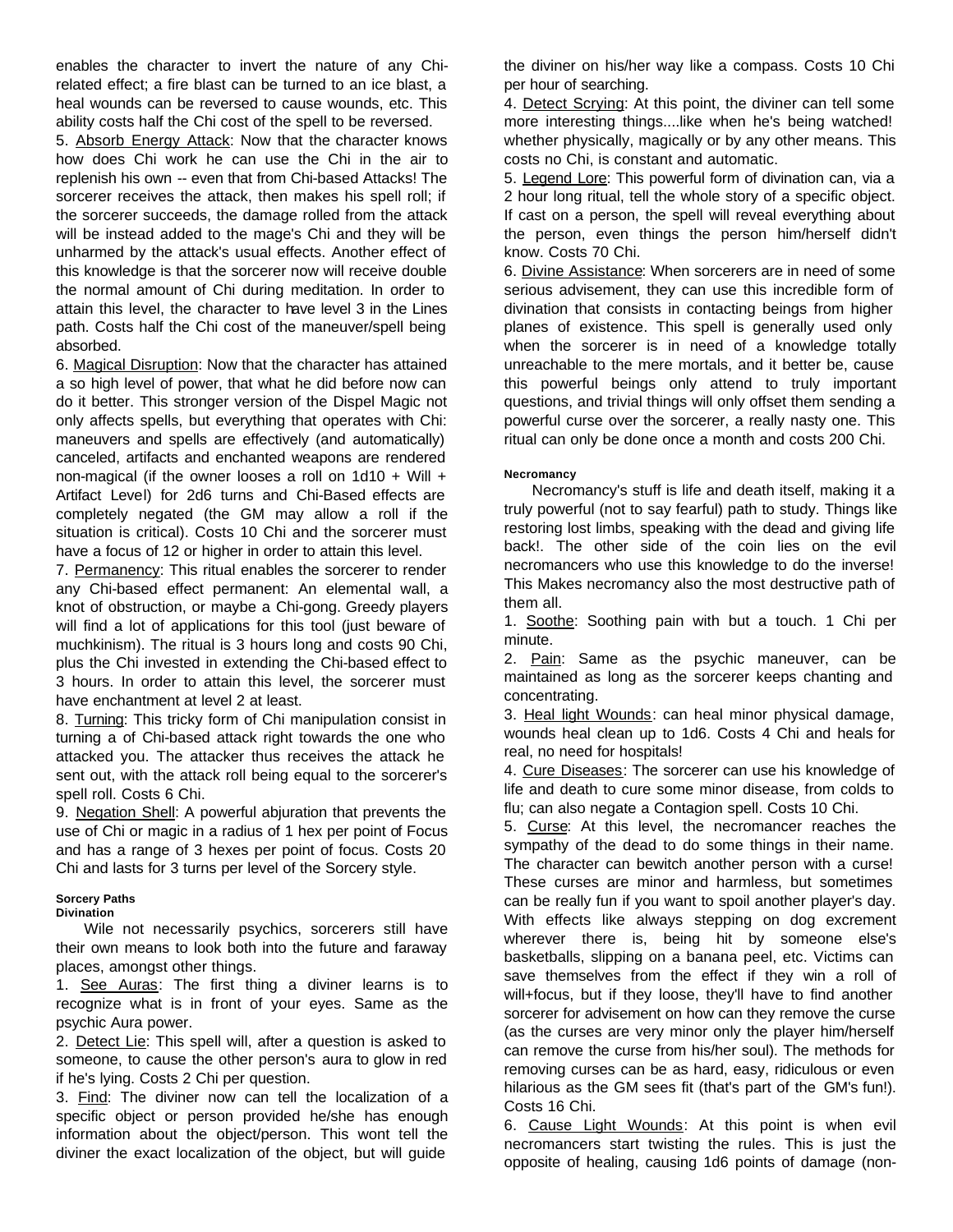enables the character to invert the nature of any Chi-related effect; a fire blast can be turned to an ice blast, a heal wounds can be reversed to cause wounds, etc. This ability costs half the Chi cost of the spell to be reversed.

5. Absorb Energy Attack: Now that the character knows how does Chi work he can use the Chi in the air to replenish his own -- even that from Chi-based Attacks! The sorcerer receives the attack, then makes his spell roll; if the sorcerer succeeds, the damage rolled from the attack will be instead added to the mage's Chi and they will be unharmed by the attack's usual effects. Another effect of this knowledge is that the sorcerer now will receive double the normal amount of Chi during meditation. In order to attain this level, the character to have level 3 in the Lines path. Costs half the Chi cost of the maneuver/spell being absorbed.

6. Magical Disruption: Now that the character has attained a so high level of power, that what he did before now can do it better. This stronger version of the Dispel Magic not only affects spells, but everything that operates with Chi: maneuvers and spells are effectively (and automatically) canceled, artifacts and enchanted weapons are rendered non-magical (if the owner looses a roll on 1d10 + Will + Artifact Level) for 2d6 turns and Chi-Based effects are completely negated (the GM may allow a roll if the situation is critical). Costs 10 Chi and the sorcerer must have a focus of 12 or higher in order to attain this level.

7. Permanency: This ritual enables the sorcerer to render any Chi-based effect permanent: An elemental wall, a knot of obstruction, or maybe a Chi-gong. Greedy players will find a lot of applications for this tool (just beware of muchkinism). The ritual is 3 hours long and costs 90 Chi, plus the Chi invested in extending the Chi-based effect to 3 hours. In order to attain this level, the sorcerer must have enchantment at level 2 at least.

8. Turning: This tricky form of Chi manipulation consist in turning a of Chi-based attack right towards the one who attacked you. The attacker thus receives the attack he sent out, with the attack roll being equal to the sorcerer's spell roll. Costs 6 Chi.

9. Negation Shell: A powerful abjuration that prevents the use of Chi or magic in a radius of 1 hex per point of Focus and has a range of 3 hexes per point of focus. Costs 20 Chi and lasts for 3 turns per level of the Sorcery style.

#### Sorcery Paths

##### Divination

Wile not necessarily psychics, sorcerers still have their own means to look both into the future and faraway places, amongst other things.

1. See Auras: The first thing a diviner learns is to recognize what is in front of your eyes. Same as the psychic Aura power.

2. Detect Lie: This spell will, after a question is asked to someone, to cause the other person's aura to glow in red if he's lying. Costs 2 Chi per question.

3. Find: The diviner now can tell the localization of a specific object or person provided he/she has enough information about the object/person. This wont tell the diviner the exact localization of the object, but will guide the diviner on his/her way like a compass. Costs 10 Chi per hour of searching.

4. Detect Scrying: At this point, the diviner can tell some more interesting things....like when he's being watched! whether physically, magically or by any other means. This costs no Chi, is constant and automatic.

5. Legend Lore: This powerful form of divination can, via a 2 hour long ritual, tell the whole story of a specific object. If cast on a person, the spell will reveal everything about the person, even things the person him/herself didn't know. Costs 70 Chi.

6. Divine Assistance: When sorcerers are in need of some serious advisement, they can use this incredible form of divination that consists in contacting beings from higher planes of existence. This spell is generally used only when the sorcerer is in need of a knowledge totally unreachable to the mere mortals, and it better be, cause this powerful beings only attend to truly important questions, and trivial things will only offset them sending a powerful curse over the sorcerer, a really nasty one. This ritual can only be done once a month and costs 200 Chi.

##### Necromancy

Necromancy's stuff is life and death itself, making it a truly powerful (not to say fearful) path to study. Things like restoring lost limbs, speaking with the dead and giving life back!. The other side of the coin lies on the evil necromancers who use this knowledge to do the inverse! This Makes necromancy also the most destructive path of them all.

1. Soothe: Soothing pain with but a touch. 1 Chi per minute.

2. Pain: Same as the psychic maneuver, can be maintained as long as the sorcerer keeps chanting and concentrating.

3. Heal light Wounds: can heal minor physical damage, wounds heal clean up to 1d6. Costs 4 Chi and heals for real, no need for hospitals!

4. Cure Diseases: The sorcerer can use his knowledge of life and death to cure some minor disease, from colds to flu; can also negate a Contagion spell. Costs 10 Chi.

5. Curse: At this level, the necromancer reaches the sympathy of the dead to do some things in their name. The character can bewitch another person with a curse! These curses are minor and harmless, but sometimes can be really fun if you want to spoil another player's day. With effects like always stepping on dog excrement wherever there is, being hit by someone else's basketballs, slipping on a banana peel, etc. Victims can save themselves from the effect if they win a roll of will+focus, but if they loose, they'll have to find another sorcerer for advisement on how can they remove the curse (as the curses are very minor only the player him/herself can remove the curse from his/her soul). The methods for removing curses can be as hard, easy, ridiculous or even hilarious as the GM sees fit (that's part of the GM's fun!). Costs 16 Chi.

6. Cause Light Wounds: At this point is when evil necromancers start twisting the rules. This is just the opposite of healing, causing 1d6 points of damage (non-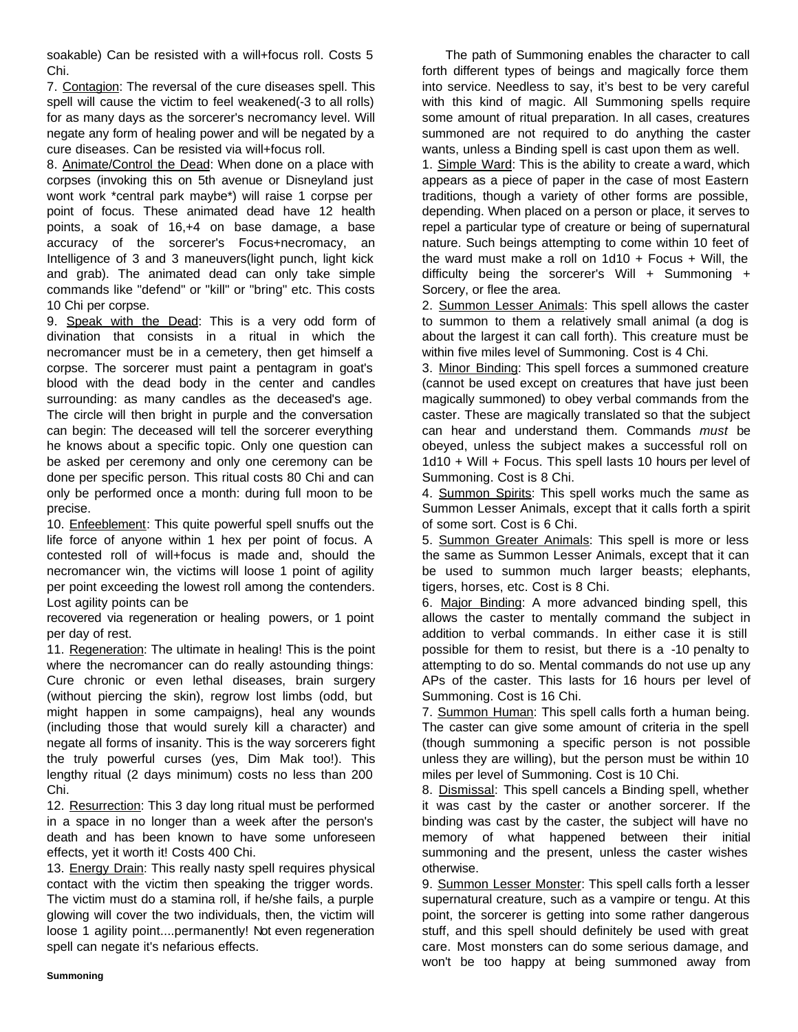soakable) Can be resisted with a will+focus roll. Costs 5 Chi.

7. <u>Contagion</u>: The reversal of the cure diseases spell. This spell will cause the victim to feel weakened(-3 to all rolls) for as many days as the sorcerer's necromancy level. Will negate any form of healing power and will be negated by a cure diseases. Can be resisted via will+focus roll.

8. <u>Animate/Control the Dead</u>: When done on a place with corpses (invoking this on 5th avenue or Disneyland just wont work *central park maybe*) will raise 1 corpse per point of focus. These animated dead have 12 health points, a soak of 16,+4 on base damage, a base accuracy of the sorcerer's Focus+necromacy, an Intelligence of 3 and 3 maneuvers(light punch, light kick and grab). The animated dead can only take simple commands like "defend" or "kill" or "bring" etc. This costs 10 Chi per corpse.

9. <u>Speak with the Dead</u>: This is a very odd form of divination that consists in a ritual in which the necromancer must be in a cemetery, then get himself a corpse. The sorcerer must paint a pentagram in goat's blood with the dead body in the center and candles surrounding: as many candles as the deceased's age. The circle will then bright in purple and the conversation can begin: The deceased will tell the sorcerer everything he knows about a specific topic. Only one question can be asked per ceremony and only one ceremony can be done per specific person. This ritual costs 80 Chi and can only be performed once a month: during full moon to be precise.

10. <u>Enfeeblement</u>: This quite powerful spell snuffs out the life force of anyone within 1 hex per point of focus. A contested roll of will+focus is made and, should the necromancer win, the victims will loose 1 point of agility per point exceeding the lowest roll among the contenders. Lost agility points can be recovered via regeneration or healing powers, or 1 point per day of rest.

11. <u>Regeneration</u>: The ultimate in healing! This is the point where the necromancer can do really astounding things: Cure chronic or even lethal diseases, brain surgery (without piercing the skin), regrow lost limbs (odd, but might happen in some campaigns), heal any wounds (including those that would surely kill a character) and negate all forms of insanity. This is the way sorcerers fight the truly powerful curses (yes, Dim Mak too!). This lengthy ritual (2 days minimum) costs no less than 200 Chi.

12. <u>Resurrection</u>: This 3 day long ritual must be performed in a space in no longer than a week after the person's death and has been known to have some unforeseen effects, yet it worth it! Costs 400 Chi.

13. <u>Energy Drain</u>: This really nasty spell requires physical contact with the victim then speaking the trigger words. The victim must do a stamina roll, if he/she fails, a purple glowing will cover the two individuals, then, the victim will loose 1 agility point....permanently! Not even regeneration spell can negate it's nefarious effects.

**Summoning**

The path of Summoning enables the character to call forth different types of beings and magically force them into service. Needless to say, it's best to be very careful with this kind of magic. All Summoning spells require some amount of ritual preparation. In all cases, creatures summoned are not required to do anything the caster wants, unless a Binding spell is cast upon them as well.

1. <u>Simple Ward</u>: This is the ability to create a ward, which appears as a piece of paper in the case of most Eastern traditions, though a variety of other forms are possible, depending. When placed on a person or place, it serves to repel a particular type of creature or being of supernatural nature. Such beings attempting to come within 10 feet of the ward must make a roll on 1d10 + Focus + Will, the difficulty being the sorcerer's Will + Summoning + Sorcery, or flee the area.

2. <u>Summon Lesser Animals</u>: This spell allows the caster to summon to them a relatively small animal (a dog is about the largest it can call forth). This creature must be within five miles level of Summoning. Cost is 4 Chi.

3. <u>Minor Binding</u>: This spell forces a summoned creature (cannot be used except on creatures that have just been magically summoned) to obey verbal commands from the caster. These are magically translated so that the subject can hear and understand them. Commands *must* be obeyed, unless the subject makes a successful roll on 1d10 + Will + Focus. This spell lasts 10 hours per level of Summoning. Cost is 8 Chi.

4. <u>Summon Spirits</u>: This spell works much the same as Summon Lesser Animals, except that it calls forth a spirit of some sort. Cost is 6 Chi.

5. <u>Summon Greater Animals</u>: This spell is more or less the same as Summon Lesser Animals, except that it can be used to summon much larger beasts; elephants, tigers, horses, etc. Cost is 8 Chi.

6. <u>Major Binding</u>: A more advanced binding spell, this allows the caster to mentally command the subject in addition to verbal commands. In either case it is still possible for them to resist, but there is a -10 penalty to attempting to do so. Mental commands do not use up any APs of the caster. This lasts for 16 hours per level of Summoning. Cost is 16 Chi.

7. <u>Summon Human</u>: This spell calls forth a human being. The caster can give some amount of criteria in the spell (though summoning a specific person is not possible unless they are willing), but the person must be within 10 miles per level of Summoning. Cost is 10 Chi.

8. <u>Dismissal</u>: This spell cancels a Binding spell, whether it was cast by the caster or another sorcerer. If the binding was cast by the caster, the subject will have no memory of what happened between their initial summoning and the present, unless the caster wishes otherwise.

9. <u>Summon Lesser Monster</u>: This spell calls forth a lesser supernatural creature, such as a vampire or tengu. At this point, the sorcerer is getting into some rather dangerous stuff, and this spell should definitely be used with great care. Most monsters can do some serious damage, and won't be too happy at being summoned away from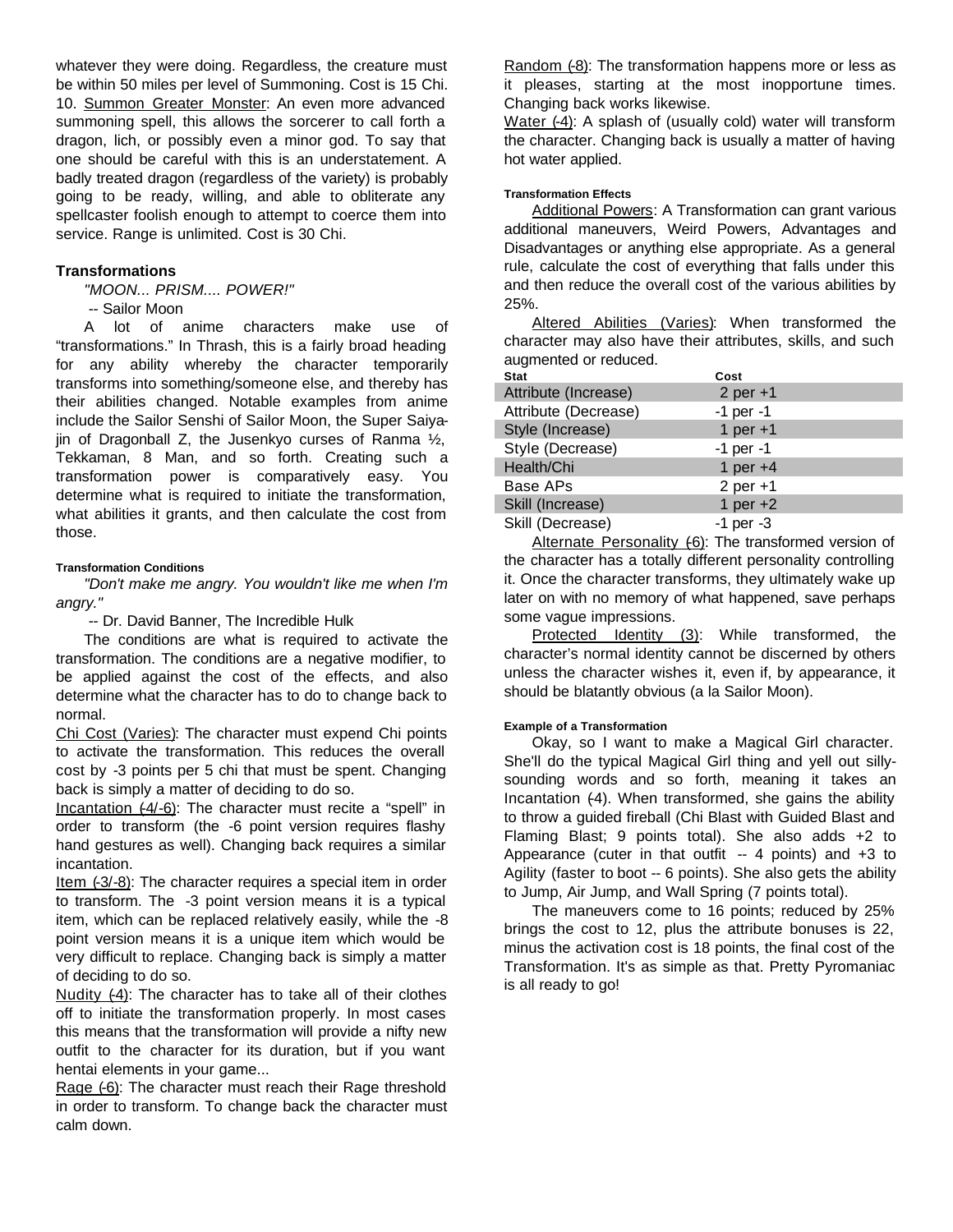whatever they were doing. Regardless, the creature must be within 50 miles per level of Summoning. Cost is 15 Chi.

10. Summon Greater Monster: An even more advanced summoning spell, this allows the sorcerer to call forth a dragon, lich, or possibly even a minor god. To say that one should be careful with this is an understatement. A badly treated dragon (regardless of the variety) is probably going to be ready, willing, and able to obliterate any spellcaster foolish enough to attempt to coerce them into service. Range is unlimited. Cost is 30 Chi.

### Transformations

*"MOON... PRISM.... POWER!"*

-- Sailor Moon

A lot of anime characters make use of "transformations." In Thrash, this is a fairly broad heading for any ability whereby the character temporarily transforms into something/someone else, and thereby has their abilities changed. Notable examples from anime include the Sailor Senshi of Sailor Moon, the Super Saiyajin of Dragonball Z, the Jusenkyo curses of Ranma ½, Tekkaman, 8 Man, and so forth. Creating such a transformation power is comparatively easy. You determine what is required to initiate the transformation, what abilities it grants, and then calculate the cost from those.

#### Transformation Conditions

*"Don't make me angry. You wouldn't like me when I'm angry."*

-- Dr. David Banner, The Incredible Hulk

The conditions are what is required to activate the transformation. The conditions are a negative modifier, to be applied against the cost of the effects, and also determine what the character has to do to change back to normal.

Chi Cost (Varies): The character must expend Chi points to activate the transformation. This reduces the overall cost by -3 points per 5 chi that must be spent. Changing back is simply a matter of deciding to do so.

Incantation (-4/-6): The character must recite a "spell" in order to transform (the -6 point version requires flashy hand gestures as well). Changing back requires a similar incantation.

Item (-3/-8): The character requires a special item in order to transform. The -3 point version means it is a typical item, which can be replaced relatively easily, while the -8 point version means it is a unique item which would be very difficult to replace. Changing back is simply a matter of deciding to do so.

Nudity (-4): The character has to take all of their clothes off to initiate the transformation properly. In most cases this means that the transformation will provide a nifty new outfit to the character for its duration, but if you want hentai elements in your game...

Rage (-6): The character must reach their Rage threshold in order to transform. To change back the character must calm down.

Random (-8): The transformation happens more or less as it pleases, starting at the most inopportune times. Changing back works likewise.

Water (-4): A splash of (usually cold) water will transform the character. Changing back is usually a matter of having hot water applied.

#### Transformation Effects

Additional Powers: A Transformation can grant various additional maneuvers, Weird Powers, Advantages and Disadvantages or anything else appropriate. As a general rule, calculate the cost of everything that falls under this and then reduce the overall cost of the various abilities by 25%.

Altered Abilities (Varies): When transformed the character may also have their attributes, skills, and such augmented or reduced.

| Stat | Cost |
|---|---|
| Attribute (Increase) | 2 per +1 |
| Attribute (Decrease) | -1 per -1 |
| Style (Increase) | 1 per +1 |
| Style (Decrease) | -1 per -1 |
| Health/Chi | 1 per +4 |
| Base APs | 2 per +1 |
| Skill (Increase) | 1 per +2 |
| Skill (Decrease) | -1 per -3 |

Alternate Personality (-6): The transformed version of the character has a totally different personality controlling it. Once the character transforms, they ultimately wake up later on with no memory of what happened, save perhaps some vague impressions.

Protected Identity (3): While transformed, the character's normal identity cannot be discerned by others unless the character wishes it, even if, by appearance, it should be blatantly obvious (a la Sailor Moon).

#### Example of a Transformation

Okay, so I want to make a Magical Girl character. She'll do the typical Magical Girl thing and yell out silly-sounding words and so forth, meaning it takes an Incantation (-4). When transformed, she gains the ability to throw a guided fireball (Chi Blast with Guided Blast and Flaming Blast; 9 points total). She also adds +2 to Appearance (cuter in that outfit -- 4 points) and +3 to Agility (faster to boot -- 6 points). She also gets the ability to Jump, Air Jump, and Wall Spring (7 points total).

The maneuvers come to 16 points; reduced by 25% brings the cost to 12, plus the attribute bonuses is 22, minus the activation cost is 18 points, the final cost of the Transformation. It's as simple as that. Pretty Pyromaniac is all ready to go!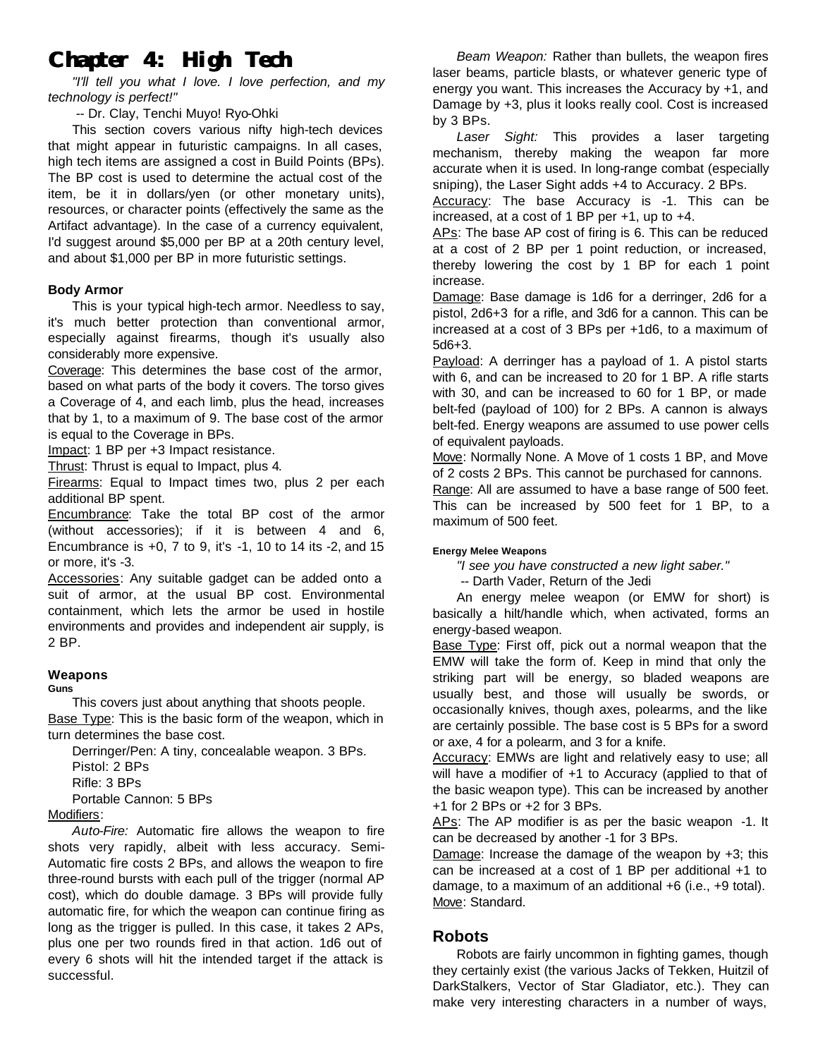# Chapter 4: High Tech

*"I'll tell you what I love. I love perfection, and my technology is perfect!"*

-- Dr. Clay, Tenchi Muyo! Ryo-Ohki

This section covers various nifty high-tech devices that might appear in futuristic campaigns. In all cases, high tech items are assigned a cost in Build Points (BPs). The BP cost is used to determine the actual cost of the item, be it in dollars/yen (or other monetary units), resources, or character points (effectively the same as the Artifact advantage). In the case of a currency equivalent, I'd suggest around $5,000 per BP at a 20th century level, and about $1,000 per BP in more futuristic settings.

### Body Armor

This is your typical high-tech armor. Needless to say, it's much better protection than conventional armor, especially against firearms, though it's usually also considerably more expensive.

Coverage: This determines the base cost of the armor, based on what parts of the body it covers. The torso gives a Coverage of 4, and each limb, plus the head, increases that by 1, to a maximum of 9. The base cost of the armor is equal to the Coverage in BPs.

Impact: 1 BP per +3 Impact resistance.

Thrust: Thrust is equal to Impact, plus 4.

Firearms: Equal to Impact times two, plus 2 per each additional BP spent.

Encumbrance: Take the total BP cost of the armor (without accessories); if it is between 4 and 6, Encumbrance is +0, 7 to 9, it's -1, 10 to 14 its -2, and 15 or more, it's -3.

Accessories: Any suitable gadget can be added onto a suit of armor, at the usual BP cost. Environmental containment, which lets the armor be used in hostile environments and provides and independent air supply, is 2 BP.

### Weapons

#### Guns

This covers just about anything that shoots people.

Base Type: This is the basic form of the weapon, which in turn determines the base cost.

Derringer/Pen: A tiny, concealable weapon. 3 BPs.
Pistol: 2 BPs
Rifle: 3 BPs
Portable Cannon: 5 BPs

Modifiers:

*Auto-Fire:* Automatic fire allows the weapon to fire shots very rapidly, albeit with less accuracy. Semi-Automatic fire costs 2 BPs, and allows the weapon to fire three-round bursts with each pull of the trigger (normal AP cost), which do double damage. 3 BPs will provide fully automatic fire, for which the weapon can continue firing as long as the trigger is pulled. In this case, it takes 2 APs, plus one per two rounds fired in that action. 1d6 out of every 6 shots will hit the intended target if the attack is successful.

*Beam Weapon:* Rather than bullets, the weapon fires laser beams, particle blasts, or whatever generic type of energy you want. This increases the Accuracy by +1, and Damage by +3, plus it looks really cool. Cost is increased by 3 BPs.

*Laser Sight:* This provides a laser targeting mechanism, thereby making the weapon far more accurate when it is used. In long-range combat (especially sniping), the Laser Sight adds +4 to Accuracy. 2 BPs.

Accuracy: The base Accuracy is -1. This can be increased, at a cost of 1 BP per +1, up to +4.

APs: The base AP cost of firing is 6. This can be reduced at a cost of 2 BP per 1 point reduction, or increased, thereby lowering the cost by 1 BP for each 1 point increase.

Damage: Base damage is 1d6 for a derringer, 2d6 for a pistol, 2d6+3 for a rifle, and 3d6 for a cannon. This can be increased at a cost of 3 BPs per +1d6, to a maximum of 5d6+3.

Payload: A derringer has a payload of 1. A pistol starts with 6, and can be increased to 20 for 1 BP. A rifle starts with 30, and can be increased to 60 for 1 BP, or made belt-fed (payload of 100) for 2 BPs. A cannon is always belt-fed. Energy weapons are assumed to use power cells of equivalent payloads.

Move: Normally None. A Move of 1 costs 1 BP, and Move of 2 costs 2 BPs. This cannot be purchased for cannons.

Range: All are assumed to have a base range of 500 feet. This can be increased by 500 feet for 1 BP, to a maximum of 500 feet.

#### Energy Melee Weapons

*"I see you have constructed a new light saber."*

-- Darth Vader, Return of the Jedi

An energy melee weapon (or EMW for short) is basically a hilt/handle which, when activated, forms an energy-based weapon.

Base Type: First off, pick out a normal weapon that the EMW will take the form of. Keep in mind that only the striking part will be energy, so bladed weapons are usually best, and those will usually be swords, or occasionally knives, though axes, polearms, and the like are certainly possible. The base cost is 5 BPs for a sword or axe, 4 for a polearm, and 3 for a knife.

Accuracy: EMWs are light and relatively easy to use; all will have a modifier of +1 to Accuracy (applied to that of the basic weapon type). This can be increased by another +1 for 2 BPs or +2 for 3 BPs.

APs: The AP modifier is as per the basic weapon -1. It can be decreased by another -1 for 3 BPs.

Damage: Increase the damage of the weapon by +3; this can be increased at a cost of 1 BP per additional +1 to damage, to a maximum of an additional +6 (i.e., +9 total).

Move: Standard.

## Robots

Robots are fairly uncommon in fighting games, though they certainly exist (the various Jacks of Tekken, Huitzil of DarkStalkers, Vector of Star Gladiator, etc.). They can make very interesting characters in a number of ways,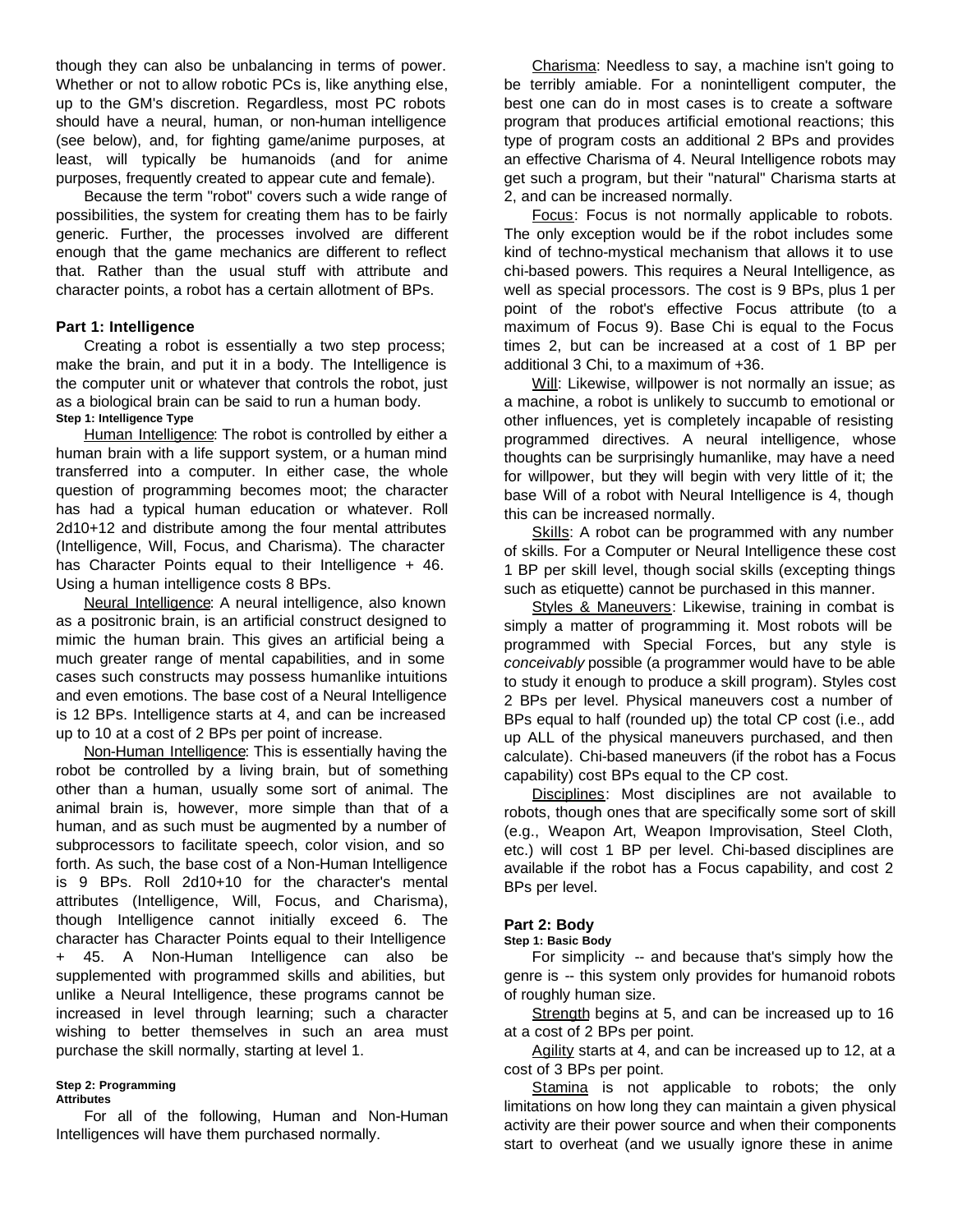though they can also be unbalancing in terms of power. Whether or not to allow robotic PCs is, like anything else, up to the GM's discretion. Regardless, most PC robots should have a neural, human, or non-human intelligence (see below), and, for fighting game/anime purposes, at least, will typically be humanoids (and for anime purposes, frequently created to appear cute and female).

Because the term "robot" covers such a wide range of possibilities, the system for creating them has to be fairly generic. Further, the processes involved are different enough that the game mechanics are different to reflect that. Rather than the usual stuff with attribute and character points, a robot has a certain allotment of BPs.

## Part 1: Intelligence

Creating a robot is essentially a two step process; make the brain, and put it in a body. The Intelligence is the computer unit or whatever that controls the robot, just as a biological brain can be said to run a human body.

#### Step 1: Intelligence Type

Human Intelligence: The robot is controlled by either a human brain with a life support system, or a human mind transferred into a computer. In either case, the whole question of programming becomes moot; the character has had a typical human education or whatever. Roll 2d10+12 and distribute among the four mental attributes (Intelligence, Will, Focus, and Charisma). The character has Character Points equal to their Intelligence + 46. Using a human intelligence costs 8 BPs.

Neural Intelligence: A neural intelligence, also known as a positronic brain, is an artificial construct designed to mimic the human brain. This gives an artificial being a much greater range of mental capabilities, and in some cases such constructs may possess humanlike intuitions and even emotions. The base cost of a Neural Intelligence is 12 BPs. Intelligence starts at 4, and can be increased up to 10 at a cost of 2 BPs per point of increase.

Non-Human Intelligence: This is essentially having the robot be controlled by a living brain, but of something other than a human, usually some sort of animal. The animal brain is, however, more simple than that of a human, and as such must be augmented by a number of subprocessors to facilitate speech, color vision, and so forth. As such, the base cost of a Non-Human Intelligence is 9 BPs. Roll 2d10+10 for the character's mental attributes (Intelligence, Will, Focus, and Charisma), though Intelligence cannot initially exceed 6. The character has Character Points equal to their Intelligence + 45. A Non-Human Intelligence can also be supplemented with programmed skills and abilities, but unlike a Neural Intelligence, these programs cannot be increased in level through learning; such a character wishing to better themselves in such an area must purchase the skill normally, starting at level 1.

#### Step 2: Programming

**Attributes**

For all of the following, Human and Non-Human Intelligences will have them purchased normally.

Charisma: Needless to say, a machine isn't going to be terribly amiable. For a nonintelligent computer, the best one can do in most cases is to create a software program that produces artificial emotional reactions; this type of program costs an additional 2 BPs and provides an effective Charisma of 4. Neural Intelligence robots may get such a program, but their "natural" Charisma starts at 2, and can be increased normally.

Focus: Focus is not normally applicable to robots. The only exception would be if the robot includes some kind of techno-mystical mechanism that allows it to use chi-based powers. This requires a Neural Intelligence, as well as special processors. The cost is 9 BPs, plus 1 per point of the robot's effective Focus attribute (to a maximum of Focus 9). Base Chi is equal to the Focus times 2, but can be increased at a cost of 1 BP per additional 3 Chi, to a maximum of +36.

Will: Likewise, willpower is not normally an issue; as a machine, a robot is unlikely to succumb to emotional or other influences, yet is completely incapable of resisting programmed directives. A neural intelligence, whose thoughts can be surprisingly humanlike, may have a need for willpower, but they will begin with very little of it; the base Will of a robot with Neural Intelligence is 4, though this can be increased normally.

Skills: A robot can be programmed with any number of skills. For a Computer or Neural Intelligence these cost 1 BP per skill level, though social skills (excepting things such as etiquette) cannot be purchased in this manner.

Styles & Maneuvers: Likewise, training in combat is simply a matter of programming it. Most robots will be programmed with Special Forces, but any style is *conceivably* possible (a programmer would have to be able to study it enough to produce a skill program). Styles cost 2 BPs per level. Physical maneuvers cost a number of BPs equal to half (rounded up) the total CP cost (i.e., add up ALL of the physical maneuvers purchased, and then calculate). Chi-based maneuvers (if the robot has a Focus capability) cost BPs equal to the CP cost.

Disciplines: Most disciplines are not available to robots, though ones that are specifically some sort of skill (e.g., Weapon Art, Weapon Improvisation, Steel Cloth, etc.) will cost 1 BP per level. Chi-based disciplines are available if the robot has a Focus capability, and cost 2 BPs per level.

## Part 2: Body

#### Step 1: Basic Body

For simplicity -- and because that's simply how the genre is -- this system only provides for humanoid robots of roughly human size.

Strength begins at 5, and can be increased up to 16 at a cost of 2 BPs per point.

Agility starts at 4, and can be increased up to 12, at a cost of 3 BPs per point.

Stamina is not applicable to robots; the only limitations on how long they can maintain a given physical activity are their power source and when their components start to overheat (and we usually ignore these in anime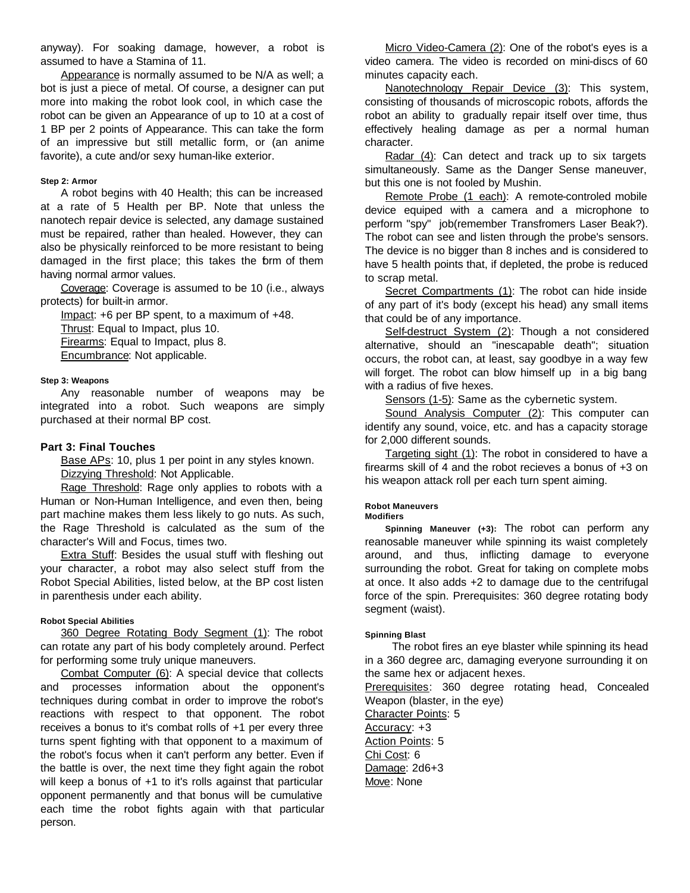anyway). For soaking damage, however, a robot is assumed to have a Stamina of 11.

Appearance is normally assumed to be N/A as well; a bot is just a piece of metal. Of course, a designer can put more into making the robot look cool, in which case the robot can be given an Appearance of up to 10 at a cost of 1 BP per 2 points of Appearance. This can take the form of an impressive but still metallic form, or (an anime favorite), a cute and/or sexy human-like exterior.

##### Step 2: Armor

A robot begins with 40 Health; this can be increased at a rate of 5 Health per BP. Note that unless the nanotech repair device is selected, any damage sustained must be repaired, rather than healed. However, they can also be physically reinforced to be more resistant to being damaged in the first place; this takes the form of them having normal armor values.

Coverage: Coverage is assumed to be 10 (i.e., always protects) for built-in armor.

Impact: +6 per BP spent, to a maximum of +48.

Thrust: Equal to Impact, plus 10.

Firearms: Equal to Impact, plus 8.

Encumbrance: Not applicable.

##### Step 3: Weapons

Any reasonable number of weapons may be integrated into a robot. Such weapons are simply purchased at their normal BP cost.

### Part 3: Final Touches

Base APs: 10, plus 1 per point in any styles known.

Dizzying Threshold: Not Applicable.

Rage Threshold: Rage only applies to robots with a Human or Non-Human Intelligence, and even then, being part machine makes them less likely to go nuts. As such, the Rage Threshold is calculated as the sum of the character's Will and Focus, times two.

Extra Stuff: Besides the usual stuff with fleshing out your character, a robot may also select stuff from the Robot Special Abilities, listed below, at the BP cost listen in parenthesis under each ability.

##### Robot Special Abilities

360 Degree Rotating Body Segment (1): The robot can rotate any part of his body completely around. Perfect for performing some truly unique maneuvers.

Combat Computer (6): A special device that collects and processes information about the opponent's techniques during combat in order to improve the robot's reactions with respect to that opponent. The robot receives a bonus to it's combat rolls of +1 per every three turns spent fighting with that opponent to a maximum of the robot's focus when it can't perform any better. Even if the battle is over, the next time they fight again the robot will keep a bonus of +1 to it's rolls against that particular opponent permanently and that bonus will be cumulative each time the robot fights again with that particular person.

Micro Video-Camera (2): One of the robot's eyes is a video camera. The video is recorded on mini-discs of 60 minutes capacity each.

Nanotechnology Repair Device (3): This system, consisting of thousands of microscopic robots, affords the robot an ability to gradually repair itself over time, thus effectively healing damage as per a normal human character.

Radar (4): Can detect and track up to six targets simultaneously. Same as the Danger Sense maneuver, but this one is not fooled by Mushin.

Remote Probe (1 each): A remote-controled mobile device equiped with a camera and a microphone to perform "spy" job(remember Transfromers Laser Beak?). The robot can see and listen through the probe's sensors. The device is no bigger than 8 inches and is considered to have 5 health points that, if depleted, the probe is reduced to scrap metal.

Secret Compartments (1): The robot can hide inside of any part of it's body (except his head) any small items that could be of any importance.

Self-destruct System (2): Though a not considered alternative, should an "inescapable death"; situation occurs, the robot can, at least, say goodbye in a way few will forget. The robot can blow himself up in a big bang with a radius of five hexes.

Sensors (1-5): Same as the cybernetic system.

Sound Analysis Computer (2): This computer can identify any sound, voice, etc. and has a capacity storage for 2,000 different sounds.

Targeting sight (1): The robot in considered to have a firearms skill of 4 and the robot recieves a bonus of +3 on his weapon attack roll per each turn spent aiming.

##### Robot Maneuvers

##### Modifiers

**Spinning Maneuver (+3):** The robot can perform any reanosable maneuver while spinning its waist completely around, and thus, inflicting damage to everyone surrounding the robot. Great for taking on complete mobs at once. It also adds +2 to damage due to the centrifugal force of the spin. Prerequisites: 360 degree rotating body segment (waist).

##### Spinning Blast

The robot fires an eye blaster while spinning its head in a 360 degree arc, damaging everyone surrounding it on the same hex or adjacent hexes.

Prerequisites: 360 degree rotating head, Concealed Weapon (blaster, in the eye)

Character Points: 5

Accuracy: +3

Action Points: 5

Chi Cost: 6

Damage: 2d6+3

Move: None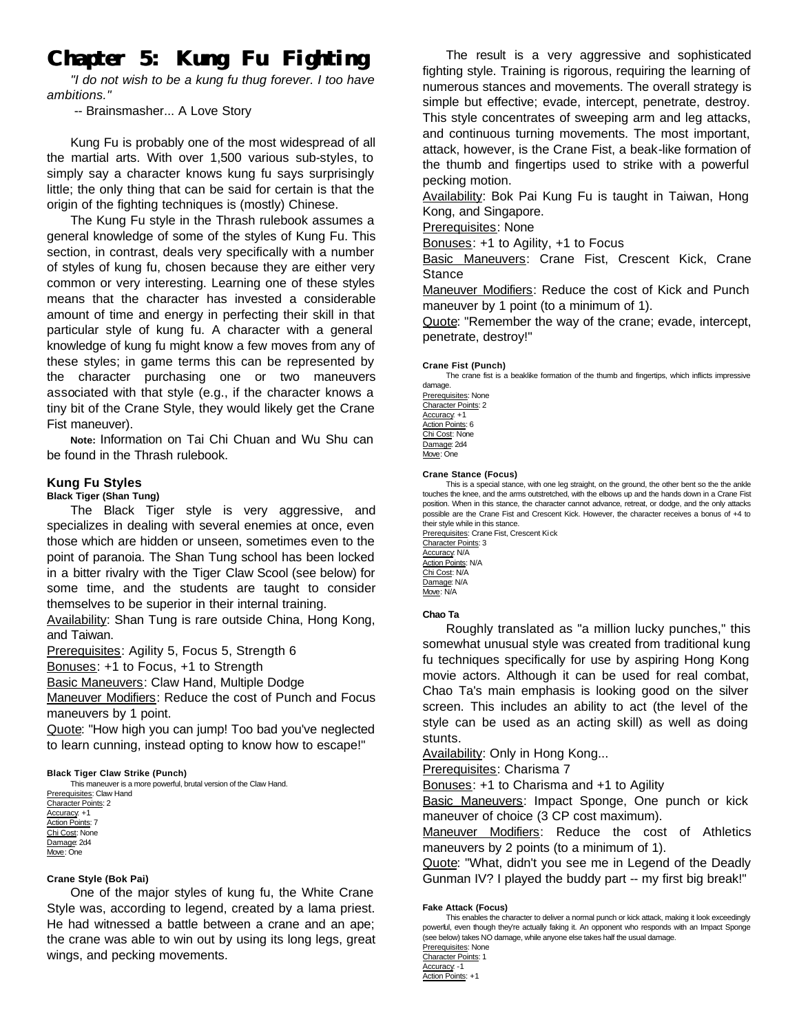# Chapter 5: Kung Fu Fighting

*"I do not wish to be a kung fu thug forever. I too have ambitions."*

-- Brainsmasher... A Love Story

Kung Fu is probably one of the most widespread of all the martial arts. With over 1,500 various sub-styles, to simply say a character knows kung fu says surprisingly little; the only thing that can be said for certain is that the origin of the fighting techniques is (mostly) Chinese.

The Kung Fu style in the Thrash rulebook assumes a general knowledge of some of the styles of Kung Fu. This section, in contrast, deals very specifically with a number of styles of kung fu, chosen because they are either very common or very interesting. Learning one of these styles means that the character has invested a considerable amount of time and energy in perfecting their skill in that particular style of kung fu. A character with a general knowledge of kung fu might know a few moves from any of these styles; in game terms this can be represented by the character purchasing one or two maneuvers associated with that style (e.g., if the character knows a tiny bit of the Crane Style, they would likely get the Crane Fist maneuver).

**Note:** Information on Tai Chi Chuan and Wu Shu can be found in the Thrash rulebook.

## Kung Fu Styles

### Black Tiger (Shan Tung)

The Black Tiger style is very aggressive, and specializes in dealing with several enemies at once, even those which are hidden or unseen, sometimes even to the point of paranoia. The Shan Tung school has been locked in a bitter rivalry with the Tiger Claw Scool (see below) for some time, and the students are taught to consider themselves to be superior in their internal training.

Availability: Shan Tung is rare outside China, Hong Kong, and Taiwan.

Prerequisites: Agility 5, Focus 5, Strength 6

Bonuses: +1 to Focus, +1 to Strength

Basic Maneuvers: Claw Hand, Multiple Dodge

Maneuver Modifiers: Reduce the cost of Punch and Focus maneuvers by 1 point.

Quote: "How high you can jump! Too bad you've neglected to learn cunning, instead opting to know how to escape!"

#### Black Tiger Claw Strike (Punch)

This maneuver is a more powerful, brutal version of the Claw Hand.

Prerequisites: Claw Hand
Character Points: 2
Accuracy: +1
Action Points: 7
Chi Cost: None
Damage: 2d4
Move: One

### Crane Style (Bok Pai)

One of the major styles of kung fu, the White Crane Style was, according to legend, created by a lama priest. He had witnessed a battle between a crane and an ape; the crane was able to win out by using its long legs, great wings, and pecking movements.

The result is a very aggressive and sophisticated fighting style. Training is rigorous, requiring the learning of numerous stances and movements. The overall strategy is simple but effective; evade, intercept, penetrate, destroy. This style concentrates of sweeping arm and leg attacks, and continuous turning movements. The most important, attack, however, is the Crane Fist, a beak-like formation of the thumb and fingertips used to strike with a powerful pecking motion.

Availability: Bok Pai Kung Fu is taught in Taiwan, Hong Kong, and Singapore.

Prerequisites: None

Bonuses: +1 to Agility, +1 to Focus

Basic Maneuvers: Crane Fist, Crescent Kick, Crane Stance

Maneuver Modifiers: Reduce the cost of Kick and Punch maneuver by 1 point (to a minimum of 1).

Quote: "Remember the way of the crane; evade, intercept, penetrate, destroy!"

#### Crane Fist (Punch)

The crane fist is a beaklike formation of the thumb and fingertips, which inflicts impressive damage.

Prerequisites: None
Character Points: 2
Accuracy: +1
Action Points: 6
Chi Cost: None
Damage: 2d4
Move: One

#### Crane Stance (Focus)

This is a special stance, with one leg straight, on the ground, the other bent so the the ankle touches the knee, and the arms outstretched, with the elbows up and the hands down in a Crane Fist position. When in this stance, the character cannot advance, retreat, or dodge, and the only attacks possible are the Crane Fist and Crescent Kick. However, the character receives a bonus of +4 to their style while in this stance.

Prerequisites: Crane Fist, Crescent Kick
Character Points: 3
Accuracy: N/A
Action Points: N/A
Chi Cost: N/A
Damage: N/A
Move: N/A

### Chao Ta

Roughly translated as "a million lucky punches," this somewhat unusual style was created from traditional kung fu techniques specifically for use by aspiring Hong Kong movie actors. Although it can be used for real combat, Chao Ta's main emphasis is looking good on the silver screen. This includes an ability to act (the level of the style can be used as an acting skill) as well as doing stunts.

Availability: Only in Hong Kong...

Prerequisites: Charisma 7

Bonuses: +1 to Charisma and +1 to Agility

Basic Maneuvers: Impact Sponge, One punch or kick maneuver of choice (3 CP cost maximum).

Maneuver Modifiers: Reduce the cost of Athletics maneuvers by 2 points (to a minimum of 1).

Quote: "What, didn't you see me in Legend of the Deadly Gunman IV? I played the buddy part -- my first big break!"

#### Fake Attack (Focus)

This enables the character to deliver a normal punch or kick attack, making it look exceedingly powerful, even though they're actually faking it. An opponent who responds with an Impact Sponge (see below) takes NO damage, while anyone else takes half the usual damage.

Prerequisites: None
Character Points: 1
Accuracy: -1
Action Points: +1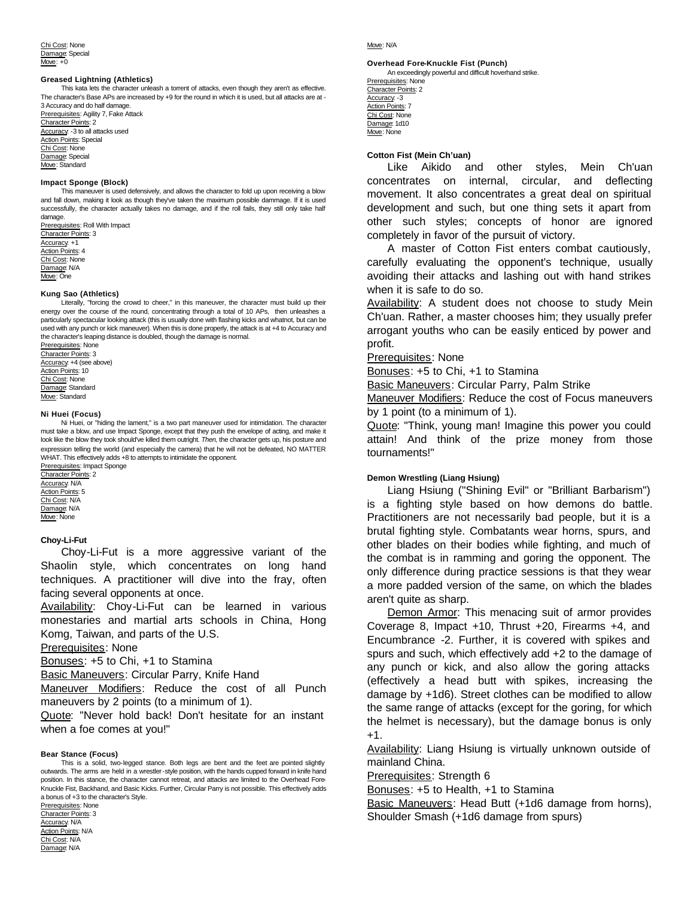Chi Cost: None
Damage: Special
Move: +0

#### Greased Lightning (Athletics)

This kata lets the character unleash a torrent of attacks, even though they aren't as effective. The character's Base APs are increased by +9 for the round in which it is used, but all attacks are at -3 Accuracy and do half damage.

Prerequisites: Agility 7, Fake Attack
Character Points: 2
Accuracy: -3 to all attacks used
Action Points: Special
Chi Cost: None
Damage: Special
Move: Standard

#### Impact Sponge (Block)

This maneuver is used defensively, and allows the character to fold up upon receiving a blow and fall down, making it look as though they've taken the maximum possible dammage. If it is used successfully, the character actually takes no damage, and if the roll fails, they still only take half damage.

Prerequisites: Roll With Impact
Character Points: 3
Accuracy: +1
Action Points: 4
Chi Cost: None
Damage: N/A
Move: One

#### Kung Sao (Athletics)

Literally, "forcing the crowd to cheer," in this maneuver, the character must build up their energy over the course of the round, concentrating through a total of 10 APs, then unleashes a particularly spectacular looking attack (this is usually done with flashing kicks and whatnot, but can be used with any punch or kick maneuver). When this is done properly, the attack is at +4 to Accuracy and the character's leaping distance is doubled, though the damage is normal.

Prerequisites: None
Character Points: 3
Accuracy: +4 (see above)
Action Points: 10
Chi Cost: None
Damage: Standard
Move: Standard

#### Ni Huei (Focus)

Ni Huei, or "hiding the lament," is a two part maneuver used for intimidation. The character must take a blow, and use Impact Sponge, except that they push the envelope of acting, and make it look like the blow they took should've killed them outright. *Then,* the character gets up, his posture and expression telling the world (and especially the camera) that he will not be defeated, NO MATTER WHAT. This effectively adds +8 to attempts to intimidate the opponent.

Prerequisites: Impact Sponge
Character Points: 2
Accuracy: N/A
Action Points: 5
Chi Cost: N/A
Damage: N/A
Move: None

### Choy-Li-Fut

Choy-Li-Fut is a more aggressive variant of the Shaolin style, which concentrates on long hand techniques. A practitioner will dive into the fray, often facing several opponents at once.

Availability: Choy-Li-Fut can be learned in various monestaries and martial arts schools in China, Hong Komg, Taiwan, and parts of the U.S.

Prerequisites: None

Bonuses: +5 to Chi, +1 to Stamina

Basic Maneuvers: Circular Parry, Knife Hand

Maneuver Modifiers: Reduce the cost of all Punch maneuvers by 2 points (to a minimum of 1).

Quote: "Never hold back! Don't hesitate for an instant when a foe comes at you!"

#### Bear Stance (Focus)

This is a solid, two-legged stance. Both legs are bent and the feet are pointed slightly outwards. The arms are held in a wrestler-style position, with the hands cupped forward in knife hand position. In this stance, the character cannot retreat, and attacks are limited to the Overhead Fore-Knuckle Fist, Backhand, and Basic Kicks. Further, Circular Parry is not possible. This effectively adds a bonus of +3 to the character's Style.

Prerequisites: None
Character Points: 3
Accuracy: N/A
Action Points: N/A
Chi Cost: N/A
Damage: N/A
Move: N/A

#### Overhead Fore-Knuckle Fist (Punch)

An exceedingly powerful and difficult hoverhand strike.

Prerequisites: None
Character Points: 2
Accuracy: -3
Action Points: 7
Chi Cost: None
Damage: 1d10
Move: None

#### Cotton Fist (Mein Ch'uan)

Like Aikido and other styles, Mein Ch'uan concentrates on internal, circular, and deflecting movement. It also concentrates a great deal on spiritual development and such, but one thing sets it apart from other such styles; concepts of honor are ignored completely in favor of the pursuit of victory.

A master of Cotton Fist enters combat cautiously, carefully evaluating the opponent's technique, usually avoiding their attacks and lashing out with hand strikes when it is safe to do so.

Availability: A student does not choose to study Mein Ch'uan. Rather, a master chooses him; they usually prefer arrogant youths who can be easily enticed by power and profit.

Prerequisites: None

Bonuses: +5 to Chi, +1 to Stamina

Basic Maneuvers: Circular Parry, Palm Strike

Maneuver Modifiers: Reduce the cost of Focus maneuvers by 1 point (to a minimum of 1).

Quote: "Think, young man! Imagine this power you could attain! And think of the prize money from those tournaments!"

#### Demon Wrestling (Liang Hsiung)

Liang Hsiung ("Shining Evil" or "Brilliant Barbarism") is a fighting style based on how demons do battle. Practitioners are not necessarily bad people, but it is a brutal fighting style. Combatants wear horns, spurs, and other blades on their bodies while fighting, and much of the combat is in ramming and goring the opponent. The only difference during practice sessions is that they wear a more padded version of the same, on which the blades aren't quite as sharp.

Demon Armor: This menacing suit of armor provides Coverage 8, Impact +10, Thrust +20, Firearms +4, and Encumbrance -2. Further, it is covered with spikes and spurs and such, which effectively add +2 to the damage of any punch or kick, and also allow the goring attacks (effectively a head butt with spikes, increasing the damage by +1d6). Street clothes can be modified to allow the same range of attacks (except for the goring, for which the helmet is necessary), but the damage bonus is only +1.

Availability: Liang Hsiung is virtually unknown outside of mainland China.

Prerequisites: Strength 6

Bonuses: +5 to Health, +1 to Stamina

Basic Maneuvers: Head Butt (+1d6 damage from horns), Shoulder Smash (+1d6 damage from spurs)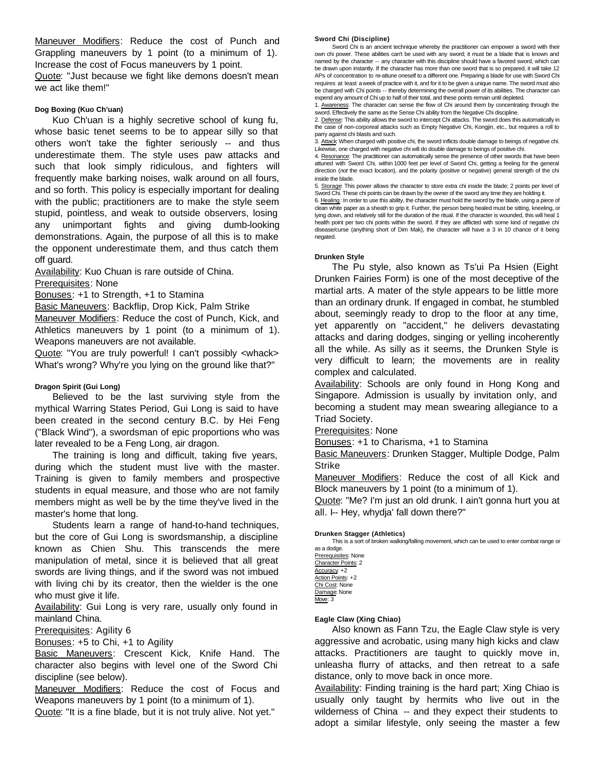Maneuver Modifiers: Reduce the cost of Punch and Grappling maneuvers by 1 point (to a minimum of 1). Increase the cost of Focus maneuvers by 1 point.

Quote: "Just because we fight like demons doesn't mean we act like them!"

#### Dog Boxing (Kuo Ch'uan)

Kuo Ch'uan is a highly secretive school of kung fu, whose basic tenet seems to be to appear silly so that others won't take the fighter seriously -- and thus underestimate them. The style uses paw attacks and such that look simply ridiculous, and fighters will frequently make barking noises, walk around on all fours, and so forth. This policy is especially important for dealing with the public; practitioners are to make the style seem stupid, pointless, and weak to outside observers, losing any unimportant fights and giving dumb-looking demonstrations. Again, the purpose of all this is to make the opponent underestimate them, and thus catch them off guard.

Availability: Kuo Chuan is rare outside of China.

Prerequisites: None

Bonuses: +1 to Strength, +1 to Stamina

Basic Maneuvers: Backflip, Drop Kick, Palm Strike

Maneuver Modifiers: Reduce the cost of Punch, Kick, and Athletics maneuvers by 1 point (to a minimum of 1). Weapons maneuvers are not available.

Quote: "You are truly powerful! I can't possibly <whack> What's wrong? Why're you lying on the ground like that?"

#### Dragon Spirit (Gui Long)

Believed to be the last surviving style from the mythical Warring States Period, Gui Long is said to have been created in the second century B.C. by Hei Feng ("Black Wind"), a swordsman of epic proportions who was later revealed to be a Feng Long, air dragon.

The training is long and difficult, taking five years, during which the student must live with the master. Training is given to family members and prospective students in equal measure, and those who are not family members might as well be by the time they've lived in the master's home that long.

Students learn a range of hand-to-hand techniques, but the core of Gui Long is swordsmanship, a discipline known as Chien Shu. This transcends the mere manipulation of metal, since it is believed that all great swords are living things, and if the sword was not imbued with living chi by its creator, then the wielder is the one who must give it life.

Availability: Gui Long is very rare, usually only found in mainland China.

Prerequisites: Agility 6

Bonuses: +5 to Chi, +1 to Agility

Basic Maneuvers: Crescent Kick, Knife Hand. The character also begins with level one of the Sword Chi discipline (see below).

Maneuver Modifiers: Reduce the cost of Focus and Weapons maneuvers by 1 point (to a minimum of 1).

Quote: "It is a fine blade, but it is not truly alive. Not yet."

#### Sword Chi (Discipline)

Sword Chi is an ancient technique whereby the practitioner can empower a sword with their own chi power. These abilities can't be used with any sword; it must be a blade that is known and named by the character -- any character with this discipline should have a favored sword, which can be drawn upon instantly. If the character has more than one sword that is so prepared, it will take 12 APs of concentration to re-attune oneself to a different one. Preparing a blade for use with Sword Chi requires at least a week of practice with it, and for it to be given a unique name. The sword must also be charged with Chi points -- thereby determining the overall power of its abilities. The character can expend any amount of Chi up to half of their total, and these points remain until depleted.

1. Awareness: The character can sense the flow of Chi around them by concentrating through the sword. Effectively the same as the Sense Chi ability from the Negative Chi discipline.
2. Defense: This ability allows the sword to intercept Chi attacks. The sword does this automatically in the case of non-corporeal attacks such as Empty Negative Chi, Kongjin, etc., but requires a roll to parry against chi blasts and such.
3. Attack: When charged with positive chi, the sword inflicts double damage to beings of negative chi. Likewise, one charged with negative chi will do double damage to beings of positive chi.
4. Resonance: The practitioner can automatically sense the presence of other swords that have been attuned with Sword Chi, within 1000 feet per level of Sword Chi, getting a feeling for the general direction (*not* the exact location), and the polarity (positive or negative) general strength of the chi inside the blade.
5. Storage: This power allows the character to store extra chi inside the blade; 2 points per level of Sword Chi. These chi points can be drawn by the owner of the sword any time they are holding it.
6. Healing: In order to use this ability, the character must hold the sword by the blade, using a piece of clean white paper as a sheath to grip it. Further, the person being healed must be sitting, kneeling, or lying down, and relatively still for the duration of the ritual. If the character is wounded, this will heal 1 health point per two chi points within the sword. If they are afflicted with some kind of negative chi disease/curse (anything short of Dim Mak), the character will have a 3 in 10 chance of it being negated.

#### Drunken Style

The Pu style, also known as Ts'ui Pa Hsien (Eight Drunken Fairies Form) is one of the most deceptive of the martial arts. A mater of the style appears to be little more than an ordinary drunk. If engaged in combat, he stumbled about, seemingly ready to drop to the floor at any time, yet apparently on "accident," he delivers devastating attacks and daring dodges, singing or yelling incoherently all the while. As silly as it seems, the Drunken Style is very difficult to learn; the movements are in reality complex and calculated.

Availability: Schools are only found in Hong Kong and Singapore. Admission is usually by invitation only, and becoming a student may mean swearing allegiance to a Triad Society.

Prerequisites: None

Bonuses: +1 to Charisma, +1 to Stamina

Basic Maneuvers: Drunken Stagger, Multiple Dodge, Palm Strike

Maneuver Modifiers: Reduce the cost of all Kick and Block maneuvers by 1 point (to a minimum of 1).

Quote: "Me? I'm just an old drunk. I ain't gonna hurt you at all. I-- Hey, whydja' fall down there?"

#### Drunken Stagger (Athletics)

This is a sort of broken walking/falling movement, which can be used to enter combat range or as a dodge.

Prerequisites: None
Character Points: 2
Accuracy: +2
Action Points: +2
Chi Cost: None
Damage: None
Move: 3

#### Eagle Claw (Xing Chiao)

Also known as Fann Tzu, the Eagle Claw style is very aggressive and acrobatic, using many high kicks and claw attacks. Practitioners are taught to quickly move in, unleasha flurry of attacks, and then retreat to a safe distance, only to move back in once more.

Availability: Finding training is the hard part; Xing Chiao is usually only taught by hermits who live out in the wilderness of China -- and they expect their students to adopt a similar lifestyle, only seeing the master a few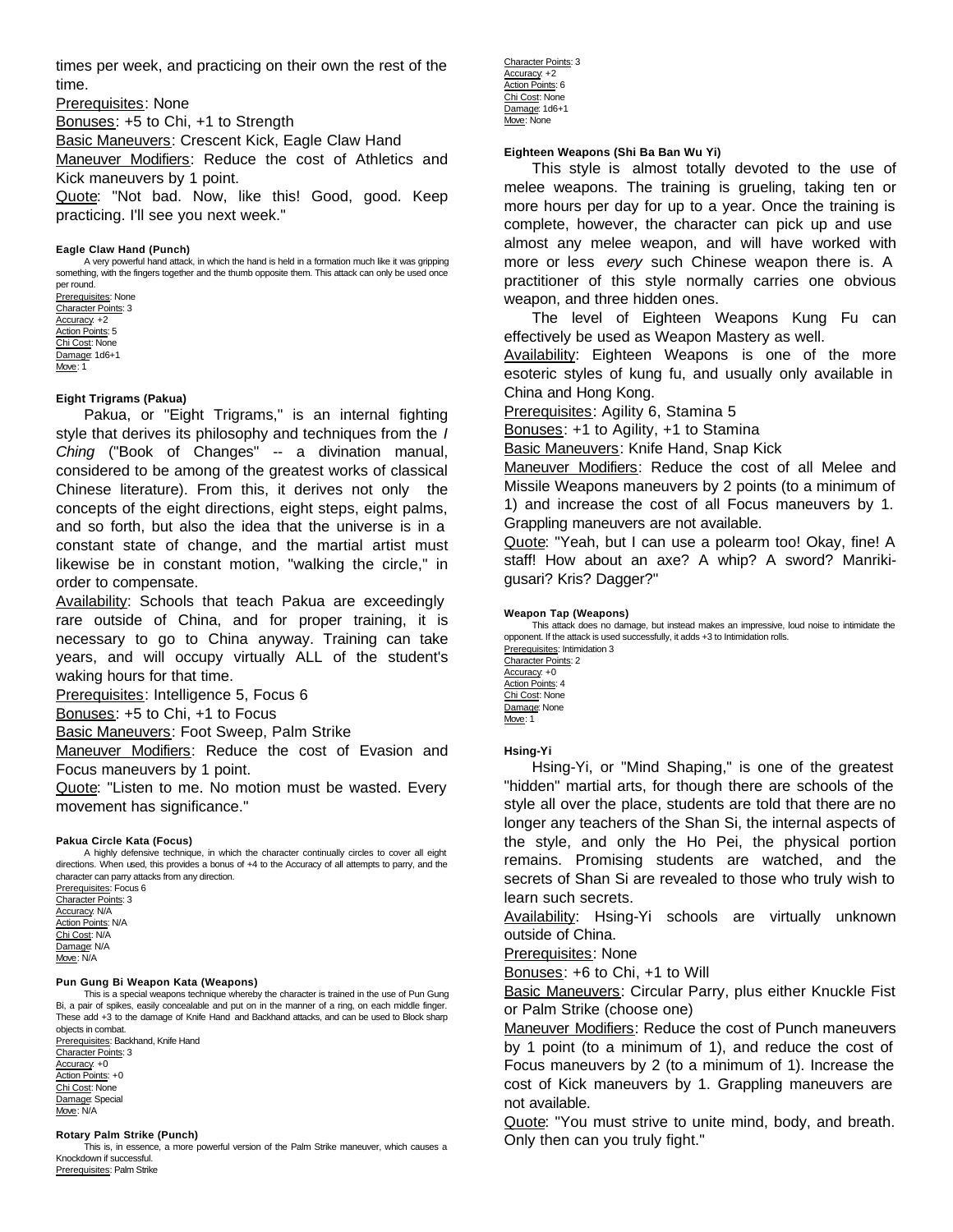times per week, and practicing on their own the rest of the time.

Prerequisites: None

Bonuses: +5 to Chi, +1 to Strength

Basic Maneuvers: Crescent Kick, Eagle Claw Hand

Maneuver Modifiers: Reduce the cost of Athletics and Kick maneuvers by 1 point.

Quote: "Not bad. Now, like this! Good, good. Keep practicing. I'll see you next week."

**Eagle Claw Hand (Punch)**

A very powerful hand attack, in which the hand is held in a formation much like it was gripping something, with the fingers together and the thumb opposite them. This attack can only be used once per round.

Prerequisites: None
Character Points: 3
Accuracy: +2
Action Points: 5
Chi Cost: None
Damage: 1d6+1
Move: 1

**Eight Trigrams (Pakua)**

Pakua, or "Eight Trigrams," is an internal fighting style that derives its philosophy and techniques from the *I Ching* ("Book of Changes" -- a divination manual, considered to be among of the greatest works of classical Chinese literature). From this, it derives not only the concepts of the eight directions, eight steps, eight palms, and so forth, but also the idea that the universe is in a constant state of change, and the martial artist must likewise be in constant motion, "walking the circle," in order to compensate.

Availability: Schools that teach Pakua are exceedingly rare outside of China, and for proper training, it is necessary to go to China anyway. Training can take years, and will occupy virtually ALL of the student's waking hours for that time.

Prerequisites: Intelligence 5, Focus 6

Bonuses: +5 to Chi, +1 to Focus

Basic Maneuvers: Foot Sweep, Palm Strike

Maneuver Modifiers: Reduce the cost of Evasion and Focus maneuvers by 1 point.

Quote: "Listen to me. No motion must be wasted. Every movement has significance."

**Pakua Circle Kata (Focus)**

A highly defensive technique, in which the character continually circles to cover all eight directions. When used, this provides a bonus of +4 to the Accuracy of all attempts to parry, and the character can parry attacks from any direction.

Prerequisites: Focus 6
Character Points: 3
Accuracy: N/A
Action Points: N/A
Chi Cost: N/A
Damage: N/A
Move: N/A

**Pun Gung Bi Weapon Kata (Weapons)**

This is a special weapons technique whereby the character is trained in the use of Pun Gung Bi, a pair of spikes, easily concealable and put on in the manner of a ring, on each middle finger. These add +3 to the damage of Knife Hand and Backhand attacks, and can be used to Block sharp objects in combat.

Prerequisites: Backhand, Knife Hand
Character Points: 3
Accuracy: +0
Action Points: +0
Chi Cost: None
Damage: Special
Move: N/A

**Rotary Palm Strike (Punch)**

This is, in essence, a more powerful version of the Palm Strike maneuver, which causes a Knockdown if successful.

Prerequisites: Palm Strike
Character Points: 3
Accuracy: +2
Action Points: 6
Chi Cost: None
Damage: 1d6+1
Move: None

**Eighteen Weapons (Shi Ba Ban Wu Yi)**

This style is almost totally devoted to the use of melee weapons. The training is grueling, taking ten or more hours per day for up to a year. Once the training is complete, however, the character can pick up and use almost any melee weapon, and will have worked with more or less *every* such Chinese weapon there is. A practitioner of this style normally carries one obvious weapon, and three hidden ones.

The level of Eighteen Weapons Kung Fu can effectively be used as Weapon Mastery as well.

Availability: Eighteen Weapons is one of the more esoteric styles of kung fu, and usually only available in China and Hong Kong.

Prerequisites: Agility 6, Stamina 5

Bonuses: +1 to Agility, +1 to Stamina

Basic Maneuvers: Knife Hand, Snap Kick

Maneuver Modifiers: Reduce the cost of all Melee and Missile Weapons maneuvers by 2 points (to a minimum of 1) and increase the cost of all Focus maneuvers by 1. Grappling maneuvers are not available.

Quote: "Yeah, but I can use a polearm too! Okay, fine! A staff! How about an axe? A whip? A sword? Manriki-gusari? Kris? Dagger?"

**Weapon Tap (Weapons)**

This attack does no damage, but instead makes an impressive, loud noise to intimidate the opponent. If the attack is used successfully, it adds +3 to Intimidation rolls.

Prerequisites: Intimidation 3
Character Points: 2
Accuracy: +0
Action Points: 4
Chi Cost: None
Damage: None
Move: 1

**Hsing-Yi**

Hsing-Yi, or "Mind Shaping," is one of the greatest "hidden" martial arts, for though there are schools of the style all over the place, students are told that there are no longer any teachers of the Shan Si, the internal aspects of the style, and only the Ho Pei, the physical portion remains. Promising students are watched, and the secrets of Shan Si are revealed to those who truly wish to learn such secrets.

Availability: Hsing-Yi schools are virtually unknown outside of China.

Prerequisites: None

Bonuses: +6 to Chi, +1 to Will

Basic Maneuvers: Circular Parry, plus either Knuckle Fist or Palm Strike (choose one)

Maneuver Modifiers: Reduce the cost of Punch maneuvers by 1 point (to a minimum of 1), and reduce the cost of Focus maneuvers by 2 (to a minimum of 1). Increase the cost of Kick maneuvers by 1. Grappling maneuvers are not available.

Quote: "You must strive to unite mind, body, and breath. Only then can you truly fight."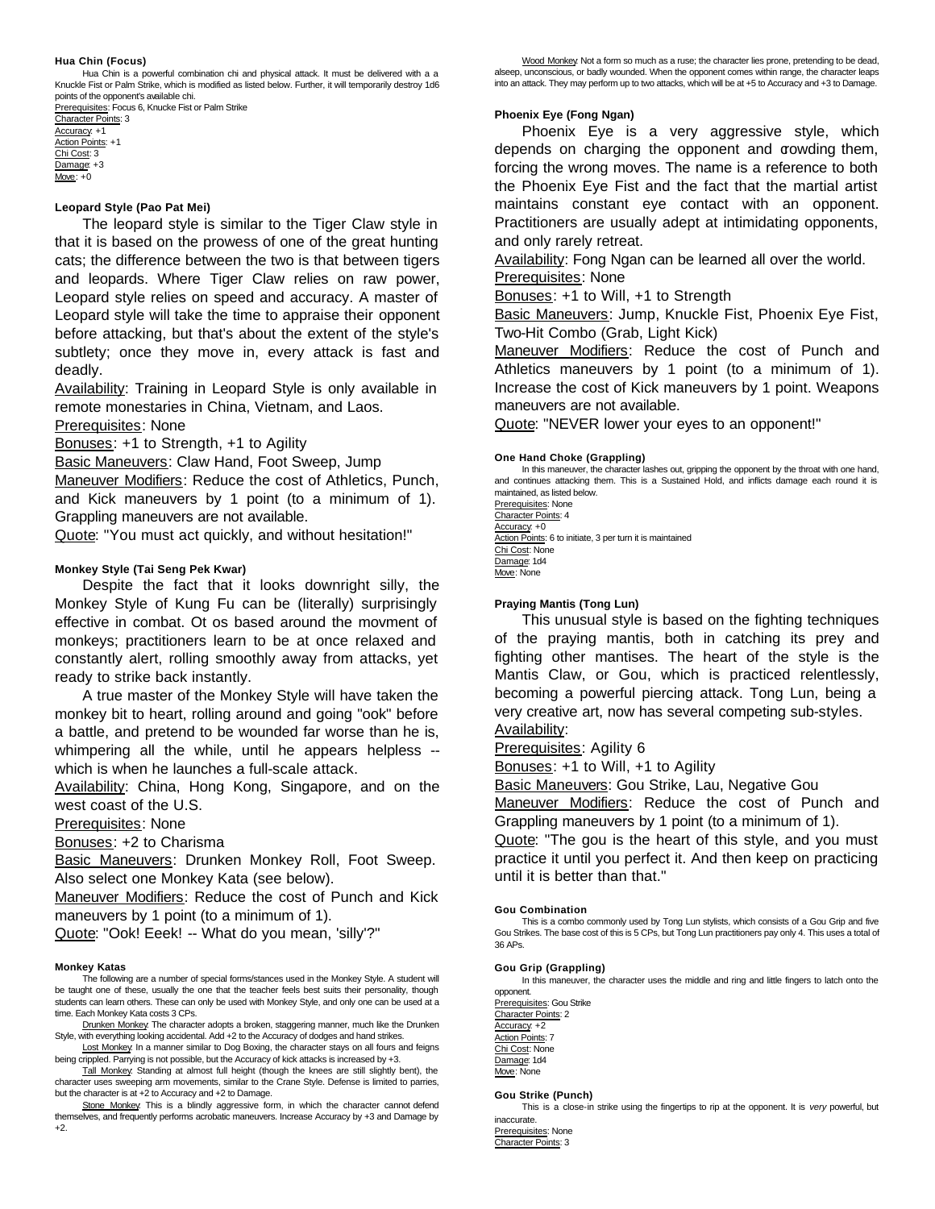#### Hua Chin (Focus)

Hua Chin is a powerful combination chi and physical attack. It must be delivered with a a Knuckle Fist or Palm Strike, which is modified as listed below. Further, it will temporarily destroy 1d6 points of the opponent's available chi.

Prerequisites: Focus 6, Knucke Fist or Palm Strike
Character Points: 3
Accuracy: +1
Action Points: +1
Chi Cost: 3
Damage: +3
Move: +0

#### Leopard Style (Pao Pat Mei)

The leopard style is similar to the Tiger Claw style in that it is based on the prowess of one of the great hunting cats; the difference between the two is that between tigers and leopards. Where Tiger Claw relies on raw power, Leopard style relies on speed and accuracy. A master of Leopard style will take the time to appraise their opponent before attacking, but that's about the extent of the style's subtlety; once they move in, every attack is fast and deadly.

Availability: Training in Leopard Style is only available in remote monestaries in China, Vietnam, and Laos.
Prerequisites: None
Bonuses: +1 to Strength, +1 to Agility
Basic Maneuvers: Claw Hand, Foot Sweep, Jump
Maneuver Modifiers: Reduce the cost of Athletics, Punch, and Kick maneuvers by 1 point (to a minimum of 1). Grappling maneuvers are not available.
Quote: "You must act quickly, and without hesitation!"

#### Monkey Style (Tai Seng Pek Kwar)

Despite the fact that it looks downright silly, the Monkey Style of Kung Fu can be (literally) surprisingly effective in combat. Ot os based around the movment of monkeys; practitioners learn to be at once relaxed and constantly alert, rolling smoothly away from attacks, yet ready to strike back instantly.

A true master of the Monkey Style will have taken the monkey bit to heart, rolling around and going "ook" before a battle, and pretend to be wounded far worse than he is, whimpering all the while, until he appears helpless -- which is when he launches a full-scale attack.

Availability: China, Hong Kong, Singapore, and on the west coast of the U.S.
Prerequisites: None
Bonuses: +2 to Charisma
Basic Maneuvers: Drunken Monkey Roll, Foot Sweep. Also select one Monkey Kata (see below).
Maneuver Modifiers: Reduce the cost of Punch and Kick maneuvers by 1 point (to a minimum of 1).
Quote: "Ook! Eeek! -- What do you mean, 'silly'?"

#### Monkey Katas

The following are a number of special forms/stances used in the Monkey Style. A student will be taught one of these, usually the one that the teacher feels best suits their personality, though students can learn others. These can only be used with Monkey Style, and only one can be used at a time. Each Monkey Kata costs 3 CPs.

Drunken Monkey: The character adopts a broken, staggering manner, much like the Drunken Style, with everything looking accidental. Add +2 to the Accuracy of dodges and hand strikes.

Lost Monkey: In a manner similar to Dog Boxing, the character stays on all fours and feigns being crippled. Parrying is not possible, but the Accuracy of kick attacks is increased by +3.

Tall Monkey: Standing at almost full height (though the knees are still slightly bent), the character uses sweeping arm movements, similar to the Crane Style. Defense is limited to parries, but the character is at +2 to Accuracy and +2 to Damage.

Stone Monkey: This is a blindly aggressive form, in which the character cannot defend themselves, and frequently performs acrobatic maneuvers. Increase Accuracy by +3 and Damage by +2.

Wood Monkey: Not a form so much as a ruse; the character lies prone, pretending to be dead, alseep, unconscious, or badly wounded. When the opponent comes within range, the character leaps into an attack. They may perform up to two attacks, which will be at +5 to Accuracy and +3 to Damage.

#### Phoenix Eye (Fong Ngan)

Phoenix Eye is a very aggressive style, which depends on charging the opponent and crowding them, forcing the wrong moves. The name is a reference to both the Phoenix Eye Fist and the fact that the martial artist maintains constant eye contact with an opponent. Practitioners are usually adept at intimidating opponents, and only rarely retreat.

Availability: Fong Ngan can be learned all over the world.
Prerequisites: None
Bonuses: +1 to Will, +1 to Strength
Basic Maneuvers: Jump, Knuckle Fist, Phoenix Eye Fist, Two-Hit Combo (Grab, Light Kick)
Maneuver Modifiers: Reduce the cost of Punch and Athletics maneuvers by 1 point (to a minimum of 1). Increase the cost of Kick maneuvers by 1 point. Weapons maneuvers are not available.
Quote: "NEVER lower your eyes to an opponent!"

#### One Hand Choke (Grappling)

In this maneuver, the character lashes out, gripping the opponent by the throat with one hand, and continues attacking them. This is a Sustained Hold, and inflicts damage each round it is maintained, as listed below.

Prerequisites: None
Character Points: 4
Accuracy: +0
Action Points: 6 to initiate, 3 per turn it is maintained
Chi Cost: None
Damage: 1d4
Move: None

#### Praying Mantis (Tong Lun)

This unusual style is based on the fighting techniques of the praying mantis, both in catching its prey and fighting other mantises. The heart of the style is the Mantis Claw, or Gou, which is practiced relentlessly, becoming a powerful piercing attack. Tong Lun, being a very creative art, now has several competing sub-styles.

Availability:
Prerequisites: Agility 6
Bonuses: +1 to Will, +1 to Agility
Basic Maneuvers: Gou Strike, Lau, Negative Gou
Maneuver Modifiers: Reduce the cost of Punch and Grappling maneuvers by 1 point (to a minimum of 1).
Quote: "The gou is the heart of this style, and you must practice it until you perfect it. And then keep on practicing until it is better than that."

#### Gou Combination

This is a combo commonly used by Tong Lun stylists, which consists of a Gou Grip and five Gou Strikes. The base cost of this is 5 CPs, but Tong Lun practitioners pay only 4. This uses a total of 36 APs.

#### Gou Grip (Grappling)

In this maneuver, the character uses the middle and ring and little fingers to latch onto the opponent.

Prerequisites: Gou Strike
Character Points: 2
Accuracy: +2
Action Points: 7
Chi Cost: None
Damage: 1d4
Move: None

#### Gou Strike (Punch)

This is a close-in strike using the fingertips to rip at the opponent. It is *very* powerful, but inaccurate.

Prerequisites: None
Character Points: 3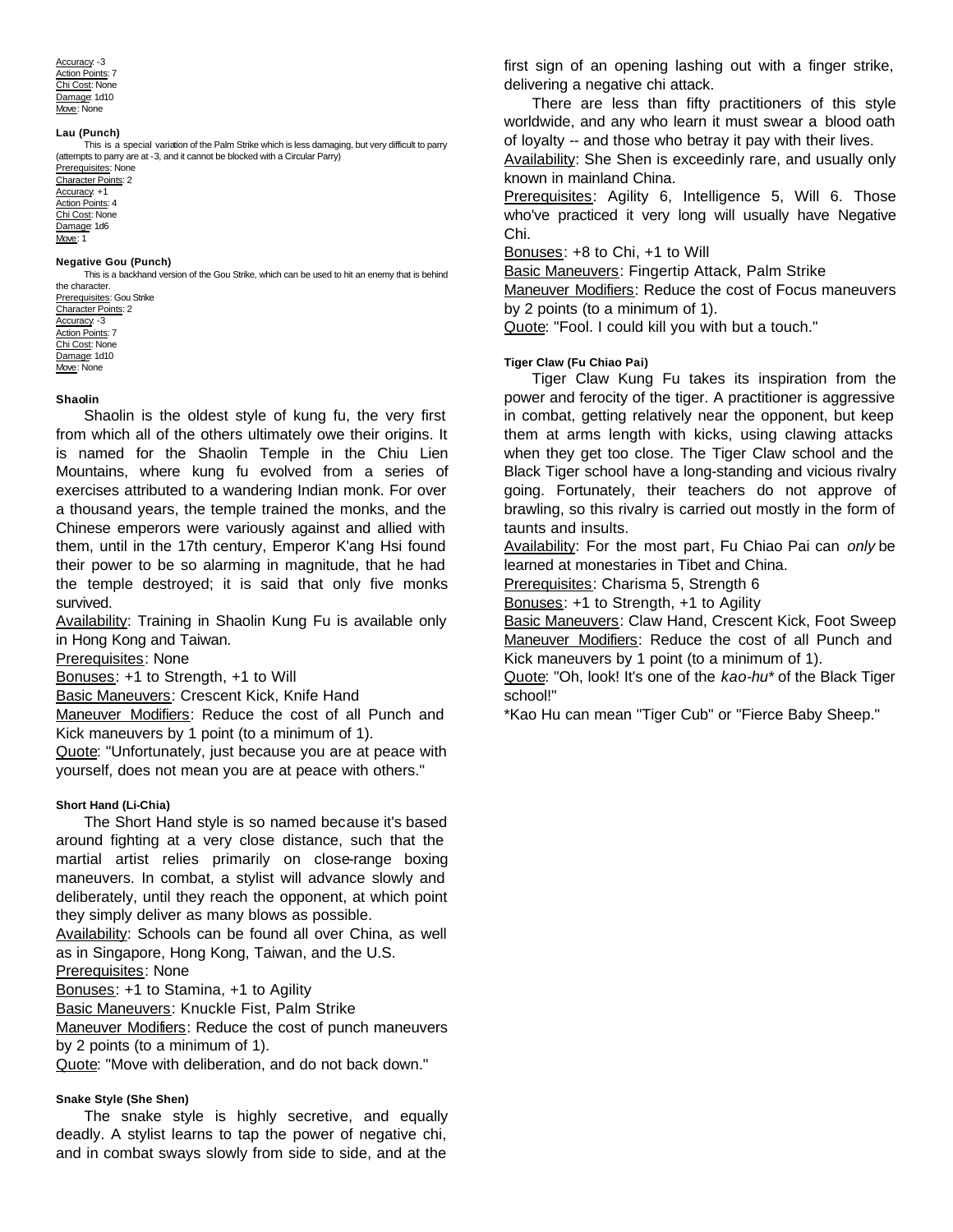Accuracy: -3
Action Points: 7
Chi Cost: None
Damage: 1d10
Move: None

#### Lau (Punch)

This is a special variation of the Palm Strike which is less damaging, but very difficult to parry (attempts to parry are at -3, and it cannot be blocked with a Circular Parry)

Prerequisites: None
Character Points: 2
Accuracy: +1
Action Points: 4
Chi Cost: None
Damage: 1d6
Move: 1

#### Negative Gou (Punch)

This is a backhand version of the Gou Strike, which can be used to hit an enemy that is behind the character.

Prerequisites: Gou Strike
Character Points: 2
Accuracy: -3
Action Points: 7
Chi Cost: None
Damage: 1d10
Move: None

#### Shaolin

Shaolin is the oldest style of kung fu, the very first from which all of the others ultimately owe their origins. It is named for the Shaolin Temple in the Chiu Lien Mountains, where kung fu evolved from a series of exercises attributed to a wandering Indian monk. For over a thousand years, the temple trained the monks, and the Chinese emperors were variously against and allied with them, until in the 17th century, Emperor K'ang Hsi found their power to be so alarming in magnitude, that he had the temple destroyed; it is said that only five monks survived.

Availability: Training in Shaolin Kung Fu is available only in Hong Kong and Taiwan.
Prerequisites: None
Bonuses: +1 to Strength, +1 to Will
Basic Maneuvers: Crescent Kick, Knife Hand
Maneuver Modifiers: Reduce the cost of all Punch and Kick maneuvers by 1 point (to a minimum of 1).
Quote: "Unfortunately, just because you are at peace with yourself, does not mean you are at peace with others."

#### Short Hand (Li-Chia)

The Short Hand style is so named because it's based around fighting at a very close distance, such that the martial artist relies primarily on close-range boxing maneuvers. In combat, a stylist will advance slowly and deliberately, until they reach the opponent, at which point they simply deliver as many blows as possible.

Availability: Schools can be found all over China, as well as in Singapore, Hong Kong, Taiwan, and the U.S.
Prerequisites: None
Bonuses: +1 to Stamina, +1 to Agility
Basic Maneuvers: Knuckle Fist, Palm Strike
Maneuver Modifiers: Reduce the cost of punch maneuvers by 2 points (to a minimum of 1).
Quote: "Move with deliberation, and do not back down."

#### Snake Style (She Shen)

The snake style is highly secretive, and equally deadly. A stylist learns to tap the power of negative chi, and in combat sways slowly from side to side, and at the first sign of an opening lashing out with a finger strike, delivering a negative chi attack.

There are less than fifty practitioners of this style worldwide, and any who learn it must swear a blood oath of loyalty -- and those who betray it pay with their lives.

Availability: She Shen is exceedinly rare, and usually only known in mainland China.
Prerequisites: Agility 6, Intelligence 5, Will 6. Those who've practiced it very long will usually have Negative Chi.
Bonuses: +8 to Chi, +1 to Will
Basic Maneuvers: Fingertip Attack, Palm Strike
Maneuver Modifiers: Reduce the cost of Focus maneuvers by 2 points (to a minimum of 1).
Quote: "Fool. I could kill you with but a touch."

#### Tiger Claw (Fu Chiao Pai)

Tiger Claw Kung Fu takes its inspiration from the power and ferocity of the tiger. A practitioner is aggressive in combat, getting relatively near the opponent, but keep them at arms length with kicks, using clawing attacks when they get too close. The Tiger Claw school and the Black Tiger school have a long-standing and vicious rivalry going. Fortunately, their teachers do not approve of brawling, so this rivalry is carried out mostly in the form of taunts and insults.

Availability: For the most part, Fu Chiao Pai can *only* be learned at monestaries in Tibet and China.
Prerequisites: Charisma 5, Strength 6
Bonuses: +1 to Strength, +1 to Agility
Basic Maneuvers: Claw Hand, Crescent Kick, Foot Sweep
Maneuver Modifiers: Reduce the cost of all Punch and Kick maneuvers by 1 point (to a minimum of 1).
Quote: "Oh, look! It's one of the *kao-hu** of the Black Tiger school!"

*Kao Hu can mean "Tiger Cub" or "Fierce Baby Sheep."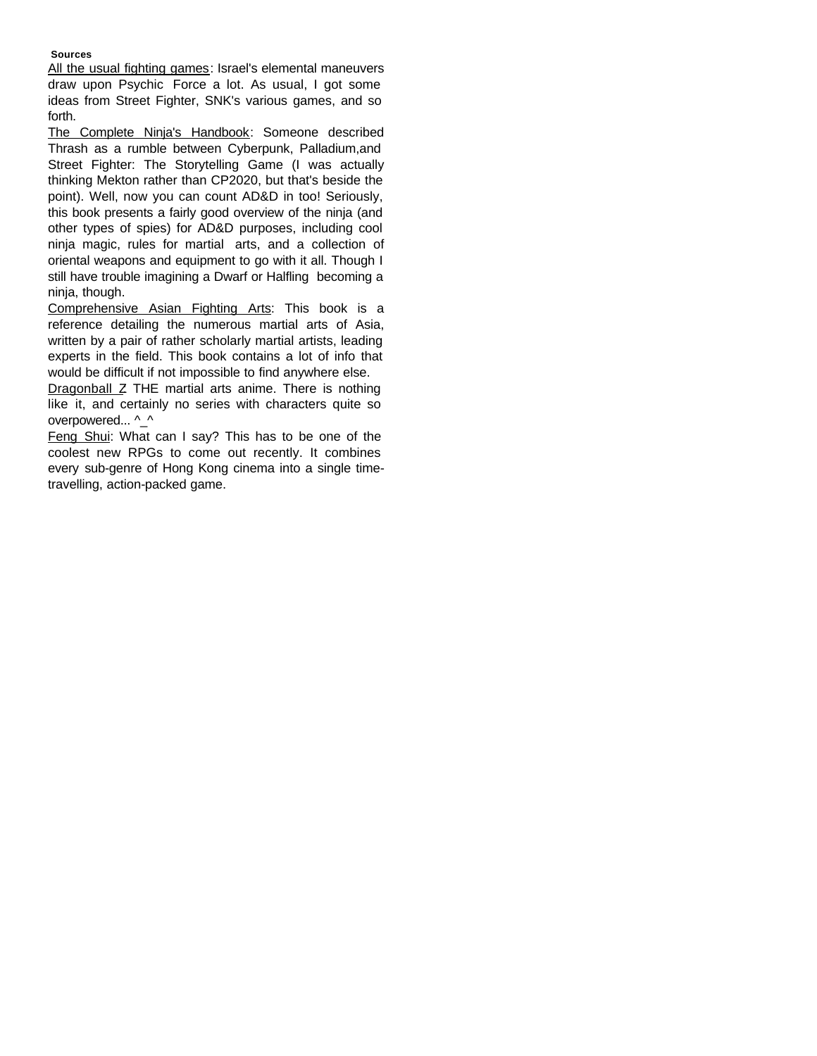**Sources**

All the usual fighting games: Israel's elemental maneuvers draw upon Psychic Force a lot. As usual, I got some ideas from Street Fighter, SNK's various games, and so forth.

The Complete Ninja's Handbook: Someone described Thrash as a rumble between Cyberpunk, Palladium,and Street Fighter: The Storytelling Game (I was actually thinking Mekton rather than CP2020, but that's beside the point). Well, now you can count AD&D in too! Seriously, this book presents a fairly good overview of the ninja (and other types of spies) for AD&D purposes, including cool ninja magic, rules for martial arts, and a collection of oriental weapons and equipment to go with it all. Though I still have trouble imagining a Dwarf or Halfling becoming a ninja, though.

Comprehensive Asian Fighting Arts: This book is a reference detailing the numerous martial arts of Asia, written by a pair of rather scholarly martial artists, leading experts in the field. This book contains a lot of info that would be difficult if not impossible to find anywhere else.

Dragonball Z THE martial arts anime. There is nothing like it, and certainly no series with characters quite so overpowered... ^_^

Feng Shui: What can I say? This has to be one of the coolest new RPGs to come out recently. It combines every sub-genre of Hong Kong cinema into a single time-travelling, action-packed game.